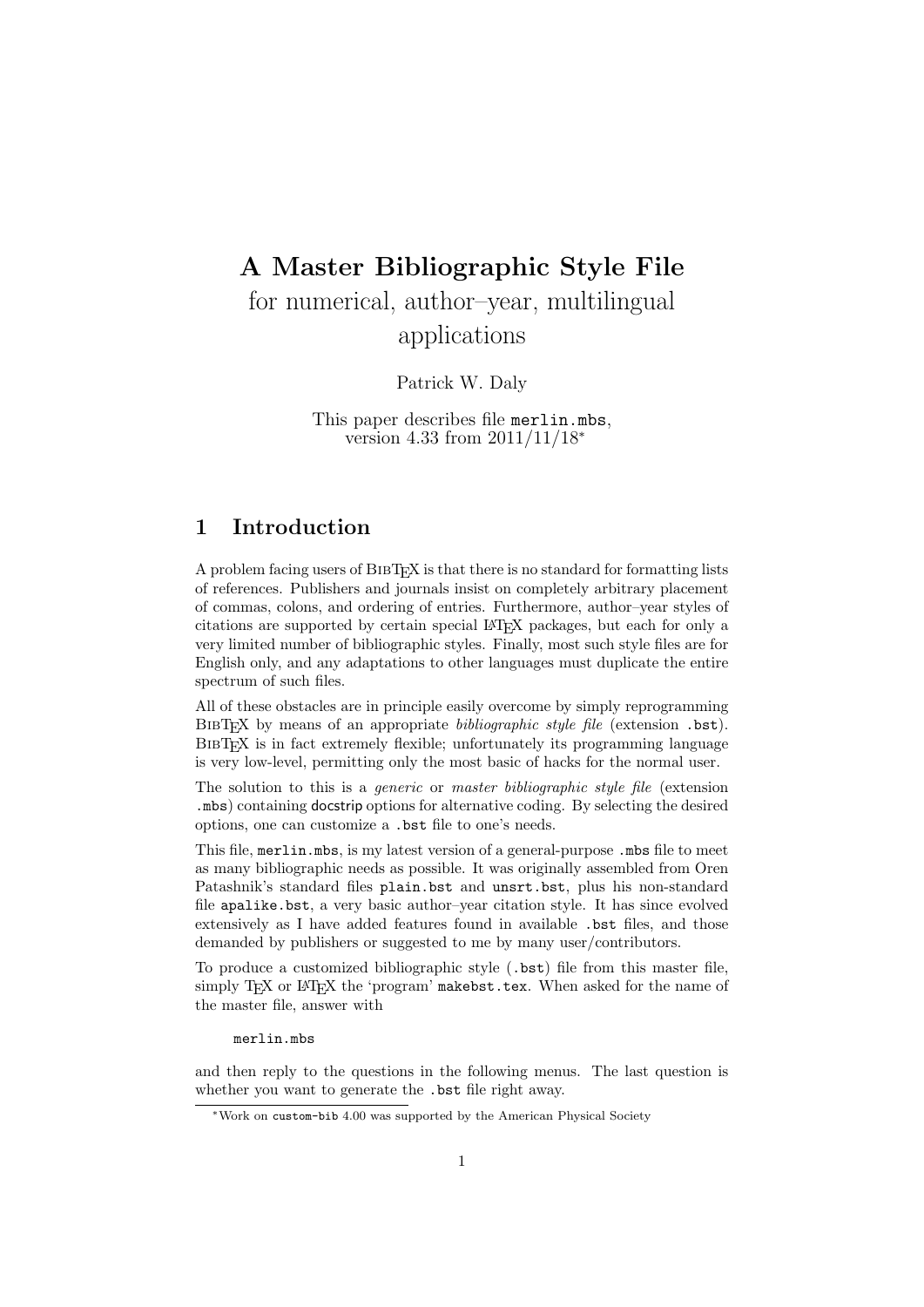# A Master Bibliographic Style File

for numerical, author–year, multilingual applications

Patrick W. Daly

This paper describes file `merlin.mbs`, version 4.33 from 2011/11/18[*]

## 1 Introduction

A problem facing users of BibTeX is that there is no standard for formatting lists of references. Publishers and journals insist on completely arbitrary placement of commas, colons, and ordering of entries. Furthermore, author–year styles of citations are supported by certain special LaTeX packages, but each for only a very limited number of bibliographic styles. Finally, most such style files are for English only, and any adaptations to other languages must duplicate the entire spectrum of such files.

All of these obstacles are in principle easily overcome by simply reprogramming BibTeX by means of an appropriate *bibliographic style file* (extension `.bst`). BibTeX is in fact extremely flexible; unfortunately its programming language is very low-level, permitting only the most basic of hacks for the normal user.

The solution to this is a *generic* or *master bibliographic style file* (extension `.mbs`) containing docstrip options for alternative coding. By selecting the desired options, one can customize a `.bst` file to one's needs.

This file, `merlin.mbs`, is my latest version of a general-purpose `.mbs` file to meet as many bibliographic needs as possible. It was originally assembled from Oren Patashnik's standard files `plain.bst` and `unsrt.bst`, plus his non-standard file `apalike.bst`, a very basic author–year citation style. It has since evolved extensively as I have added features found in available `.bst` files, and those demanded by publishers or suggested to me by many user/contributors.

To produce a customized bibliographic style (`.bst`) file from this master file, simply TeX or LaTeX the 'program' `makebst.tex`. When asked for the name of the master file, answer with

```
merlin.mbs
```

and then reply to the questions in the following menus. The last question is whether you want to generate the `.bst` file right away.

[*] Work on `custom-bib` 4.00 was supported by the American Physical Society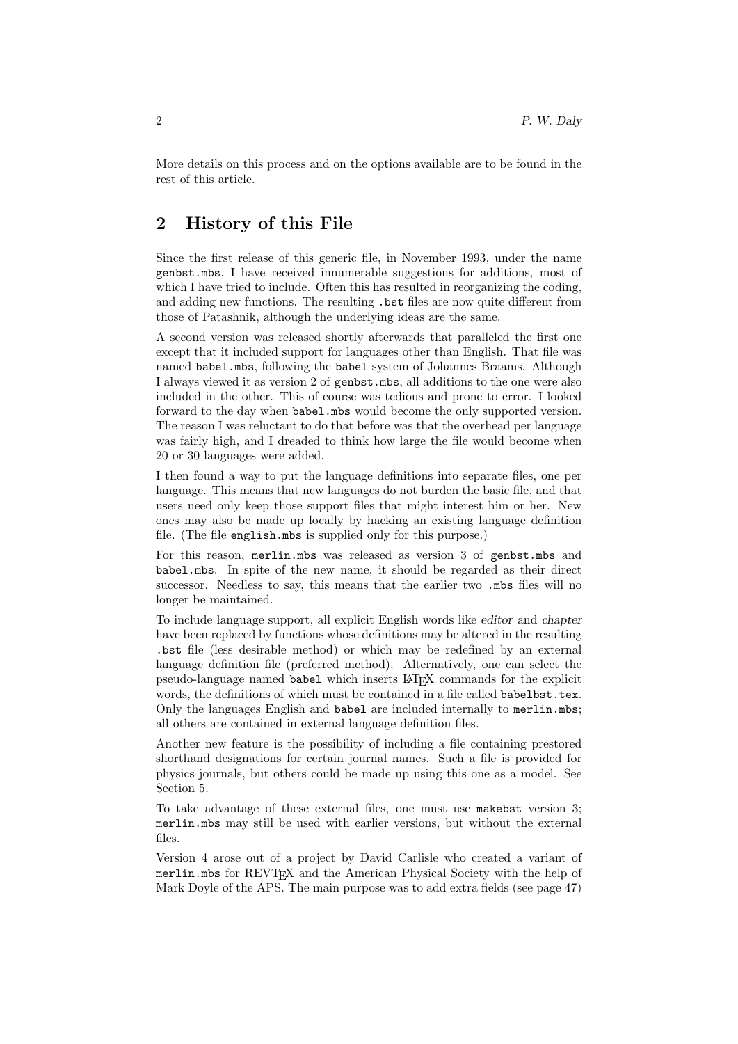More details on this process and on the options available are to be found in the rest of this article.

## 2 History of this File

Since the first release of this generic file, in November 1993, under the name `genbst.mbs`, I have received innumerable suggestions for additions, most of which I have tried to include. Often this has resulted in reorganizing the coding, and adding new functions. The resulting `.bst` files are now quite different from those of Patashnik, although the underlying ideas are the same.

A second version was released shortly afterwards that paralleled the first one except that it included support for languages other than English. That file was named `babel.mbs`, following the `babel` system of Johannes Braams. Although I always viewed it as version 2 of `genbst.mbs`, all additions to the one were also included in the other. This of course was tedious and prone to error. I looked forward to the day when `babel.mbs` would become the only supported version. The reason I was reluctant to do that before was that the overhead per language was fairly high, and I dreaded to think how large the file would become when 20 or 30 languages were added.

I then found a way to put the language definitions into separate files, one per language. This means that new languages do not burden the basic file, and that users need only keep those support files that might interest him or her. New ones may also be made up locally by hacking an existing language definition file. (The file `english.mbs` is supplied only for this purpose.)

For this reason, `merlin.mbs` was released as version 3 of `genbst.mbs` and `babel.mbs`. In spite of the new name, it should be regarded as their direct successor. Needless to say, this means that the earlier two `.mbs` files will no longer be maintained.

To include language support, all explicit English words like *editor* and *chapter* have been replaced by functions whose definitions may be altered in the resulting `.bst` file (less desirable method) or which may be redefined by an external language definition file (preferred method). Alternatively, one can select the pseudo-language named `babel` which inserts LaTeX commands for the explicit words, the definitions of which must be contained in a file called `babelbst.tex`. Only the languages English and `babel` are included internally to `merlin.mbs`; all others are contained in external language definition files.

Another new feature is the possibility of including a file containing prestored shorthand designations for certain journal names. Such a file is provided for physics journals, but others could be made up using this one as a model. See Section 5.

To take advantage of these external files, one must use `makebst` version 3; `merlin.mbs` may still be used with earlier versions, but without the external files.

Version 4 arose out of a project by David Carlisle who created a variant of `merlin.mbs` for REVTeX and the American Physical Society with the help of Mark Doyle of the APS. The main purpose was to add extra fields (see page 47)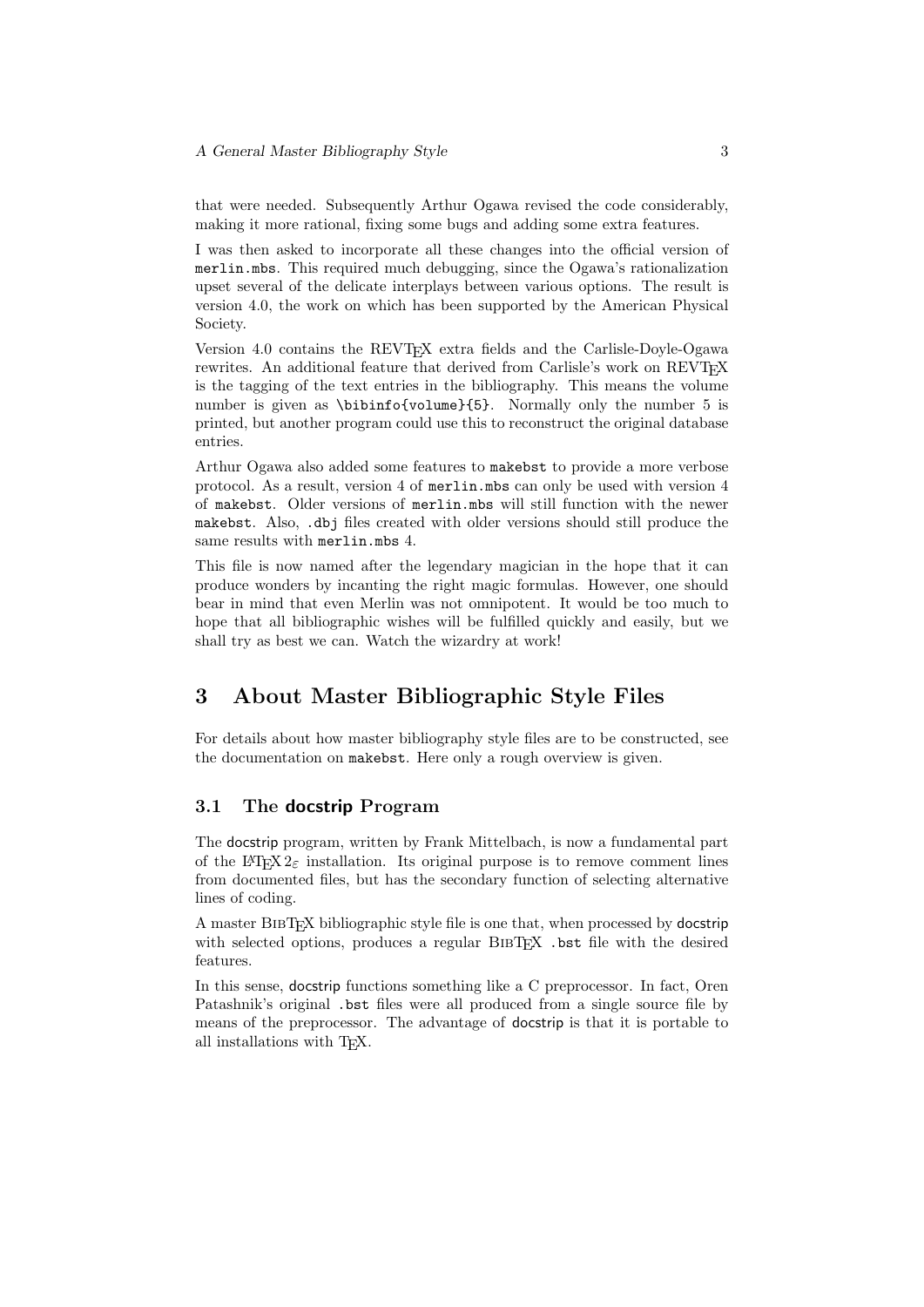that were needed. Subsequently Arthur Ogawa revised the code considerably, making it more rational, fixing some bugs and adding some extra features.

I was then asked to incorporate all these changes into the official version of `merlin.mbs`. This required much debugging, since the Ogawa's rationalization upset several of the delicate interplays between various options. The result is version 4.0, the work on which has been supported by the American Physical Society.

Version 4.0 contains the REVTeX extra fields and the Carlisle-Doyle-Ogawa rewrites. An additional feature that derived from Carlisle's work on REVTeX is the tagging of the text entries in the bibliography. This means the volume number is given as `\bibinfo{volume}{5}`. Normally only the number 5 is printed, but another program could use this to reconstruct the original database entries.

Arthur Ogawa also added some features to `makebst` to provide a more verbose protocol. As a result, version 4 of `merlin.mbs` can only be used with version 4 of `makebst`. Older versions of `merlin.mbs` will still function with the newer `makebst`. Also, `.dbj` files created with older versions should still produce the same results with `merlin.mbs` 4.

This file is now named after the legendary magician in the hope that it can produce wonders by incanting the right magic formulas. However, one should bear in mind that even Merlin was not omnipotent. It would be too much to hope that all bibliographic wishes will be fulfilled quickly and easily, but we shall try as best we can. Watch the wizardry at work!

# 3 About Master Bibliographic Style Files

For details about how master bibliography style files are to be constructed, see the documentation on `makebst`. Here only a rough overview is given.

## 3.1 The docstrip Program

The docstrip program, written by Frank Mittelbach, is now a fundamental part of the LaTeX $2_\varepsilon$ installation. Its original purpose is to remove comment lines from documented files, but has the secondary function of selecting alternative lines of coding.

A master BibTeX bibliographic style file is one that, when processed by docstrip with selected options, produces a regular BibTeX `.bst` file with the desired features.

In this sense, docstrip functions something like a C preprocessor. In fact, Oren Patashnik's original `.bst` files were all produced from a single source file by means of the preprocessor. The advantage of docstrip is that it is portable to all installations with TeX.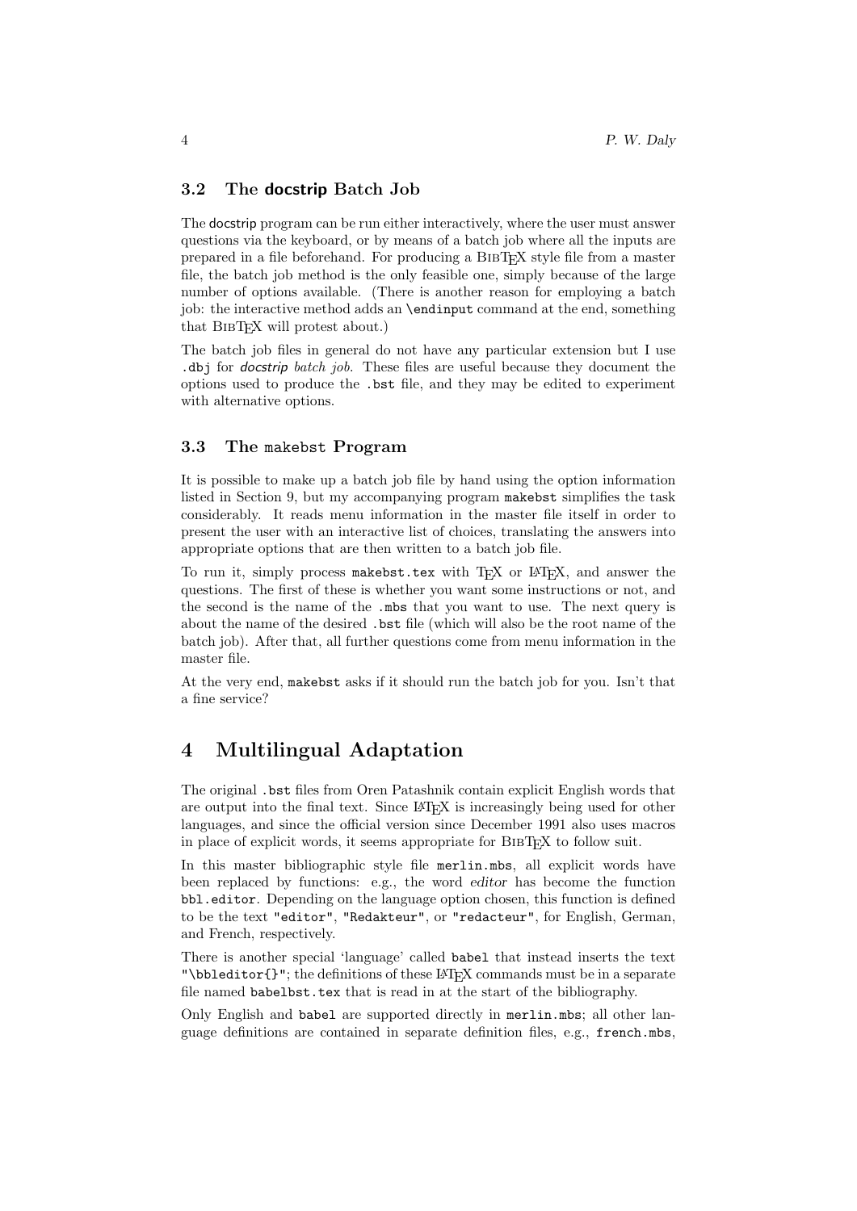### 3.2 The docstrip Batch Job

The docstrip program can be run either interactively, where the user must answer questions via the keyboard, or by means of a batch job where all the inputs are prepared in a file beforehand. For producing a BibTeX style file from a master file, the batch job method is the only feasible one, simply because of the large number of options available. (There is another reason for employing a batch job: the interactive method adds an `\endinput` command at the end, something that BibTeX will protest about.)

The batch job files in general do not have any particular extension but I use `.dbj` for *docstrip batch job*. These files are useful because they document the options used to produce the `.bst` file, and they may be edited to experiment with alternative options.

### 3.3 The `makebst` Program

It is possible to make up a batch job file by hand using the option information listed in Section 9, but my accompanying program `makebst` simplifies the task considerably. It reads menu information in the master file itself in order to present the user with an interactive list of choices, translating the answers into appropriate options that are then written to a batch job file.

To run it, simply process `makebst.tex` with TeX or LaTeX, and answer the questions. The first of these is whether you want some instructions or not, and the second is the name of the `.mbs` that you want to use. The next query is about the name of the desired `.bst` file (which will also be the root name of the batch job). After that, all further questions come from menu information in the master file.

At the very end, `makebst` asks if it should run the batch job for you. Isn't that a fine service?

## 4 Multilingual Adaptation

The original `.bst` files from Oren Patashnik contain explicit English words that are output into the final text. Since LaTeX is increasingly being used for other languages, and since the official version since December 1991 also uses macros in place of explicit words, it seems appropriate for BibTeX to follow suit.

In this master bibliographic style file `merlin.mbs`, all explicit words have been replaced by functions: e.g., the word *editor* has become the function `bbl.editor`. Depending on the language option chosen, this function is defined to be the text `"editor"`, `"Redakteur"`, or `"redacteur"`, for English, German, and French, respectively.

There is another special 'language' called `babel` that instead inserts the text `"\bbleditor{}"`; the definitions of these LaTeX commands must be in a separate file named `babelbst.tex` that is read in at the start of the bibliography.

Only English and `babel` are supported directly in `merlin.mbs`; all other language definitions are contained in separate definition files, e.g., `french.mbs`,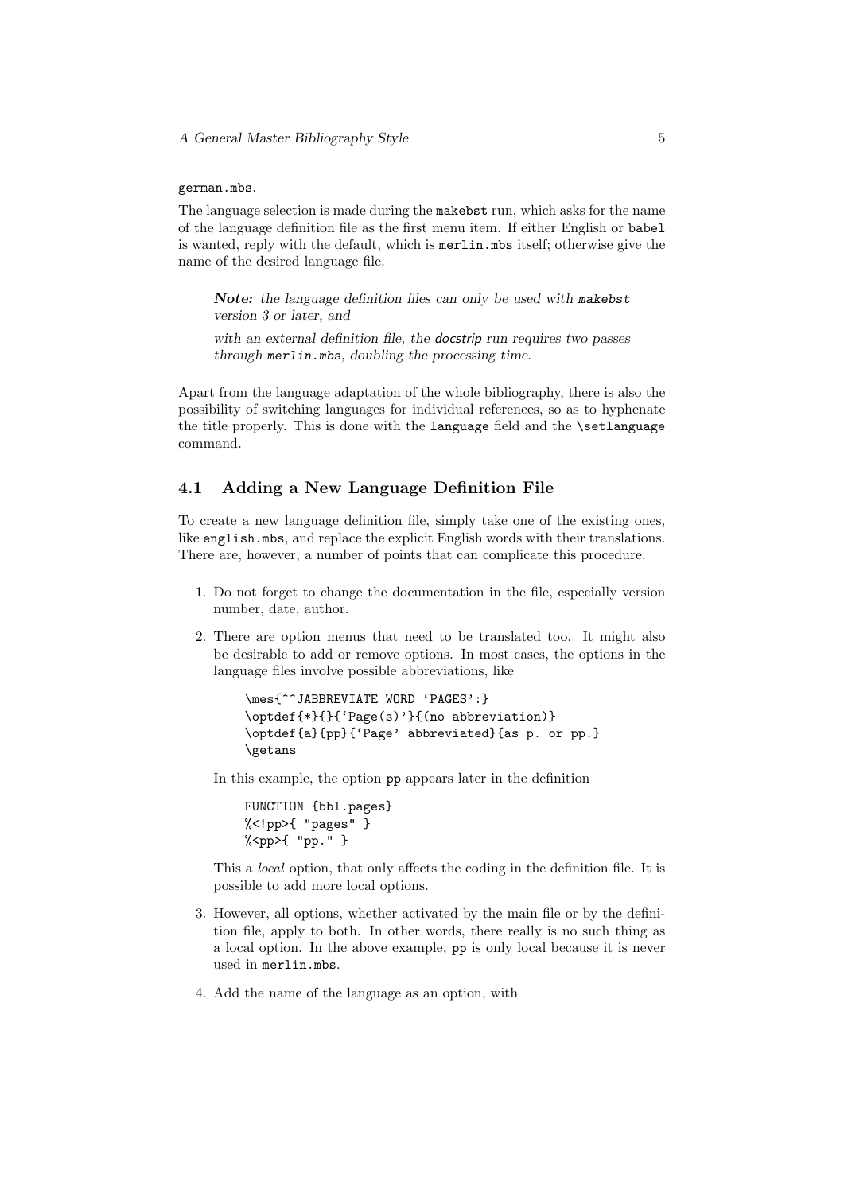`german.mbs`.

The language selection is made during the `makebst` run, which asks for the name of the language definition file as the first menu item. If either English or `babel` is wanted, reply with the default, which is `merlin.mbs` itself; otherwise give the name of the desired language file.

> ***Note:*** *the language definition files can only be used with* `makebst` *version 3 or later, and*
>
> *with an external definition file, the docstrip run requires two passes through* `merlin.mbs`*, doubling the processing time.*

Apart from the language adaptation of the whole bibliography, there is also the possibility of switching languages for individual references, so as to hyphenate the title properly. This is done with the `language` field and the `\setlanguage` command.

## 4.1 Adding a New Language Definition File

To create a new language definition file, simply take one of the existing ones, like `english.mbs`, and replace the explicit English words with their translations. There are, however, a number of points that can complicate this procedure.

1. Do not forget to change the documentation in the file, especially version number, date, author.
2. There are option menus that need to be translated too. It might also be desirable to add or remove options. In most cases, the options in the language files involve possible abbreviations, like

   ```
   \mes{^^JABBREVIATE WORD `PAGES':}
   \optdef{*}{}{`Page(s)'}{(no abbreviation)}
   \optdef{a}{pp}{`Page' abbreviated}{as p. or pp.}
   \getans
   ```

   In this example, the option `pp` appears later in the definition

   ```
   FUNCTION {bbl.pages}
   %<!pp>{ "pages" }
   %<pp>{ "pp." }
   ```

   This a *local* option, that only affects the coding in the definition file. It is possible to add more local options.
3. However, all options, whether activated by the main file or by the definition file, apply to both. In other words, there really is no such thing as a local option. In the above example, `pp` is only local because it is never used in `merlin.mbs`.
4. Add the name of the language as an option, with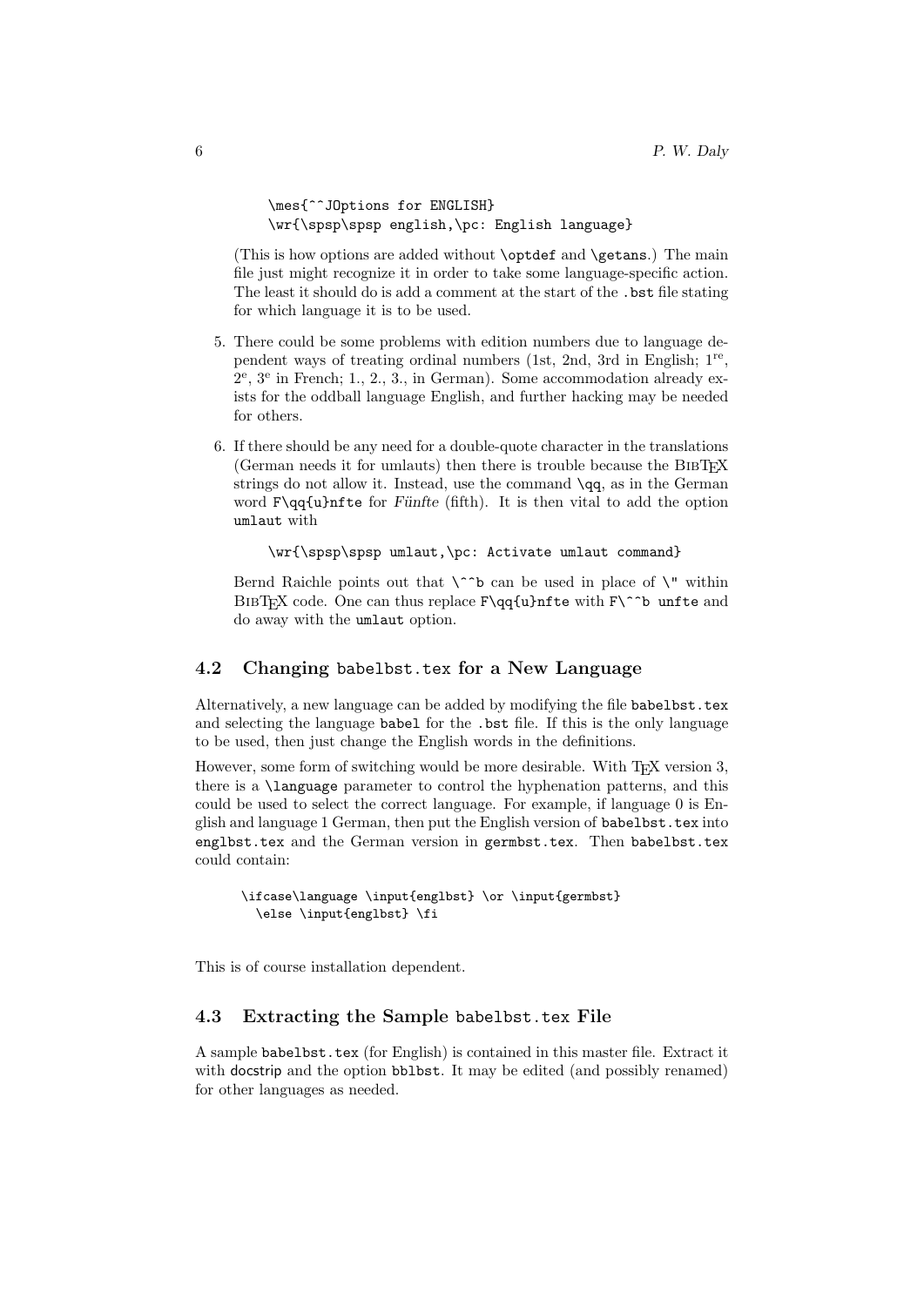```
\mes{^^JOptions for ENGLISH}
\wr{\spsp\spsp english,\pc: English language}
```

(This is how options are added without `\optdef` and `\getans`.) The main file just might recognize it in order to take some language-specific action. The least it should do is add a comment at the start of the `.bst` file stating for which language it is to be used.

5. There could be some problems with edition numbers due to language dependent ways of treating ordinal numbers (1st, 2nd, 3rd in English; 1$^{re}$, 2$^{e}$, 3$^{e}$ in French; 1., 2., 3., in German). Some accommodation already exists for the oddball language English, and further hacking may be needed for others.

6. If there should be any need for a double-quote character in the translations (German needs it for umlauts) then there is trouble because the BibTeX strings do not allow it. Instead, use the command `\qq`, as in the German word `F\qq{u}nfte` for *Fünfte* (fifth). It is then vital to add the option `umlaut` with

   ```
   \wr{\spsp\spsp umlaut,\pc: Activate umlaut command}
   ```

   Bernd Raichle points out that `\^^b` can be used in place of `\"` within BibTeX code. One can thus replace `F\qq{u}nfte` with `F\^^b unfte` and do away with the `umlaut` option.

### 4.2 Changing `babelbst.tex` for a New Language

Alternatively, a new language can be added by modifying the file `babelbst.tex` and selecting the language `babel` for the `.bst` file. If this is the only language to be used, then just change the English words in the definitions.

However, some form of switching would be more desirable. With TeX version 3, there is a `\language` parameter to control the hyphenation patterns, and this could be used to select the correct language. For example, if language 0 is English and language 1 German, then put the English version of `babelbst.tex` into `englbst.tex` and the German version in `germbst.tex`. Then `babelbst.tex` could contain:

```
\ifcase\language \input{englbst} \or \input{germbst}
  \else \input{englbst} \fi
```

This is of course installation dependent.

### 4.3 Extracting the Sample `babelbst.tex` File

A sample `babelbst.tex` (for English) is contained in this master file. Extract it with docstrip and the option `bblbst`. It may be edited (and possibly renamed) for other languages as needed.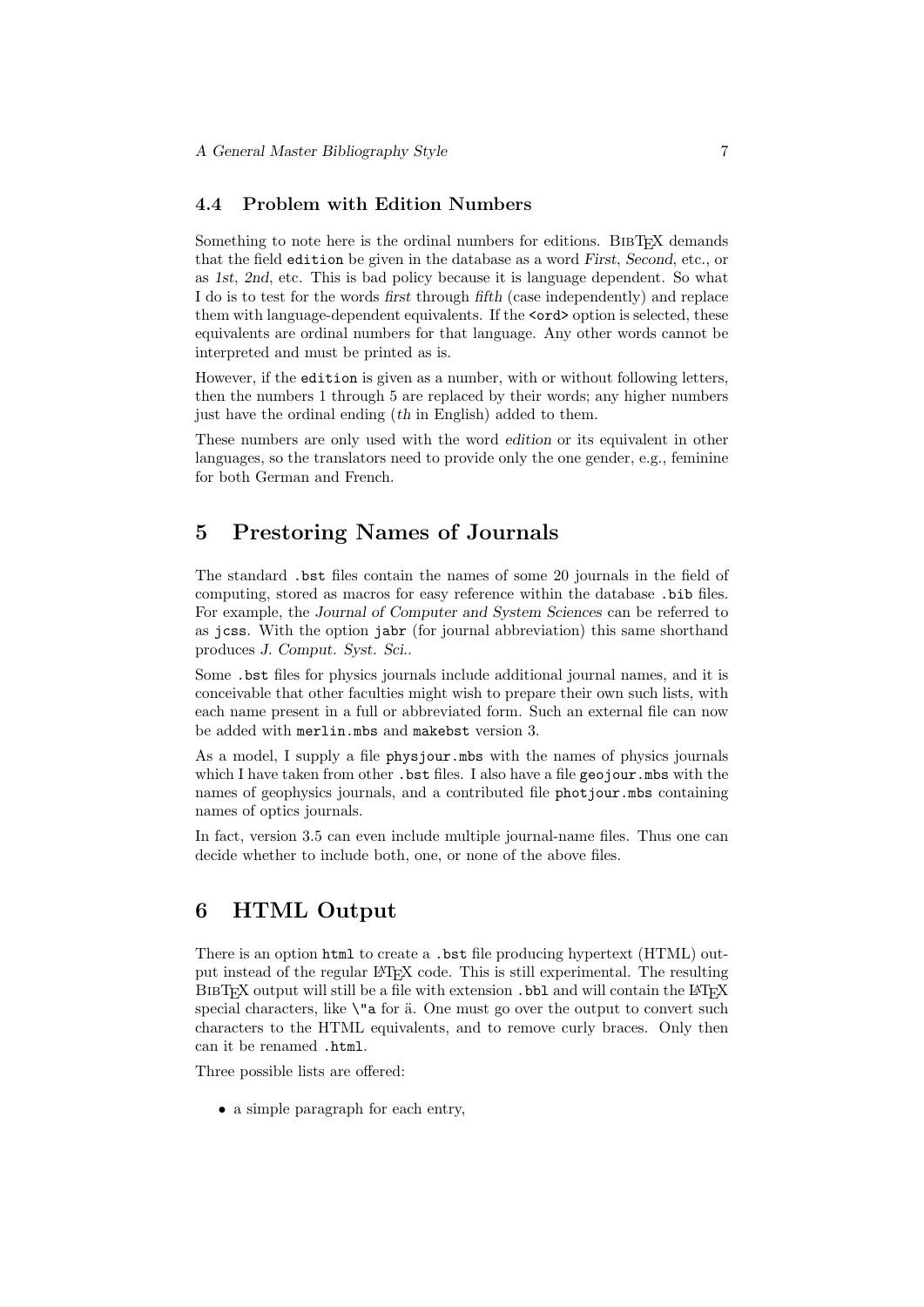### 4.4 Problem with Edition Numbers

Something to note here is the ordinal numbers for editions. BibTeX demands that the field `edition` be given in the database as a word *First*, *Second*, etc., or as *1st*, *2nd*, etc. This is bad policy because it is language dependent. So what I do is to test for the words *first* through *fifth* (case independently) and replace them with language-dependent equivalents. If the `<ord>` option is selected, these equivalents are ordinal numbers for that language. Any other words cannot be interpreted and must be printed as is.

However, if the `edition` is given as a number, with or without following letters, then the numbers 1 through 5 are replaced by their words; any higher numbers just have the ordinal ending (*th* in English) added to them.

These numbers are only used with the word *edition* or its equivalent in other languages, so the translators need to provide only the one gender, e.g., feminine for both German and French.

## 5 Prestoring Names of Journals

The standard `.bst` files contain the names of some 20 journals in the field of computing, stored as macros for easy reference within the database `.bib` files. For example, the *Journal of Computer and System Sciences* can be referred to as `jcss`. With the option `jabr` (for journal abbreviation) this same shorthand produces *J. Comput. Syst. Sci.*.

Some `.bst` files for physics journals include additional journal names, and it is conceivable that other faculties might wish to prepare their own such lists, with each name present in a full or abbreviated form. Such an external file can now be added with `merlin.mbs` and `makebst` version 3.

As a model, I supply a file `physjour.mbs` with the names of physics journals which I have taken from other `.bst` files. I also have a file `geojour.mbs` with the names of geophysics journals, and a contributed file `photjour.mbs` containing names of optics journals.

In fact, version 3.5 can even include multiple journal-name files. Thus one can decide whether to include both, one, or none of the above files.

## 6 HTML Output

There is an option `html` to create a `.bst` file producing hypertext (HTML) output instead of the regular LaTeX code. This is still experimental. The resulting BibTeX output will still be a file with extension `.bbl` and will contain the LaTeX special characters, like `\"a` for ä. One must go over the output to convert such characters to the HTML equivalents, and to remove curly braces. Only then can it be renamed `.html`.

Three possible lists are offered:

- a simple paragraph for each entry,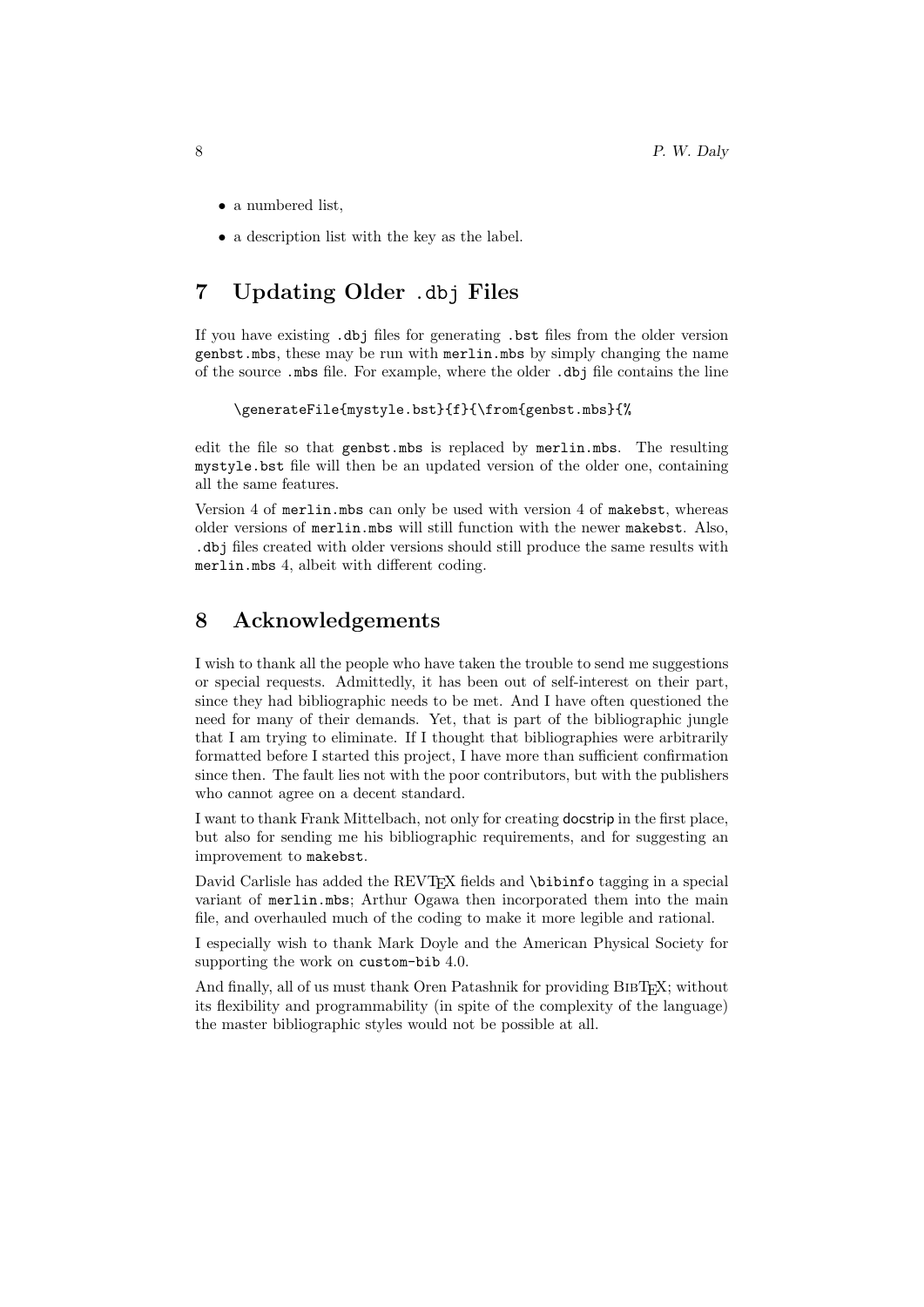- a numbered list,
- a description list with the key as the label.

# 7 Updating Older `.dbj` Files

If you have existing `.dbj` files for generating `.bst` files from the older version `genbst.mbs`, these may be run with `merlin.mbs` by simply changing the name of the source `.mbs` file. For example, where the older `.dbj` file contains the line

```
\generateFile{mystyle.bst}{f}{\from{genbst.mbs}{%
```

edit the file so that `genbst.mbs` is replaced by `merlin.mbs`. The resulting `mystyle.bst` file will then be an updated version of the older one, containing all the same features.

Version 4 of `merlin.mbs` can only be used with version 4 of `makebst`, whereas older versions of `merlin.mbs` will still function with the newer `makebst`. Also, `.dbj` files created with older versions should still produce the same results with `merlin.mbs` 4, albeit with different coding.

# 8 Acknowledgements

I wish to thank all the people who have taken the trouble to send me suggestions or special requests. Admittedly, it has been out of self-interest on their part, since they had bibliographic needs to be met. And I have often questioned the need for many of their demands. Yet, that is part of the bibliographic jungle that I am trying to eliminate. If I thought that bibliographies were arbitrarily formatted before I started this project, I have more than sufficient confirmation since then. The fault lies not with the poor contributors, but with the publishers who cannot agree on a decent standard.

I want to thank Frank Mittelbach, not only for creating docstrip in the first place, but also for sending me his bibliographic requirements, and for suggesting an improvement to `makebst`.

David Carlisle has added the REVTEX fields and `\bibinfo` tagging in a special variant of `merlin.mbs`; Arthur Ogawa then incorporated them into the main file, and overhauled much of the coding to make it more legible and rational.

I especially wish to thank Mark Doyle and the American Physical Society for supporting the work on `custom-bib` 4.0.

And finally, all of us must thank Oren Patashnik for providing BIBTEX; without its flexibility and programmability (in spite of the complexity of the language) the master bibliographic styles would not be possible at all.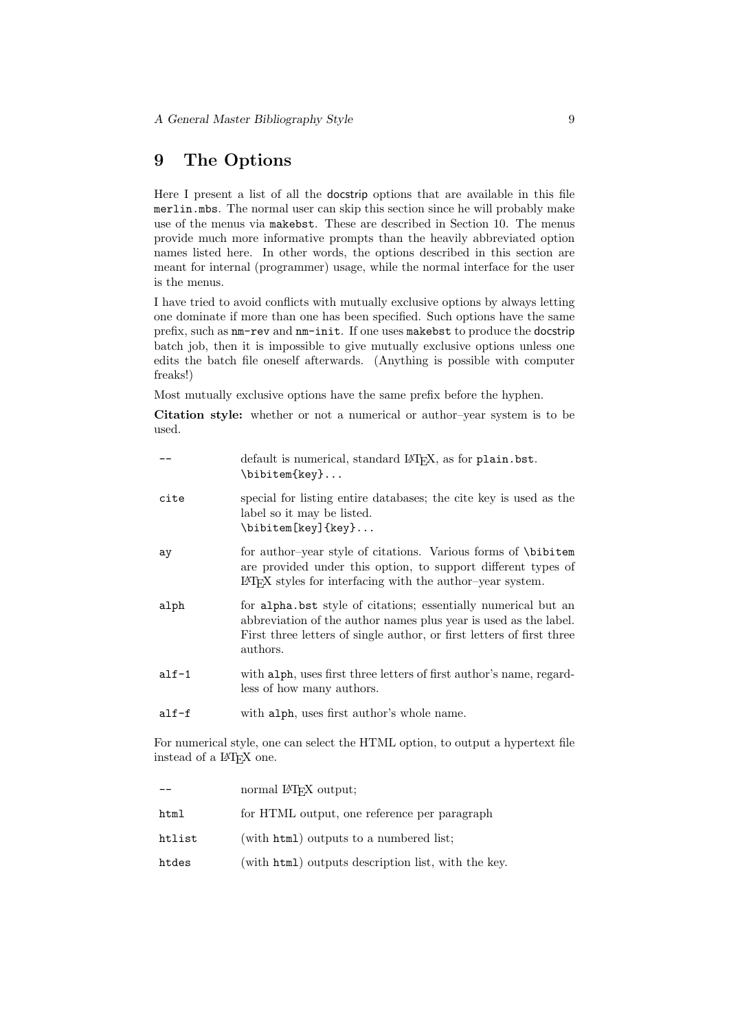# 9 The Options

Here I present a list of all the docstrip options that are available in this file `merlin.mbs`. The normal user can skip this section since he will probably make use of the menus via `makebst`. These are described in Section 10. The menus provide much more informative prompts than the heavily abbreviated option names listed here. In other words, the options described in this section are meant for internal (programmer) usage, while the normal interface for the user is the menus.

I have tried to avoid conflicts with mutually exclusive options by always letting one dominate if more than one has been specified. Such options have the same prefix, such as `nm-rev` and `nm-init`. If one uses `makebst` to produce the docstrip batch job, then it is impossible to give mutually exclusive options unless one edits the batch file oneself afterwards. (Anything is possible with computer freaks!)

Most mutually exclusive options have the same prefix before the hyphen.

**Citation style:** whether or not a numerical or author–year system is to be used.

| | |
|---|---|
| `--` | default is numerical, standard LaTeX, as for `plain.bst`. `\bibitem{key}...` |
| `cite` | special for listing entire databases; the cite key is used as the label so it may be listed. `\bibitem[key]{key}...` |
| `ay` | for author–year style of citations. Various forms of `\bibitem` are provided under this option, to support different types of LaTeX styles for interfacing with the author–year system. |
| `alph` | for `alpha.bst` style of citations; essentially numerical but an abbreviation of the author names plus year is used as the label. First three letters of single author, or first letters of first three authors. |
| `alf-1` | with `alph`, uses first three letters of first author's name, regardless of how many authors. |
| `alf-f` | with `alph`, uses first author's whole name. |

For numerical style, one can select the HTML option, to output a hypertext file instead of a LaTeX one.

| | |
|---|---|
| `--` | normal LaTeX output; |
| `html` | for HTML output, one reference per paragraph |
| `htlist` | (with `html`) outputs to a numbered list; |
| `htdes` | (with `html`) outputs description list, with the key. |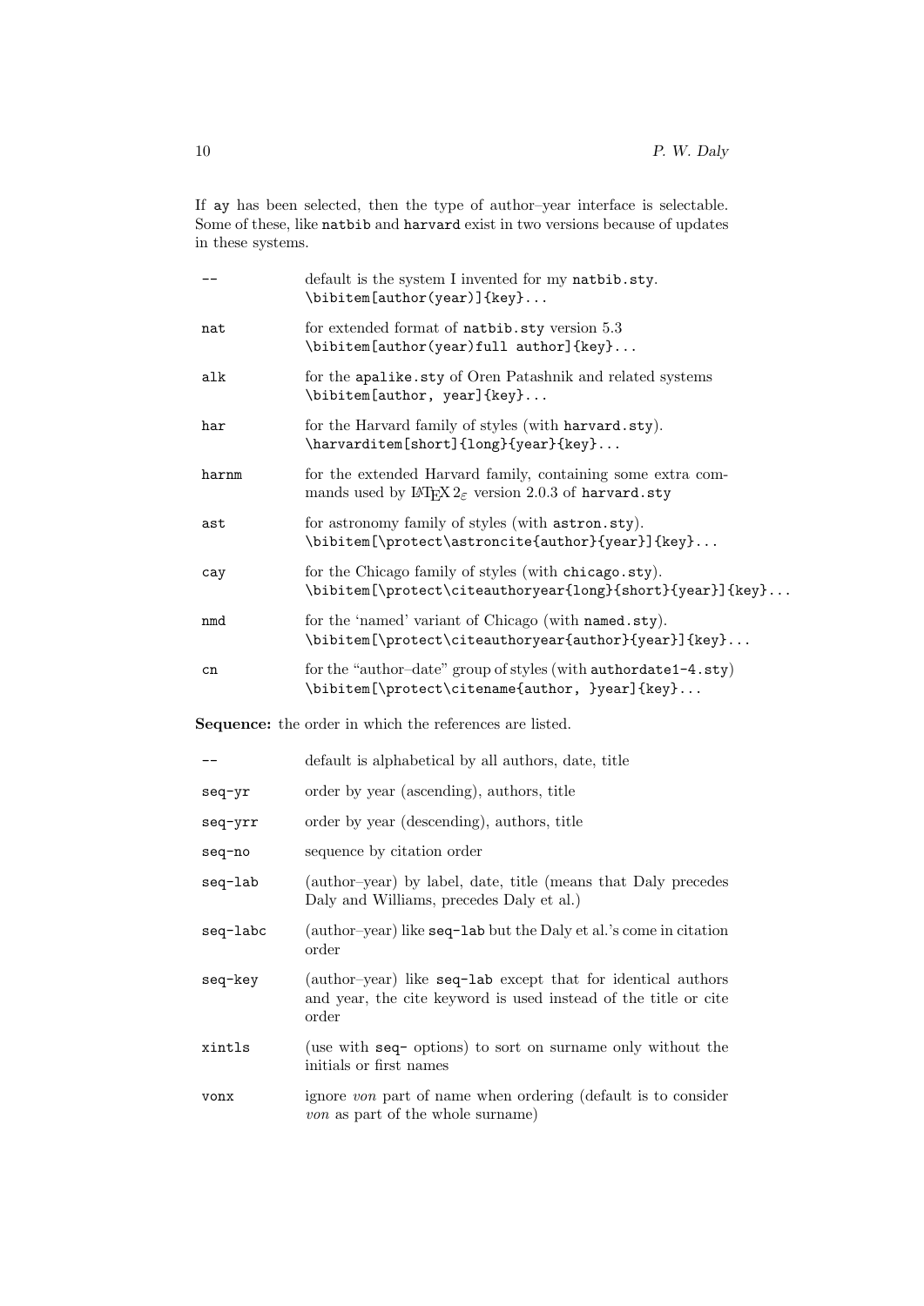If `ay` has been selected, then the type of author–year interface is selectable. Some of these, like `natbib` and `harvard` exist in two versions because of updates in these systems.

| | |
|---|---|
| `--` | default is the system I invented for my `natbib.sty`. `\bibitem[author(year)]{key}...` |
| `nat` | for extended format of `natbib.sty` version 5.3 `\bibitem[author(year)full author]{key}...` |
| `alk` | for the `apalike.sty` of Oren Patashnik and related systems `\bibitem[author, year]{key}...` |
| `har` | for the Harvard family of styles (with `harvard.sty`). `\harvarditem[short]{long}{year}{key}...` |
| `harnm` | for the extended Harvard family, containing some extra commands used by LaTeX $2_\varepsilon$ version 2.0.3 of `harvard.sty` |
| `ast` | for astronomy family of styles (with `astron.sty`). `\bibitem[\protect\astroncite{author}{year}]{key}...` |
| `cay` | for the Chicago family of styles (with `chicago.sty`). `\bibitem[\protect\citeauthoryear{long}{short}{year}]{key}...` |
| `nmd` | for the 'named' variant of Chicago (with `named.sty`). `\bibitem[\protect\citeauthoryear{author}{year}]{key}...` |
| `cn` | for the "author–date" group of styles (with `authordate1-4.sty`) `\bibitem[\protect\citename{author, }year]{key}...` |

**Sequence:** the order in which the references are listed.

| | |
|---|---|
| `--` | default is alphabetical by all authors, date, title |
| `seq-yr` | order by year (ascending), authors, title |
| `seq-yrr` | order by year (descending), authors, title |
| `seq-no` | sequence by citation order |
| `seq-lab` | (author–year) by label, date, title (means that Daly precedes Daly and Williams, precedes Daly et al.) |
| `seq-labc` | (author–year) like `seq-lab` but the Daly et al.'s come in citation order |
| `seq-key` | (author–year) like `seq-lab` except that for identical authors and year, the cite keyword is used instead of the title or cite order |
| `xintls` | (use with `seq-` options) to sort on surname only without the initials or first names |
| `vonx` | ignore *von* part of name when ordering (default is to consider *von* as part of the whole surname) |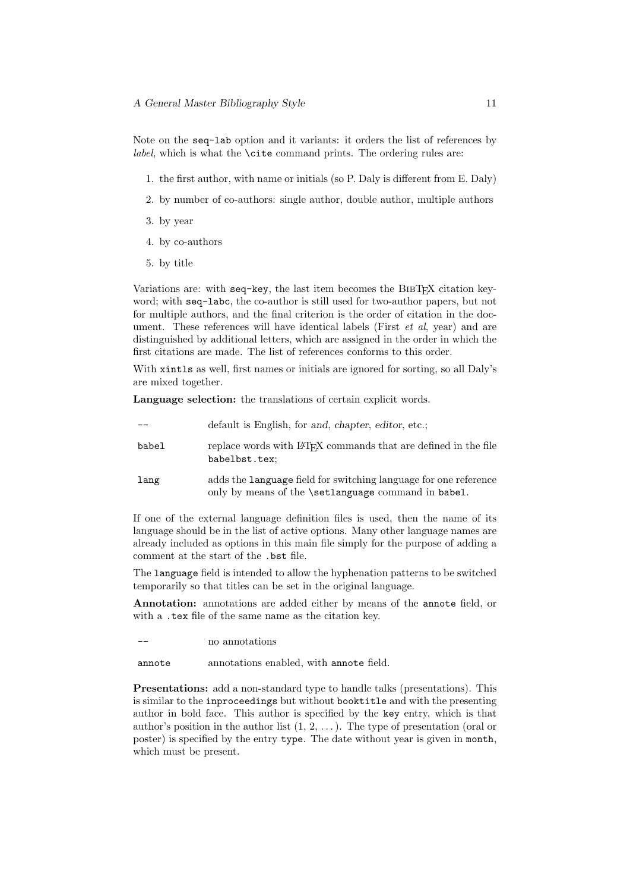Note on the `seq-lab` option and it variants: it orders the list of references by *label*, which is what the `\cite` command prints. The ordering rules are:

1. the first author, with name or initials (so P. Daly is different from E. Daly)
2. by number of co-authors: single author, double author, multiple authors
3. by year
4. by co-authors
5. by title

Variations are: with `seq-key`, the last item becomes the BibTeX citation keyword; with `seq-labc`, the co-author is still used for two-author papers, but not for multiple authors, and the final criterion is the order of citation in the document. These references will have identical labels (First *et al*, year) and are distinguished by additional letters, which are assigned in the order in which the first citations are made. The list of references conforms to this order.

With `xintls` as well, first names or initials are ignored for sorting, so all Daly's are mixed together.

**Language selection:** the translations of certain explicit words.

| | |
|---|---|
| `--` | default is English, for *and*, *chapter*, *editor*, etc.; |
| `babel` | replace words with LaTeX commands that are defined in the file `babelbst.tex`; |
| `lang` | adds the `language` field for switching language for one reference only by means of the `\setlanguage` command in `babel`. |

If one of the external language definition files is used, then the name of its language should be in the list of active options. Many other language names are already included as options in this main file simply for the purpose of adding a comment at the start of the `.bst` file.

The `language` field is intended to allow the hyphenation patterns to be switched temporarily so that titles can be set in the original language.

**Annotation:** annotations are added either by means of the `annote` field, or with a `.tex` file of the same name as the citation key.

| | |
|---|---|
| `--` | no annotations |
| `annote` | annotations enabled, with `annote` field. |

**Presentations:** add a non-standard type to handle talks (presentations). This is similar to the `inproceedings` but without `booktitle` and with the presenting author in bold face. This author is specified by the `key` entry, which is that author's position in the author list (1, 2, ...). The type of presentation (oral or poster) is specified by the entry `type`. The date without year is given in `month`, which must be present.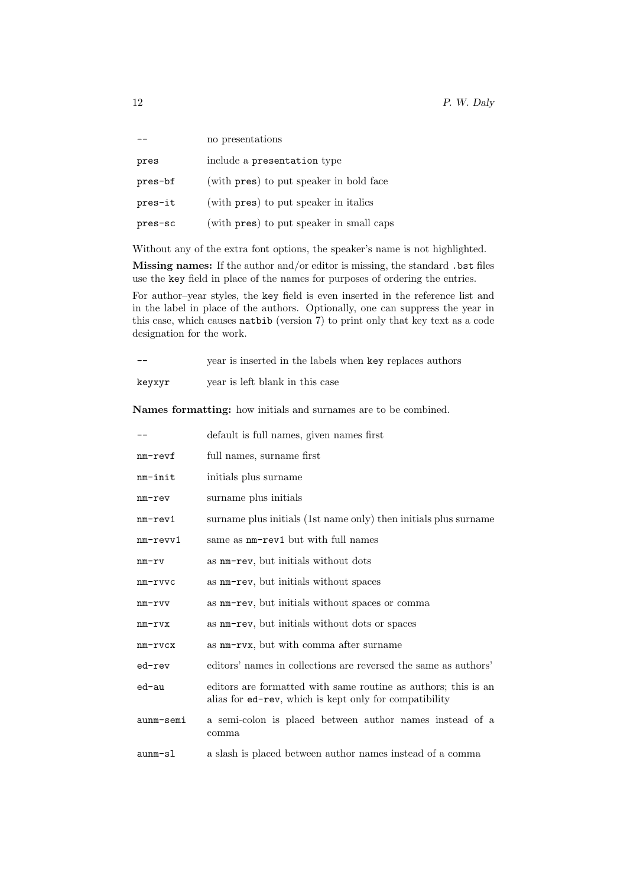| | |
|---|---|
| `--` | no presentations |
| `pres` | include a `presentation` type |
| `pres-bf` | (with `pres`) to put speaker in bold face |
| `pres-it` | (with `pres`) to put speaker in italics |
| `pres-sc` | (with `pres`) to put speaker in small caps |

Without any of the extra font options, the speaker's name is not highlighted.

**Missing names:** If the author and/or editor is missing, the standard `.bst` files use the `key` field in place of the names for purposes of ordering the entries.

For author–year styles, the `key` field is even inserted in the reference list and in the label in place of the authors. Optionally, one can suppress the year in this case, which causes `natbib` (version 7) to print only that key text as a code designation for the work.

| | |
|---|---|
| `--` | year is inserted in the labels when `key` replaces authors |
| `keyxyr` | year is left blank in this case |

**Names formatting:** how initials and surnames are to be combined.

| | |
|---|---|
| `--` | default is full names, given names first |
| `nm-revf` | full names, surname first |
| `nm-init` | initials plus surname |
| `nm-rev` | surname plus initials |
| `nm-rev1` | surname plus initials (1st name only) then initials plus surname |
| `nm-revv1` | same as `nm-rev1` but with full names |
| `nm-rv` | as `nm-rev`, but initials without dots |
| `nm-rvvc` | as `nm-rev`, but initials without spaces |
| `nm-rvv` | as `nm-rev`, but initials without spaces or comma |
| `nm-rvx` | as `nm-rev`, but initials without dots or spaces |
| `nm-rvcx` | as `nm-rvx`, but with comma after surname |
| `ed-rev` | editors' names in collections are reversed the same as authors' |
| `ed-au` | editors are formatted with same routine as authors; this is an alias for `ed-rev`, which is kept only for compatibility |
| `aunm-semi` | a semi-colon is placed between author names instead of a comma |
| `aunm-sl` | a slash is placed between author names instead of a comma |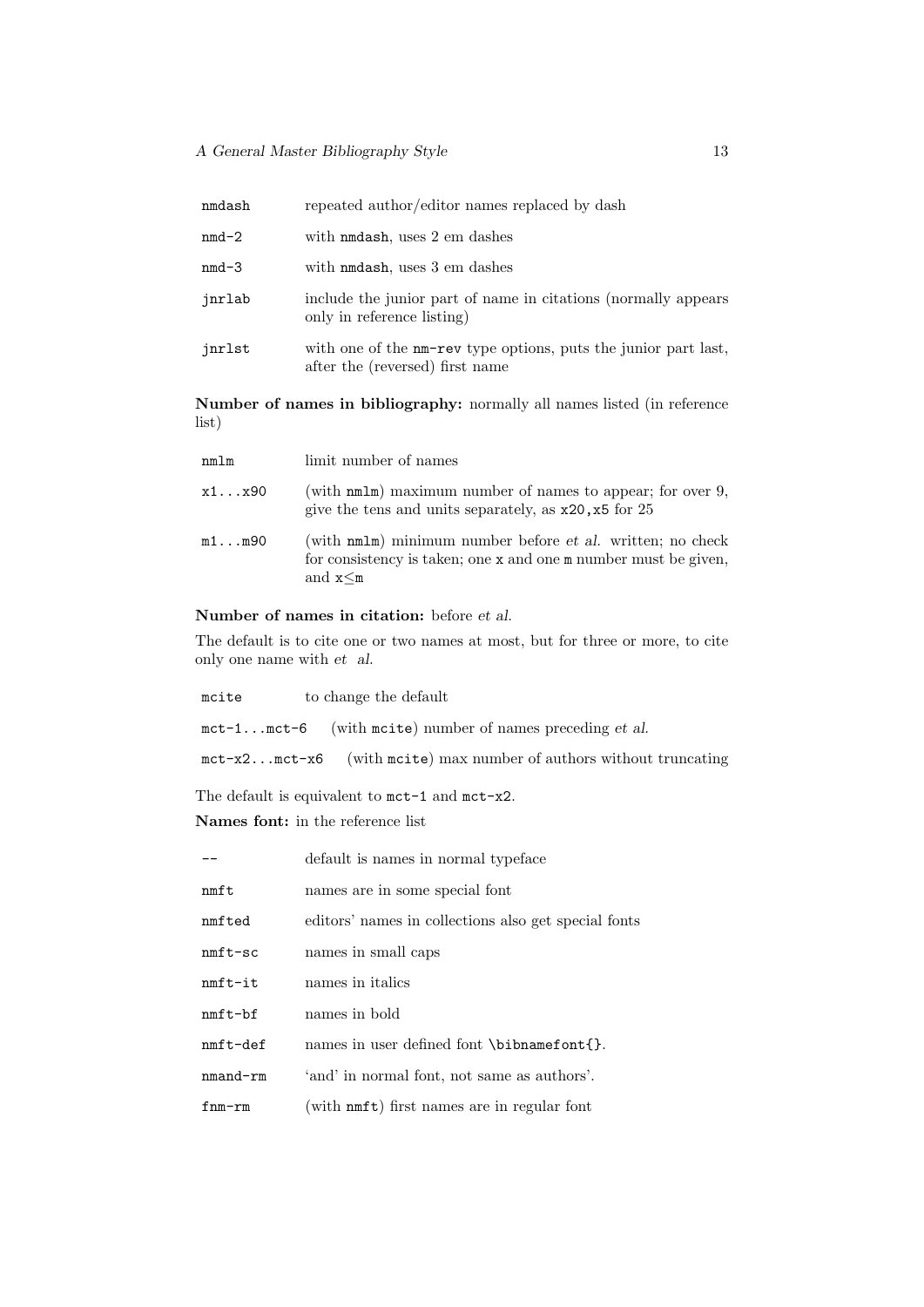| | |
|---|---|
| `nmdash` | repeated author/editor names replaced by dash |
| `nmd-2` | with `nmdash`, uses 2 em dashes |
| `nmd-3` | with `nmdash`, uses 3 em dashes |
| `jnrlab` | include the junior part of name in citations (normally appears only in reference listing) |
| `jnrlst` | with one of the `nm-rev` type options, puts the junior part last, after the (reversed) first name |

**Number of names in bibliography:** normally all names listed (in reference list)

| | |
|---|---|
| `nmlm` | limit number of names |
| `x1...x90` | (with `nmlm`) maximum number of names to appear; for over 9, give the tens and units separately, as `x20,x5` for 25 |
| `m1...m90` | (with `nmlm`) minimum number before *et al.* written; no check for consistency is taken; one `x` and one `m` number must be given, and `x`≤`m` |

**Number of names in citation:** before *et al.*

The default is to cite one or two names at most, but for three or more, to cite only one name with *et al.*

| | |
|---|---|
| `mcite` | to change the default |
| `mct-1...mct-6` | (with `mcite`) number of names preceding *et al.* |
| `mct-x2...mct-x6` | (with `mcite`) max number of authors without truncating |

The default is equivalent to `mct-1` and `mct-x2`.

**Names font:** in the reference list

| | |
|---|---|
| `--` | default is names in normal typeface |
| `nmft` | names are in some special font |
| `nmfted` | editors' names in collections also get special fonts |
| `nmft-sc` | names in small caps |
| `nmft-it` | names in italics |
| `nmft-bf` | names in bold |
| `nmft-def` | names in user defined font `\bibnamefont{}`. |
| `nmand-rm` | 'and' in normal font, not same as authors'. |
| `fnm-rm` | (with `nmft`) first names are in regular font |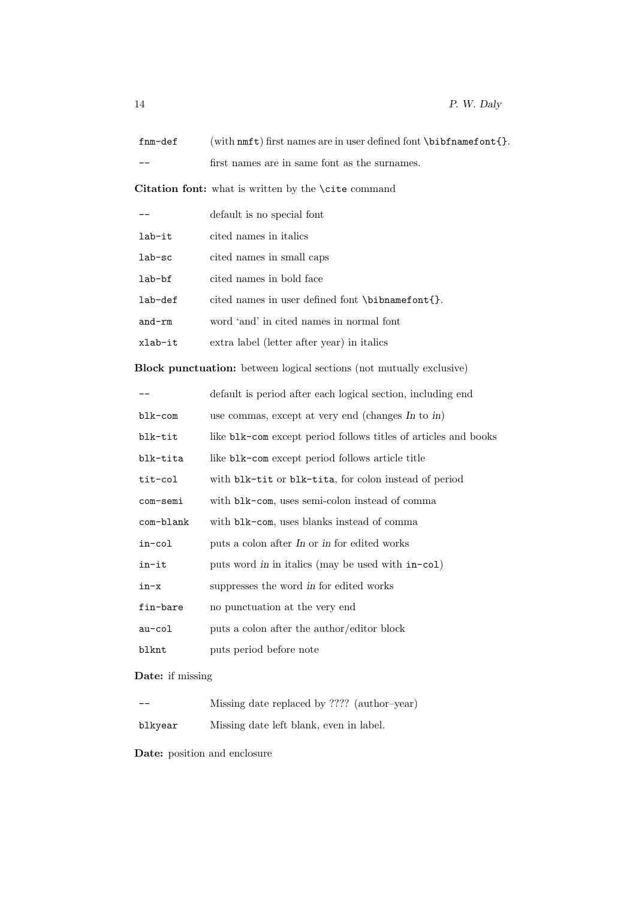| | |
|---|---|
| `fnm-def` | (with `nmft`) first names are in user defined font `\bibfnamefont{}`. |
| `--` | first names are in same font as the surnames. |

**Citation font:** what is written by the `\cite` command

| | |
|---|---|
| `--` | default is no special font |
| `lab-it` | cited names in italics |
| `lab-sc` | cited names in small caps |
| `lab-bf` | cited names in bold face |
| `lab-def` | cited names in user defined font `\bibnamefont{}`. |
| `and-rm` | word 'and' in cited names in normal font |
| `xlab-it` | extra label (letter after year) in italics |

**Block punctuation:** between logical sections (not mutually exclusive)

| | |
|---|---|
| `--` | default is period after each logical section, including end |
| `blk-com` | use commas, except at very end (changes *In* to *in*) |
| `blk-tit` | like `blk-com` except period follows titles of articles and books |
| `blk-tita` | like `blk-com` except period follows article title |
| `tit-col` | with `blk-tit` or `blk-tita`, for colon instead of period |
| `com-semi` | with `blk-com`, uses semi-colon instead of comma |
| `com-blank` | with `blk-com`, uses blanks instead of comma |
| `in-col` | puts a colon after *In* or *in* for edited works |
| `in-it` | puts word *in* in italics (may be used with `in-col`) |
| `in-x` | suppresses the word *in* for edited works |
| `fin-bare` | no punctuation at the very end |
| `au-col` | puts a colon after the author/editor block |
| `blknt` | puts period before note |

**Date:** if missing

| | |
|---|---|
| `--` | Missing date replaced by ???? (author–year) |
| `blkyear` | Missing date left blank, even in label. |

**Date:** position and enclosure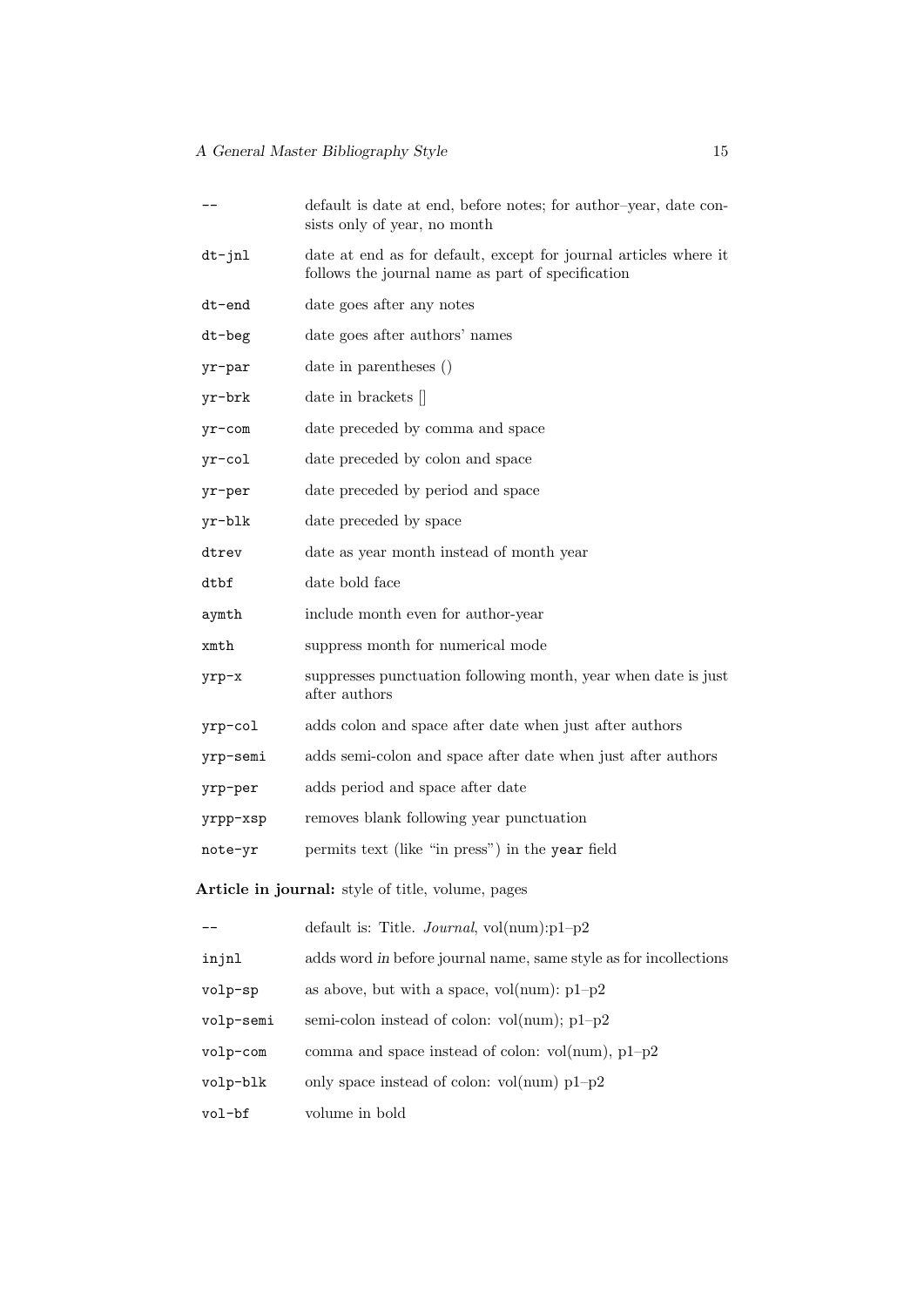| | |
|---|---|
| `--` | default is date at end, before notes; for author–year, date consists only of year, no month |
| `dt-jnl` | date at end as for default, except for journal articles where it follows the journal name as part of specification |
| `dt-end` | date goes after any notes |
| `dt-beg` | date goes after authors' names |
| `yr-par` | date in parentheses () |
| `yr-brk` | date in brackets [] |
| `yr-com` | date preceded by comma and space |
| `yr-col` | date preceded by colon and space |
| `yr-per` | date preceded by period and space |
| `yr-blk` | date preceded by space |
| `dtrev` | date as year month instead of month year |
| `dtbf` | date bold face |
| `aymth` | include month even for author-year |
| `xmth` | suppress month for numerical mode |
| `yrp-x` | suppresses punctuation following month, year when date is just after authors |
| `yrp-col` | adds colon and space after date when just after authors |
| `yrp-semi` | adds semi-colon and space after date when just after authors |
| `yrp-per` | adds period and space after date |
| `yrpp-xsp` | removes blank following year punctuation |
| `note-yr` | permits text (like "in press") in the `year` field |

**Article in journal:** style of title, volume, pages

| | |
|---|---|
| `--` | default is: Title. *Journal*, vol(num):p1–p2 |
| `injnl` | adds word *in* before journal name, same style as for incollections |
| `volp-sp` | as above, but with a space, vol(num): p1–p2 |
| `volp-semi` | semi-colon instead of colon: vol(num); p1–p2 |
| `volp-com` | comma and space instead of colon: vol(num), p1–p2 |
| `volp-blk` | only space instead of colon: vol(num) p1–p2 |
| `vol-bf` | volume in bold |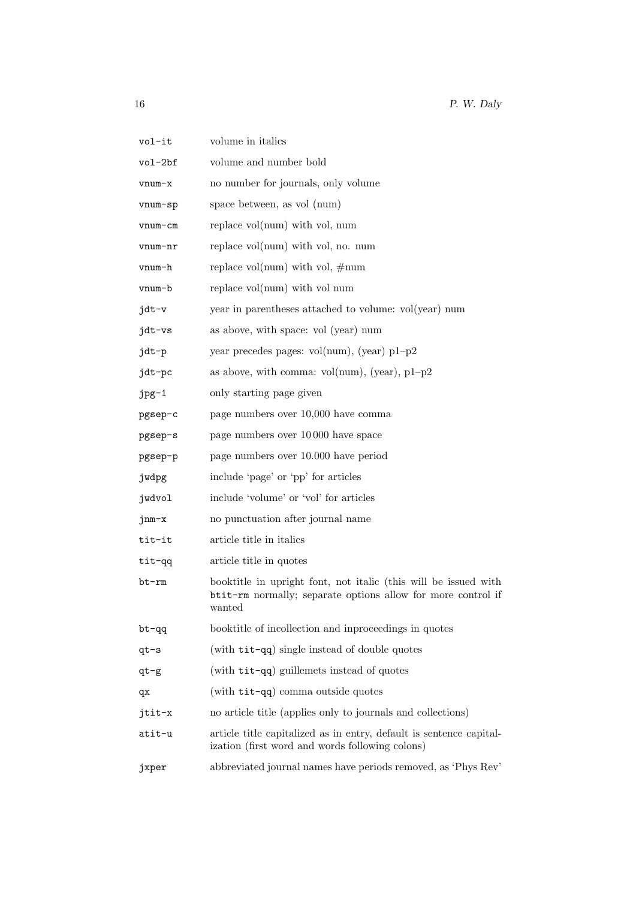| | |
|---|---|
| `vol-it` | volume in italics |
| `vol-2bf` | volume and number bold |
| `vnum-x` | no number for journals, only volume |
| `vnum-sp` | space between, as vol (num) |
| `vnum-cm` | replace vol(num) with vol, num |
| `vnum-nr` | replace vol(num) with vol, no. num |
| `vnum-h` | replace vol(num) with vol, #num |
| `vnum-b` | replace vol(num) with vol num |
| `jdt-v` | year in parentheses attached to volume: vol(year) num |
| `jdt-vs` | as above, with space: vol (year) num |
| `jdt-p` | year precedes pages: vol(num), (year) p1–p2 |
| `jdt-pc` | as above, with comma: vol(num), (year), p1–p2 |
| `jpg-1` | only starting page given |
| `pgsep-c` | page numbers over 10,000 have comma |
| `pgsep-s` | page numbers over 10 000 have space |
| `pgsep-p` | page numbers over 10.000 have period |
| `jwdpg` | include 'page' or 'pp' for articles |
| `jwdvol` | include 'volume' or 'vol' for articles |
| `jnm-x` | no punctuation after journal name |
| `tit-it` | article title in italics |
| `tit-qq` | article title in quotes |
| `bt-rm` | booktitle in upright font, not italic (this will be issued with `btit-rm` normally; separate options allow for more control if wanted |
| `bt-qq` | booktitle of incollection and inproceedings in quotes |
| `qt-s` | (with `tit-qq`) single instead of double quotes |
| `qt-g` | (with `tit-qq`) guillemets instead of quotes |
| `qx` | (with `tit-qq`) comma outside quotes |
| `jtit-x` | no article title (applies only to journals and collections) |
| `atit-u` | article title capitalized as in entry, default is sentence capitalization (first word and words following colons) |
| `jxper` | abbreviated journal names have periods removed, as 'Phys Rev' |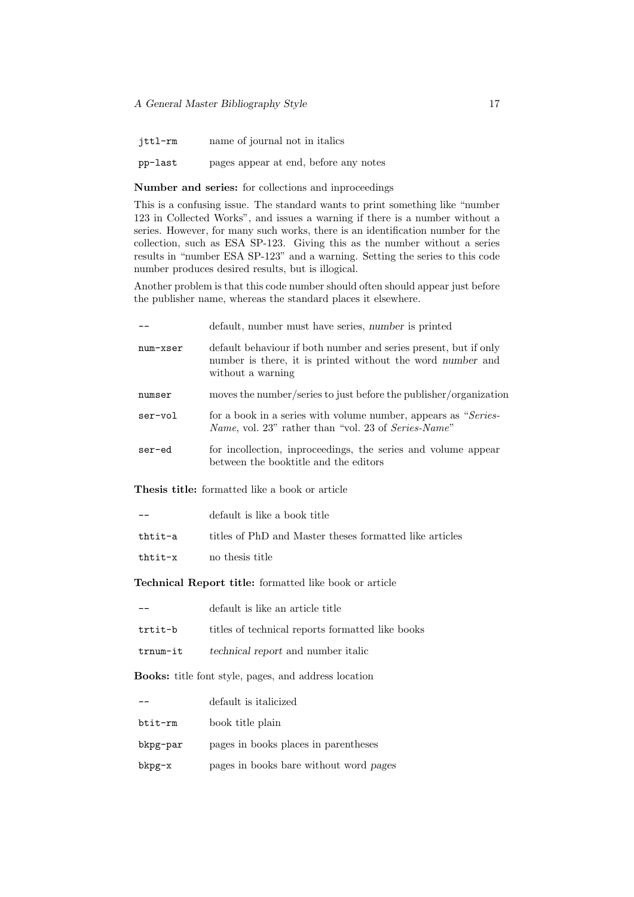| | |
|---|---|
| `jttl-rm` | name of journal not in italics |
| `pp-last` | pages appear at end, before any notes |

**Number and series:** for collections and inproceedings

This is a confusing issue. The standard wants to print something like "number 123 in Collected Works", and issues a warning if there is a number without a series. However, for many such works, there is an identification number for the collection, such as ESA SP-123. Giving this as the number without a series results in "number ESA SP-123" and a warning. Setting the series to this code number produces desired results, but is illogical.

Another problem is that this code number should often should appear just before the publisher name, whereas the standard places it elsewhere.

| | |
|---|---|
| `--` | default, number must have series, *number* is printed |
| `num-xser` | default behaviour if both number and series present, but if only number is there, it is printed without the word *number* and without a warning |
| `numser` | moves the number/series to just before the publisher/organization |
| `ser-vol` | for a book in a series with volume number, appears as "*Series-Name*, vol. 23" rather than "vol. 23 of *Series-Name*" |
| `ser-ed` | for incollection, inproceedings, the series and volume appear between the booktitle and the editors |

**Thesis title:** formatted like a book or article

| | |
|---|---|
| `--` | default is like a book title |
| `thtit-a` | titles of PhD and Master theses formatted like articles |
| `thtit-x` | no thesis title |

**Technical Report title:** formatted like book or article

| | |
|---|---|
| `--` | default is like an article title |
| `trtit-b` | titles of technical reports formatted like books |
| `trnum-it` | *technical report* and number italic |

**Books:** title font style, pages, and address location

| | |
|---|---|
| `--` | default is italicized |
| `btit-rm` | book title plain |
| `bkpg-par` | pages in books places in parentheses |
| `bkpg-x` | pages in books bare without word *pages* |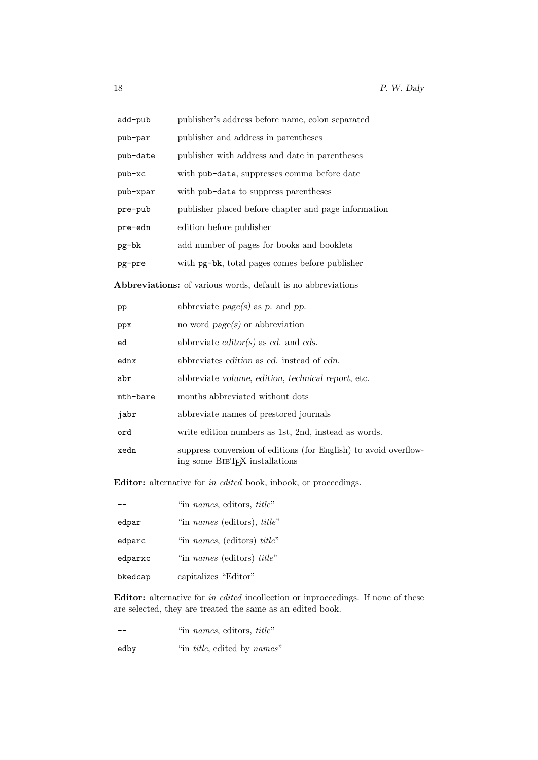| | |
|---|---|
| `add-pub` | publisher's address before name, colon separated |
| `pub-par` | publisher and address in parentheses |
| `pub-date` | publisher with address and date in parentheses |
| `pub-xc` | with `pub-date`, suppresses comma before date |
| `pub-xpar` | with `pub-date` to suppress parentheses |
| `pre-pub` | publisher placed before chapter and page information |
| `pre-edn` | edition before publisher |
| `pg-bk` | add number of pages for books and booklets |
| `pg-pre` | with `pg-bk`, total pages comes before publisher |

**Abbreviations:** of various words, default is no abbreviations

| | |
|---|---|
| `pp` | abbreviate *page(s)* as p. and pp. |
| `ppx` | no word *page(s)* or abbreviation |
| `ed` | abbreviate *editor(s)* as ed. and eds. |
| `ednx` | abbreviates edition as ed. instead of edn. |
| `abr` | abbreviate volume, edition, technical report, etc. |
| `mth-bare` | months abbreviated without dots |
| `jabr` | abbreviate names of prestored journals |
| `ord` | write edition numbers as 1st, 2nd, instead as words. |
| `xedn` | suppress conversion of editions (for English) to avoid overflowing some BibTeX installations |

**Editor:** alternative for *in edited* book, inbook, or proceedings.

| | |
|---|---|
| `--` | "in *names*, editors, *title*" |
| `edpar` | "in *names* (editors), *title*" |
| `edparc` | "in *names*, (editors) *title*" |
| `edparxc` | "in *names* (editors) *title*" |
| `bkedcap` | capitalizes "Editor" |

**Editor:** alternative for *in edited* incollection or inproceedings. If none of these are selected, they are treated the same as an edited book.

| | |
|---|---|
| `--` | "in *names*, editors, *title*" |
| `edby` | "in *title*, edited by *names*" |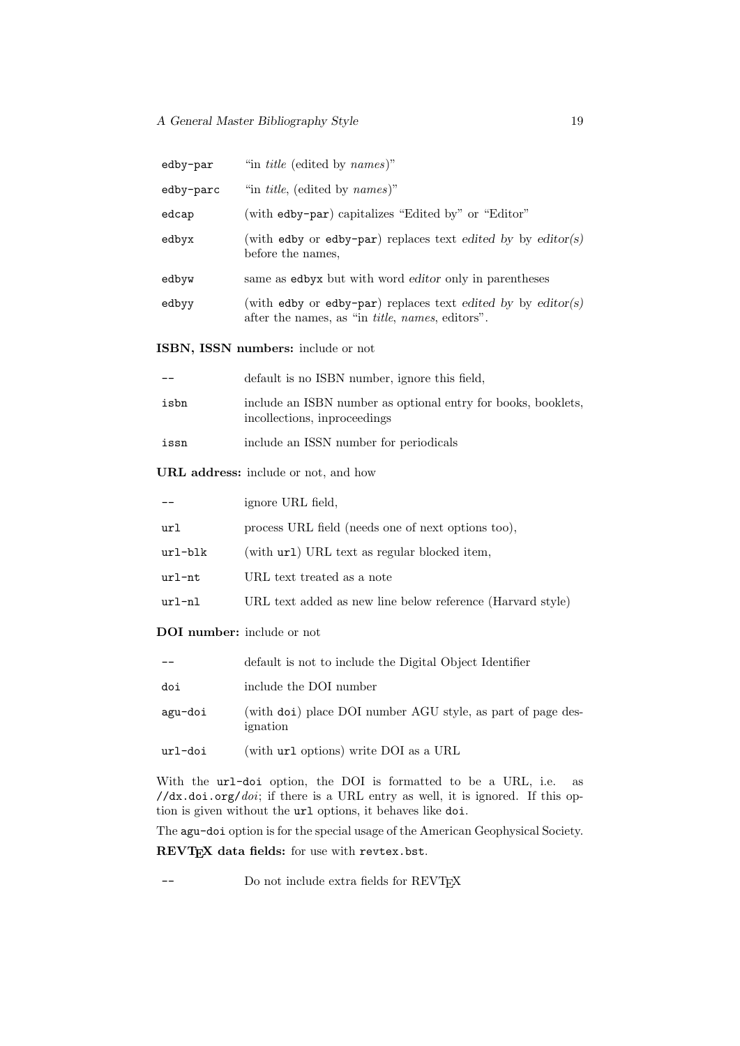| | |
|---|---|
| `edby-par` | "in *title* (edited by *names*)" |
| `edby-parc` | "in *title*, (edited by *names*)" |
| `edcap` | (with `edby-par`) capitalizes "Edited by" or "Editor" |
| `edbyx` | (with `edby` or `edby-par`) replaces text *edited by* by *editor(s)* before the names, |
| `edbyw` | same as `edbyx` but with word *editor* only in parentheses |
| `edbyy` | (with `edby` or `edby-par`) replaces text *edited by* by *editor(s)* after the names, as "in *title*, *names*, editors". |

**ISBN, ISSN numbers:** include or not

| | |
|---|---|
| `--` | default is no ISBN number, ignore this field, |
| `isbn` | include an ISBN number as optional entry for books, booklets, incollections, inproceedings |
| `issn` | include an ISSN number for periodicals |

**URL address:** include or not, and how

| | |
|---|---|
| `--` | ignore URL field, |
| `url` | process URL field (needs one of next options too), |
| `url-blk` | (with `url`) URL text as regular blocked item, |
| `url-nt` | URL text treated as a note |
| `url-nl` | URL text added as new line below reference (Harvard style) |

**DOI number:** include or not

| | |
|---|---|
| `--` | default is not to include the Digital Object Identifier |
| `doi` | include the DOI number |
| `agu-doi` | (with `doi`) place DOI number AGU style, as part of page designation |
| `url-doi` | (with `url` options) write DOI as a URL |

With the `url-doi` option, the DOI is formatted to be a URL, i.e. as `//dx.doi.org/`*doi*; if there is a URL entry as well, it is ignored. If this option is given without the `url` options, it behaves like `doi`.

The `agu-doi` option is for the special usage of the American Geophysical Society.

**REVTEX data fields:** for use with `revtex.bst`.

| | |
|---|---|
| `--` | Do not include extra fields for REVTEX |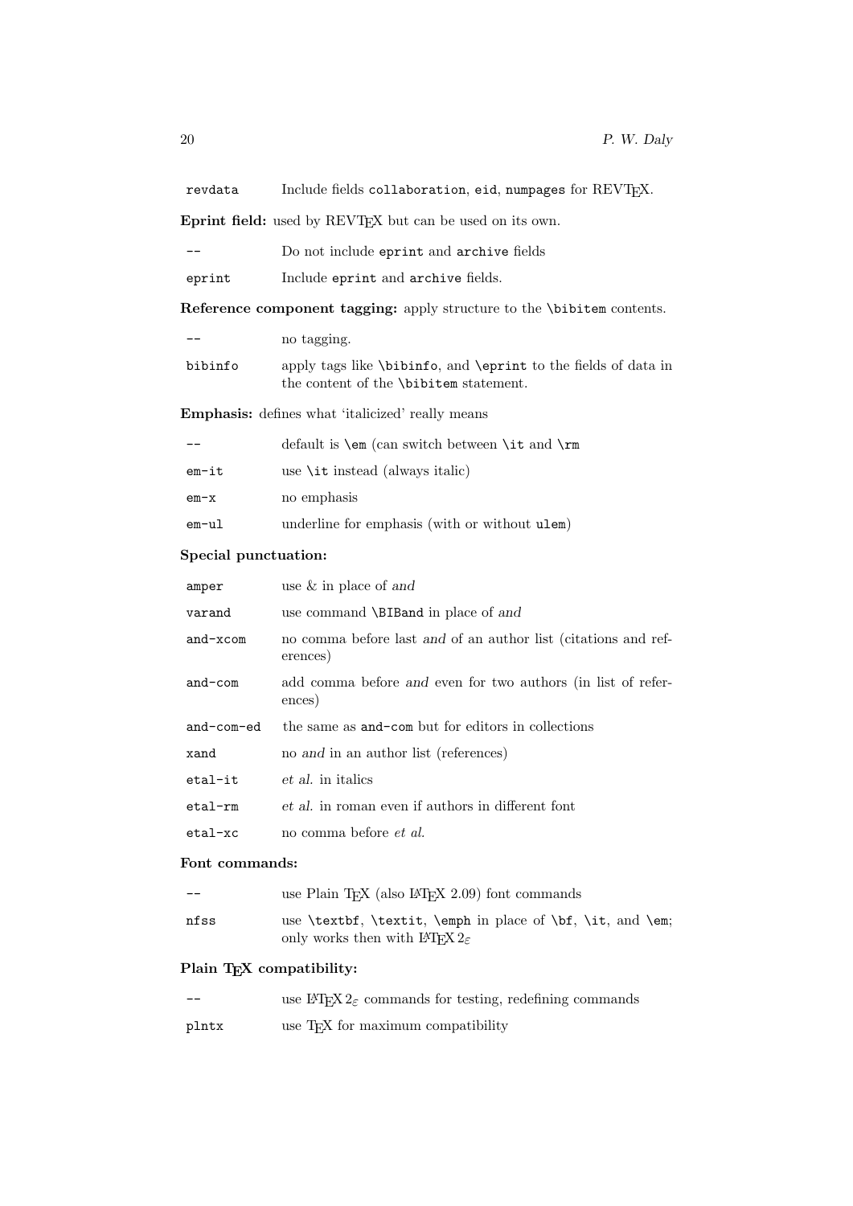| | |
|---|---|
| `revdata` | Include fields `collaboration`, `eid`, `numpages` for REVTEX. |

**Eprint field:** used by REVTEX but can be used on its own.

| | |
|---|---|
| `--` | Do not include `eprint` and `archive` fields |
| `eprint` | Include `eprint` and `archive` fields. |

**Reference component tagging:** apply structure to the `\bibitem` contents.

| | |
|---|---|
| `--` | no tagging. |
| `bibinfo` | apply tags like `\bibinfo`, and `\eprint` to the fields of data in the content of the `\bibitem` statement. |

**Emphasis:** defines what 'italicized' really means

| | |
|---|---|
| `--` | default is `\em` (can switch between `\it` and `\rm` |
| `em-it` | use `\it` instead (always italic) |
| `em-x` | no emphasis |
| `em-ul` | underline for emphasis (with or without `ulem`) |

**Special punctuation:**

| | |
|---|---|
| `amper` | use & in place of *and* |
| `varand` | use command `\BIBand` in place of *and* |
| `and-xcom` | no comma before last *and* of an author list (citations and references) |
| `and-com` | add comma before *and* even for two authors (in list of references) |
| `and-com-ed` | the same as `and-com` but for editors in collections |
| `xand` | no *and* in an author list (references) |
| `etal-it` | *et al.* in italics |
| `etal-rm` | *et al.* in roman even if authors in different font |
| `etal-xc` | no comma before *et al.* |

**Font commands:**

| | |
|---|---|
| `--` | use Plain TEX (also LATEX 2.09) font commands |
| `nfss` | use `\textbf`, `\textit`, `\emph` in place of `\bf`, `\it`, and `\em`; only works then with LATEX $2_\varepsilon$ |

**Plain TEX compatibility:**

| | |
|---|---|
| `--` | use LATEX $2_\varepsilon$ commands for testing, redefining commands |
| `plntx` | use TEX for maximum compatibility |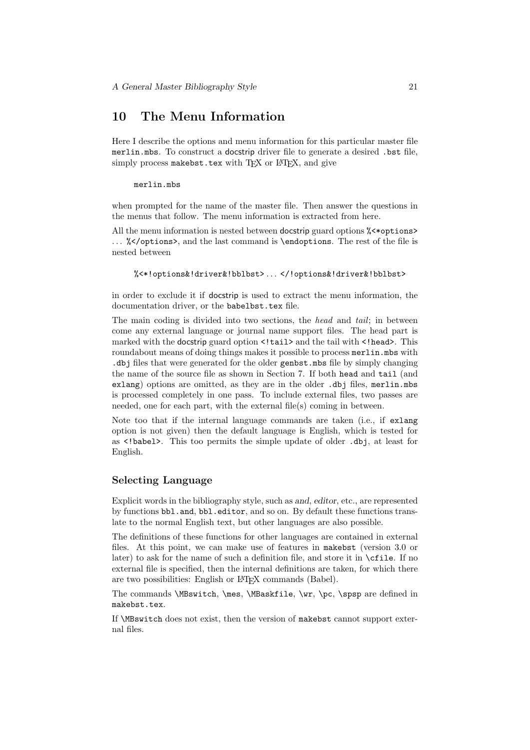## 10 The Menu Information

Here I describe the options and menu information for this particular master file `merlin.mbs`. To construct a docstrip driver file to generate a desired `.bst` file, simply process `makebst.tex` with TeX or LaTeX, and give

```
merlin.mbs
```

when prompted for the name of the master file. Then answer the questions in the menus that follow. The menu information is extracted from here.

All the menu information is nested between docstrip guard options `%<*options>` ... `%</options>`, and the last command is `\endoptions`. The rest of the file is nested between

```
%<*!options&!driver&!bblbst> ... </!options&!driver&!bblbst>
```

in order to exclude it if docstrip is used to extract the menu information, the documentation driver, or the `babelbst.tex` file.

The main coding is divided into two sections, the *head* and *tail*; in between come any external language or journal name support files. The head part is marked with the docstrip guard option `<!tail>` and the tail with `<!head>`. This roundabout means of doing things makes it possible to process `merlin.mbs` with `.dbj` files that were generated for the older `genbst.mbs` file by simply changing the name of the source file as shown in Section 7. If both `head` and `tail` (and `exlang`) options are omitted, as they are in the older `.dbj` files, `merlin.mbs` is processed completely in one pass. To include external files, two passes are needed, one for each part, with the external file(s) coming in between.

Note too that if the internal language commands are taken (i.e., if `exlang` option is not given) then the default language is English, which is tested for as `<!babel>`. This too permits the simple update of older `.dbj`, at least for English.

### Selecting Language

Explicit words in the bibliography style, such as *and*, *editor*, etc., are represented by functions `bbl.and`, `bbl.editor`, and so on. By default these functions translate to the normal English text, but other languages are also possible.

The definitions of these functions for other languages are contained in external files. At this point, we can make use of features in `makebst` (version 3.0 or later) to ask for the name of such a definition file, and store it in `\cfile`. If no external file is specified, then the internal definitions are taken, for which there are two possibilities: English or LaTeX commands (Babel).

The commands `\MBswitch`, `\mes`, `\MBaskfile`, `\wr`, `\pc`, `\spsp` are defined in `makebst.tex`.

If `\MBswitch` does not exist, then the version of `makebst` cannot support external files.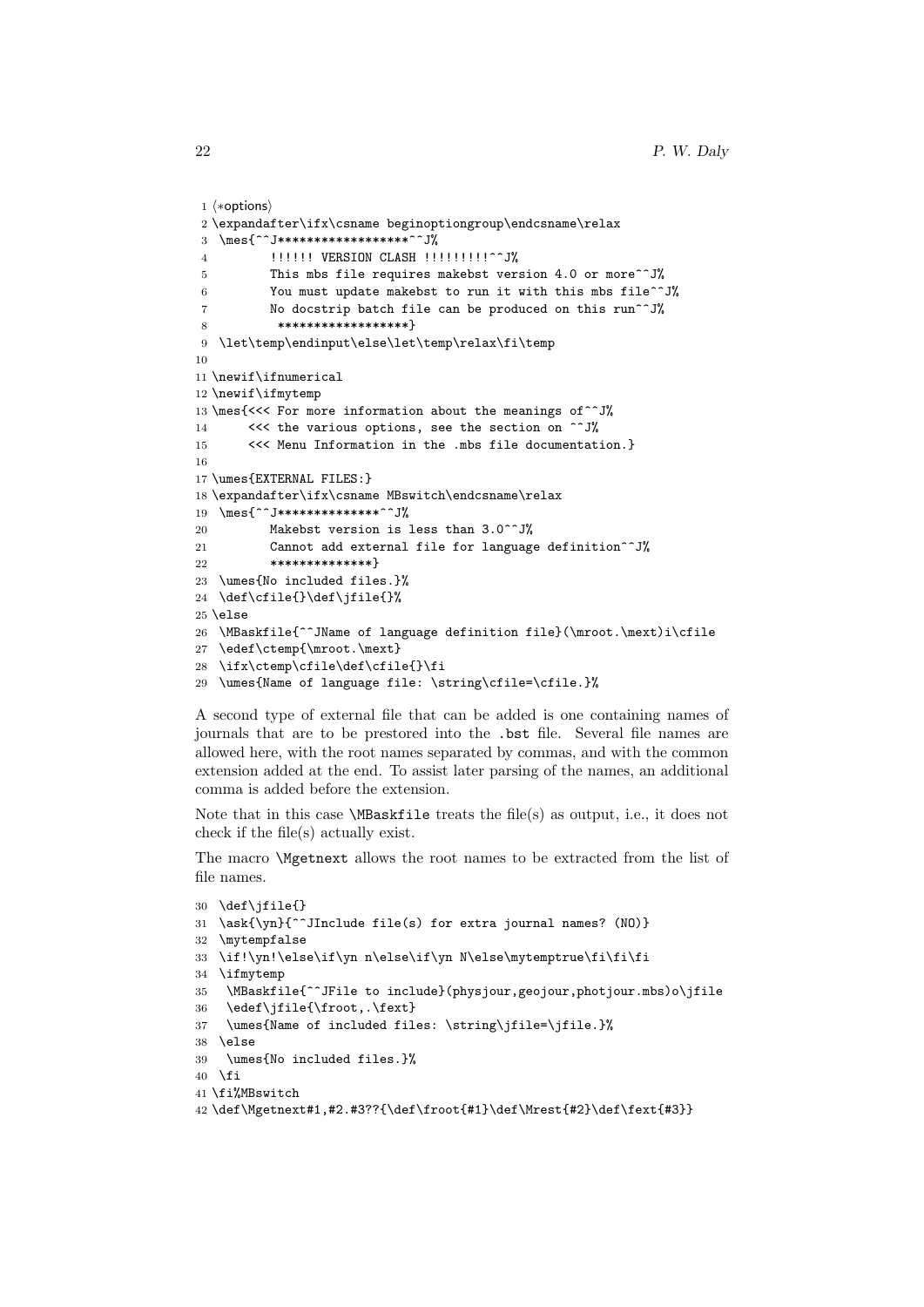```
1 ⟨*options⟩
2 \expandafter\ifx\csname beginoptiongroup\endcsname\relax
3  \mes{^^J******************^^J%
4         !!!!!! VERSION CLASH !!!!!!!!!^^J%
5         This mbs file requires makebst version 4.0 or more^^J%
6         You must update makebst to run it with this mbs file^^J%
7         No docstrip batch file can be produced on this run^^J%
8          ******************}
9  \let\temp\endinput\else\let\temp\relax\fi\temp
10
11 \newif\ifnumerical
12 \newif\ifmytemp
13 \mes{<<< For more information about the meanings of^^J%
14      <<< the various options, see the section on ^^J%
15      <<< Menu Information in the .mbs file documentation.}
16
17 \umes{EXTERNAL FILES:}
18 \expandafter\ifx\csname MBswitch\endcsname\relax
19  \mes{^^J**************^^J%
20         Makebst version is less than 3.0^^J%
21         Cannot add external file for language definition^^J%
22         **************}
23  \umes{No included files.}%
24  \def\cfile{}\def\jfile{}%
25 \else
26  \MBaskfile{^^JName of language definition file}(\mroot.\mext)i\cfile
27  \edef\ctemp{\mroot.\mext}
28  \ifx\ctemp\cfile\def\cfile{}\fi
29  \umes{Name of language file: \string\cfile=\cfile.}%
```

A second type of external file that can be added is one containing names of journals that are to be prestored into the .bst file. Several file names are allowed here, with the root names separated by commas, and with the common extension added at the end. To assist later parsing of the names, an additional comma is added before the extension.

Note that in this case `\MBaskfile` treats the file(s) as output, i.e., it does not check if the file(s) actually exist.

The macro `\Mgetnext` allows the root names to be extracted from the list of file names.

```
30  \def\jfile{}
31  \ask{\yn}{^^JInclude file(s) for extra journal names? (NO)}
32  \mytempfalse
33  \if!\yn!\else\if\yn n\else\if\yn N\else\mytemptrue\fi\fi\fi
34  \ifmytemp
35   \MBaskfile{^^JFile to include}(physjour,geojour,photjour.mbs)o\jfile
36   \edef\jfile{\froot,.\fext}
37   \umes{Name of included files: \string\jfile=\jfile.}%
38  \else
39   \umes{No included files.}%
40  \fi
41 \fi%MBswitch
42 \def\Mgetnext#1,#2.#3??{\def\froot{#1}\def\Mrest{#2}\def\fext{#3}}
```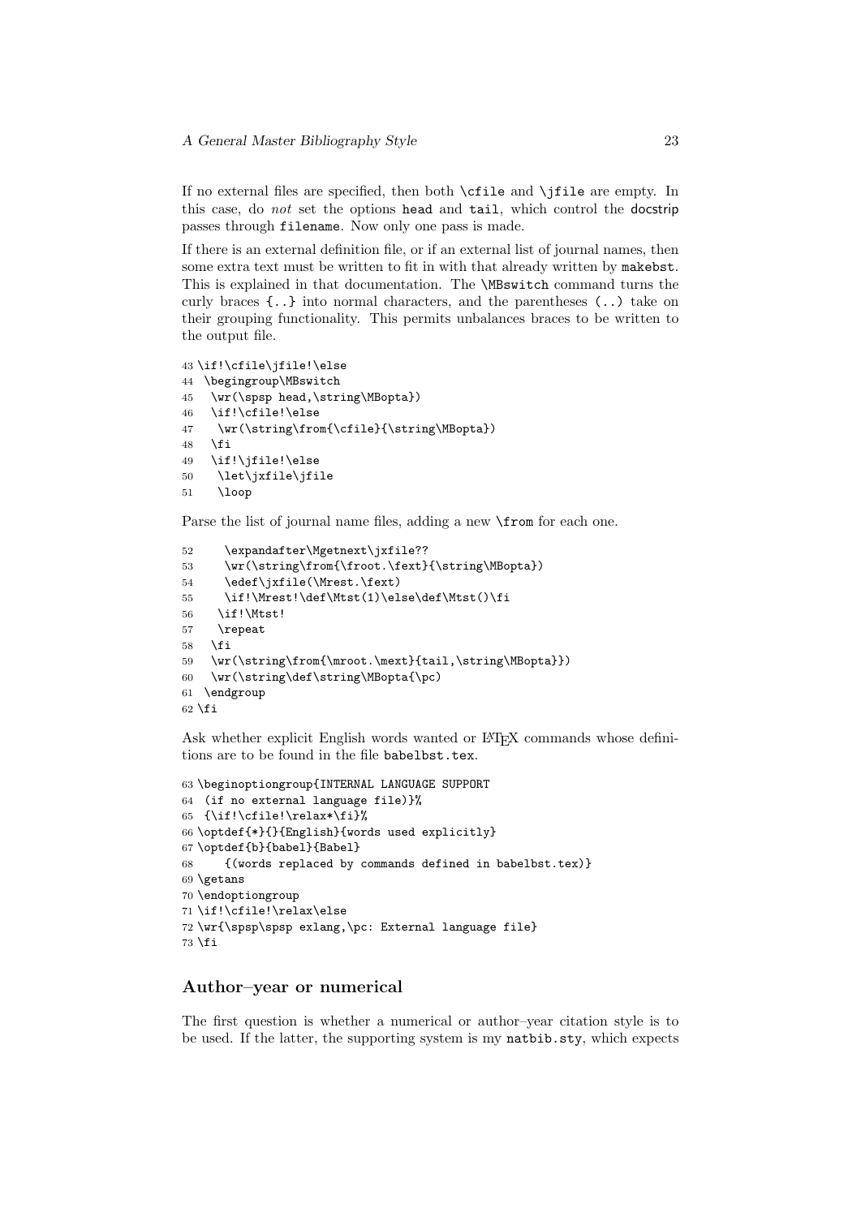If no external files are specified, then both `\cfile` and `\jfile` are empty. In this case, do *not* set the options `head` and `tail`, which control the docstrip passes through `filename`. Now only one pass is made.

If there is an external definition file, or if an external list of journal names, then some extra text must be written to fit in with that already written by `makebst`. This is explained in that documentation. The `\MBswitch` command turns the curly braces `{..}` into normal characters, and the parentheses `(..)` take on their grouping functionality. This permits unbalances braces to be written to the output file.

```
43 \if!\cfile\jfile!\else
44  \begingroup\MBswitch
45   \wr(\spsp head,\string\MBopta})
46   \if!\cfile!\else
47    \wr(\string\from{\cfile}{\string\MBopta})
48   \fi
49   \if!\jfile!\else
50    \let\jxfile\jfile
51    \loop
```

Parse the list of journal name files, adding a new `\from` for each one.

```
52     \expandafter\Mgetnext\jxfile??
53     \wr(\string\from{\froot.\fext}{\string\MBopta})
54     \edef\jxfile(\Mrest.\fext)
55     \if!\Mrest!\def\Mtst(1)\else\def\Mtst()\fi
56    \if!\Mtst!
57    \repeat
58   \fi
59   \wr(\string\from{\mroot.\mext}{tail,\string\MBopta}})
60   \wr(\string\def\string\MBopta{\pc)
61  \endgroup
62 \fi
```

Ask whether explicit English words wanted or LaTeX commands whose definitions are to be found in the file `babelbst.tex`.

```
63 \beginoptiongroup{INTERNAL LANGUAGE SUPPORT
64  (if no external language file)}%
65  {\if!\cfile!\relax*\fi}%
66 \optdef{*}{}{English}{words used explicitly}
67 \optdef{b}{babel}{Babel}
68     {(words replaced by commands defined in babelbst.tex)}
69 \getans
70 \endoptiongroup
71 \if!\cfile!\relax\else
72 \wr{\spsp\spsp exlang,\pc: External language file}
73 \fi
```

## Author–year or numerical

The first question is whether a numerical or author–year citation style is to be used. If the latter, the supporting system is my `natbib.sty`, which expects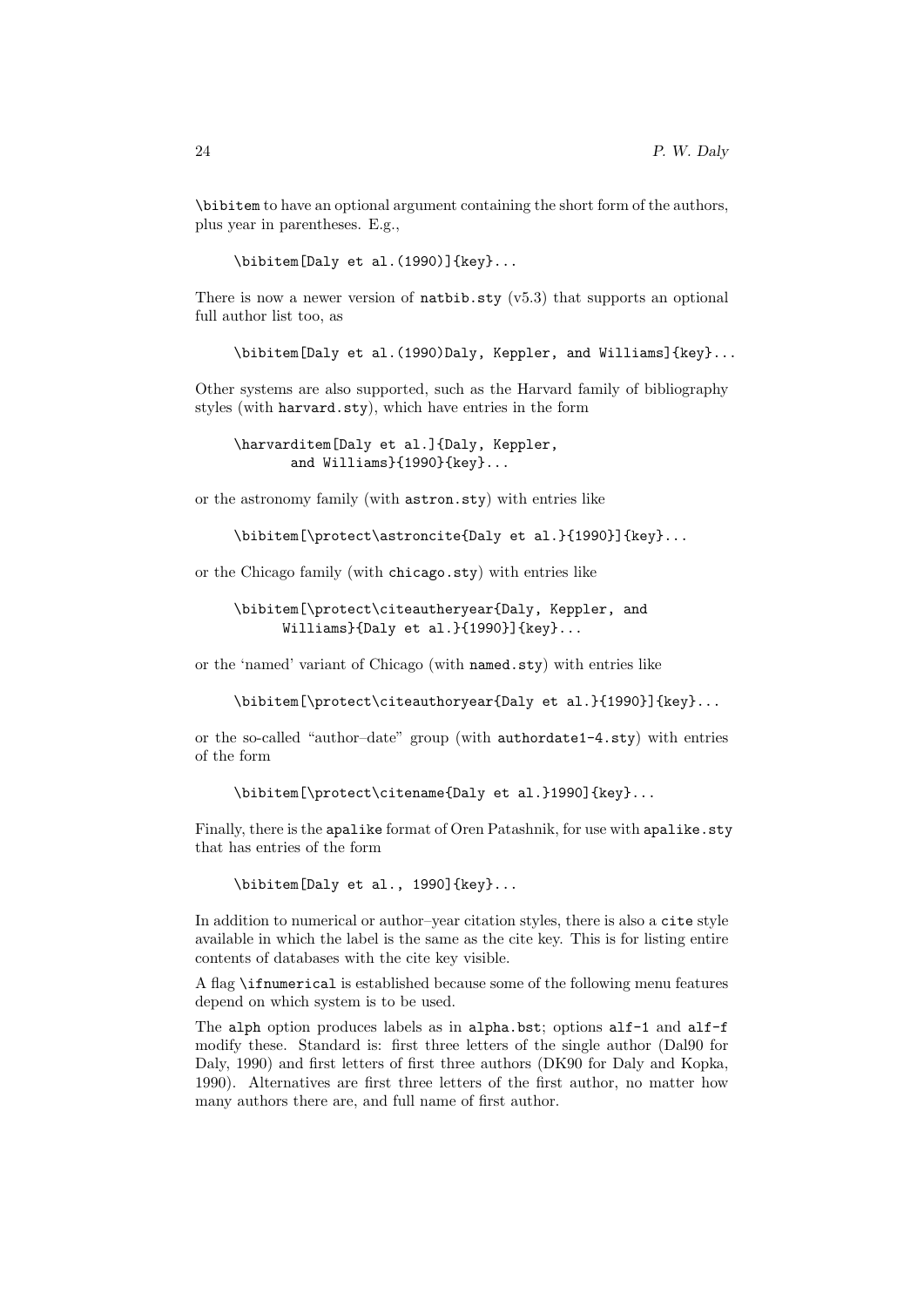`\bibitem` to have an optional argument containing the short form of the authors, plus year in parentheses. E.g.,

```
\bibitem[Daly et al.(1990)]{key}...
```

There is now a newer version of `natbib.sty` (v5.3) that supports an optional full author list too, as

```
\bibitem[Daly et al.(1990)Daly, Keppler, and Williams]{key}...
```

Other systems are also supported, such as the Harvard family of bibliography styles (with `harvard.sty`), which have entries in the form

```
\harvarditem[Daly et al.]{Daly, Keppler,
       and Williams}{1990}{key}...
```

or the astronomy family (with `astron.sty`) with entries like

```
\bibitem[\protect\astroncite{Daly et al.}{1990}]{key}...
```

or the Chicago family (with `chicago.sty`) with entries like

```
\bibitem[\protect\citeautheryear{Daly, Keppler, and
      Williams}{Daly et al.}{1990}]{key}...
```

or the 'named' variant of Chicago (with `named.sty`) with entries like

```
\bibitem[\protect\citeauthoryear{Daly et al.}{1990}]{key}...
```

or the so-called "author–date" group (with `authordate1-4.sty`) with entries of the form

```
\bibitem[\protect\citename{Daly et al.}1990]{key}...
```

Finally, there is the `apalike` format of Oren Patashnik, for use with `apalike.sty` that has entries of the form

```
\bibitem[Daly et al., 1990]{key}...
```

In addition to numerical or author–year citation styles, there is also a `cite` style available in which the label is the same as the cite key. This is for listing entire contents of databases with the cite key visible.

A flag `\ifnumerical` is established because some of the following menu features depend on which system is to be used.

The `alph` option produces labels as in `alpha.bst`; options `alf-1` and `alf-f` modify these. Standard is: first three letters of the single author (Dal90 for Daly, 1990) and first letters of first three authors (DK90 for Daly and Kopka, 1990). Alternatives are first three letters of the first author, no matter how many authors there are, and full name of first author.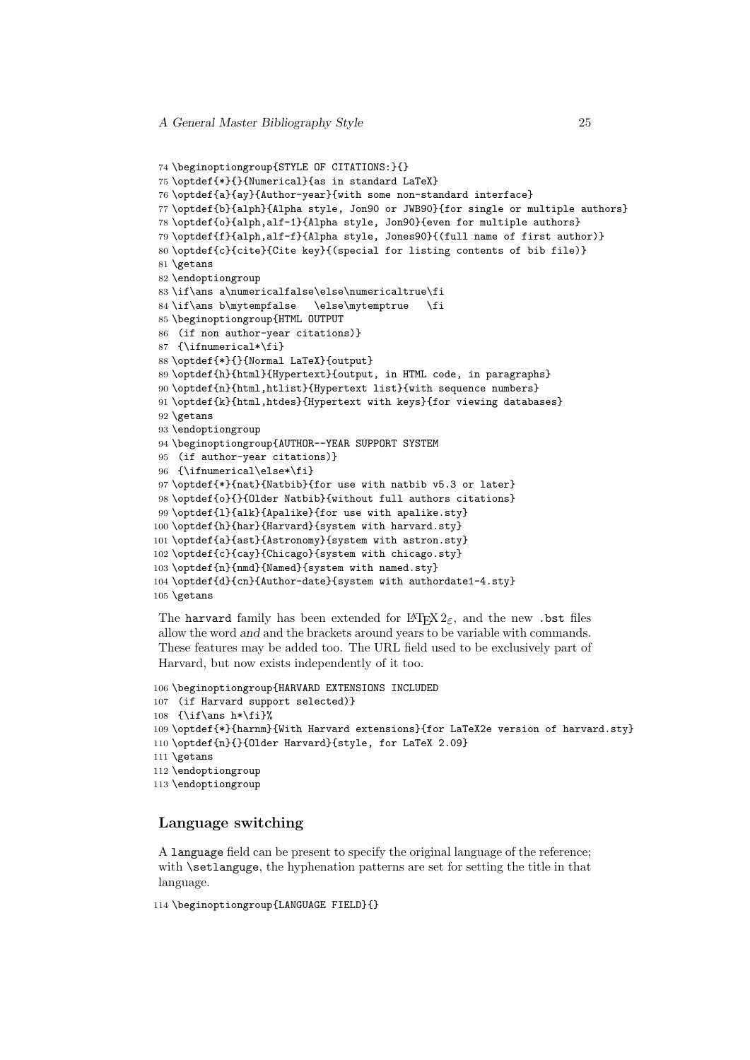```
74 \beginoptiongroup{STYLE OF CITATIONS:}{}
75 \optdef{*}{}{Numerical}{as in standard LaTeX}
76 \optdef{a}{ay}{Author-year}{with some non-standard interface}
77 \optdef{b}{alph}{Alpha style, Jon90 or JWB90}{for single or multiple authors}
78 \optdef{o}{alph,alf-1}{Alpha style, Jon90}{even for multiple authors}
79 \optdef{f}{alph,alf-f}{Alpha style, Jones90}{(full name of first author)}
80 \optdef{c}{cite}{Cite key}{(special for listing contents of bib file)}
81 \getans
82 \endoptiongroup
83 \if\ans a\numericalfalse\else\numericaltrue\fi
84 \if\ans b\mytempfalse   \else\mytemptrue   \fi
85 \beginoptiongroup{HTML OUTPUT
86  (if non author-year citations)}
87  {\ifnumerical*\fi}
88 \optdef{*}{}{Normal LaTeX}{output}
89 \optdef{h}{html}{Hypertext}{output, in HTML code, in paragraphs}
90 \optdef{n}{html,htlist}{Hypertext list}{with sequence numbers}
91 \optdef{k}{html,htdes}{Hypertext with keys}{for viewing databases}
92 \getans
93 \endoptiongroup
94 \beginoptiongroup{AUTHOR--YEAR SUPPORT SYSTEM
95  (if author-year citations)}
96  {\ifnumerical\else*\fi}
97 \optdef{*}{nat}{Natbib}{for use with natbib v5.3 or later}
98 \optdef{o}{}{Older Natbib}{without full authors citations}
99 \optdef{l}{alk}{Apalike}{for use with apalike.sty}
100 \optdef{h}{har}{Harvard}{system with harvard.sty}
101 \optdef{a}{ast}{Astronomy}{system with astron.sty}
102 \optdef{c}{cay}{Chicago}{system with chicago.sty}
103 \optdef{n}{nmd}{Named}{system with named.sty}
104 \optdef{d}{cn}{Author-date}{system with authordate1-4.sty}
105 \getans
```

The harvard family has been extended for LaTeX $2_\varepsilon$, and the new .bst files allow the word *and* and the brackets around years to be variable with commands. These features may be added too. The URL field used to be exclusively part of Harvard, but now exists independently of it too.

```
106 \beginoptiongroup{HARVARD EXTENSIONS INCLUDED
107  (if Harvard support selected)}
108  {\if\ans h*\fi}%
109 \optdef{*}{harnm}{With Harvard extensions}{for LaTeX2e version of harvard.sty}
110 \optdef{n}{}{Older Harvard}{style, for LaTeX 2.09}
111 \getans
112 \endoptiongroup
113 \endoptiongroup
```

## Language switching

A language field can be present to specify the original language of the reference; with \setlanguge, the hyphenation patterns are set for setting the title in that language.

```
114 \beginoptiongroup{LANGUAGE FIELD}{}
```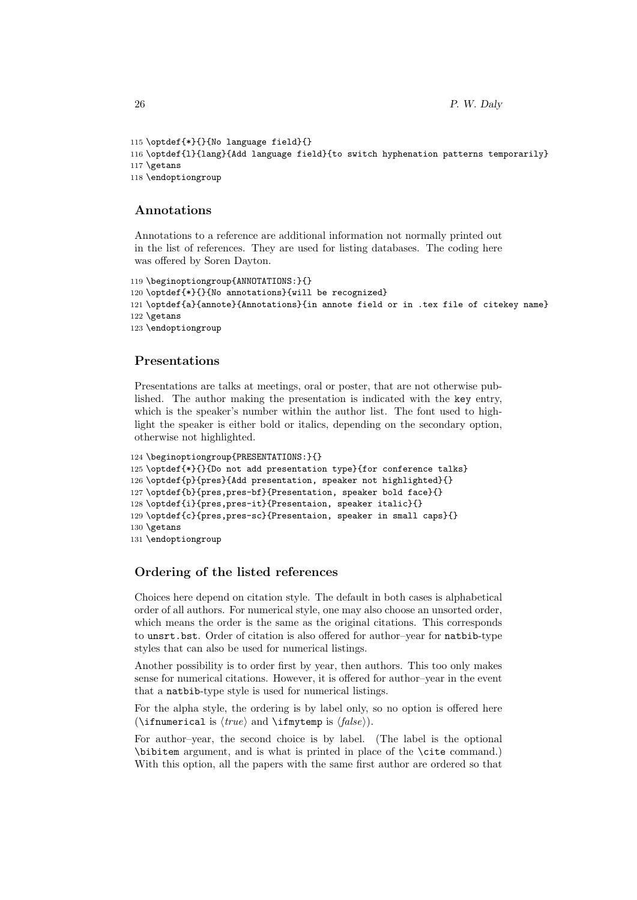```
115 \optdef{*}{}{No language field}{}
116 \optdef{l}{lang}{Add language field}{to switch hyphenation patterns temporarily}
117 \getans
118 \endoptiongroup
```

### Annotations

Annotations to a reference are additional information not normally printed out in the list of references. They are used for listing databases. The coding here was offered by Soren Dayton.

```
119 \beginoptiongroup{ANNOTATIONS:}{}
120 \optdef{*}{}{No annotations}{will be recognized}
121 \optdef{a}{annote}{Annotations}{in annote field or in .tex file of citekey name}
122 \getans
123 \endoptiongroup
```

### Presentations

Presentations are talks at meetings, oral or poster, that are not otherwise published. The author making the presentation is indicated with the `key` entry, which is the speaker's number within the author list. The font used to highlight the speaker is either bold or italics, depending on the secondary option, otherwise not highlighted.

```
124 \beginoptiongroup{PRESENTATIONS:}{}
125 \optdef{*}{}{Do not add presentation type}{for conference talks}
126 \optdef{p}{pres}{Add presentation, speaker not highlighted}{}
127 \optdef{b}{pres,pres-bf}{Presentation, speaker bold face}{}
128 \optdef{i}{pres,pres-it}{Presentaion, speaker italic}{}
129 \optdef{c}{pres,pres-sc}{Presentaion, speaker in small caps}{}
130 \getans
131 \endoptiongroup
```

### Ordering of the listed references

Choices here depend on citation style. The default in both cases is alphabetical order of all authors. For numerical style, one may also choose an unsorted order, which means the order is the same as the original citations. This corresponds to `unsrt.bst`. Order of citation is also offered for author–year for `natbib`-type styles that can also be used for numerical listings.

Another possibility is to order first by year, then authors. This too only makes sense for numerical citations. However, it is offered for author–year in the event that a `natbib`-type style is used for numerical listings.

For the alpha style, the ordering is by label only, so no option is offered here (`\ifnumerical` is ⟨*true*⟩ and `\ifmytemp` is ⟨*false*⟩).

For author–year, the second choice is by label. (The label is the optional `\bibitem` argument, and is what is printed in place of the `\cite` command.) With this option, all the papers with the same first author are ordered so that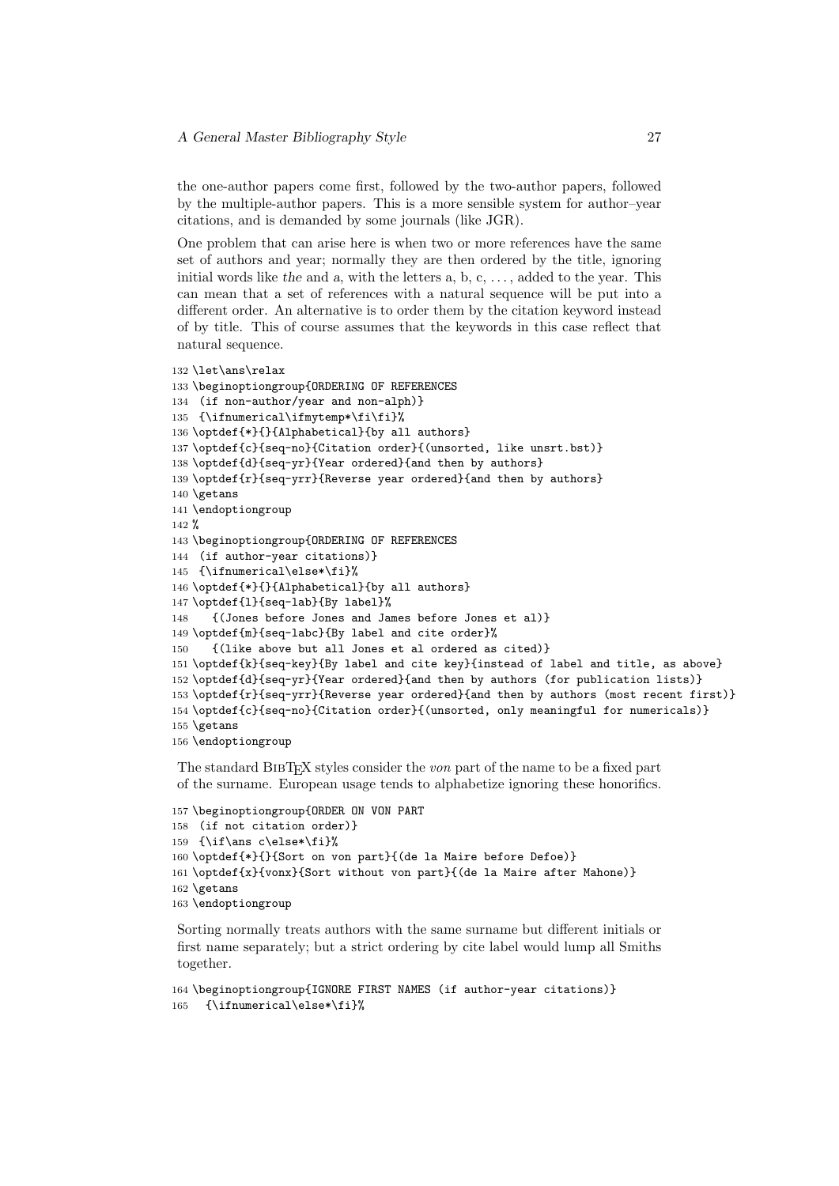the one-author papers come first, followed by the two-author papers, followed by the multiple-author papers. This is a more sensible system for author–year citations, and is demanded by some journals (like JGR).

One problem that can arise here is when two or more references have the same set of authors and year; normally they are then ordered by the title, ignoring initial words like *the* and *a*, with the letters a, b, c, . . . , added to the year. This can mean that a set of references with a natural sequence will be put into a different order. An alternative is to order them by the citation keyword instead of by title. This of course assumes that the keywords in this case reflect that natural sequence.

```
132 \let\ans\relax
133 \beginoptiongroup{ORDERING OF REFERENCES
134  (if non-author/year and non-alph)}
135  {\ifnumerical\ifmytemp*\fi\fi}%
136 \optdef{*}{}{Alphabetical}{by all authors}
137 \optdef{c}{seq-no}{Citation order}{(unsorted, like unsrt.bst)}
138 \optdef{d}{seq-yr}{Year ordered}{and then by authors}
139 \optdef{r}{seq-yrr}{Reverse year ordered}{and then by authors}
140 \getans
141 \endoptiongroup
142 %
143 \beginoptiongroup{ORDERING OF REFERENCES
144  (if author-year citations)}
145  {\ifnumerical\else*\fi}%
146 \optdef{*}{}{Alphabetical}{by all authors}
147 \optdef{l}{seq-lab}{By label}%
148    {(Jones before Jones and James before Jones et al)}
149 \optdef{m}{seq-labc}{By label and cite order}%
150    {(like above but all Jones et al ordered as cited)}
151 \optdef{k}{seq-key}{By label and cite key}{instead of label and title, as above}
152 \optdef{d}{seq-yr}{Year ordered}{and then by authors (for publication lists)}
153 \optdef{r}{seq-yrr}{Reverse year ordered}{and then by authors (most recent first)}
154 \optdef{c}{seq-no}{Citation order}{(unsorted, only meaningful for numericals)}
155 \getans
156 \endoptiongroup
```

The standard BibTeX styles consider the *von* part of the name to be a fixed part of the surname. European usage tends to alphabetize ignoring these honorifics.

```
157 \beginoptiongroup{ORDER ON VON PART
158  (if not citation order)}
159  {\if\ans c\else*\fi}%
160 \optdef{*}{}{Sort on von part}{(de la Maire before Defoe)}
161 \optdef{x}{vonx}{Sort without von part}{(de la Maire after Mahone)}
162 \getans
163 \endoptiongroup
```

Sorting normally treats authors with the same surname but different initials or first name separately; but a strict ordering by cite label would lump all Smiths together.

```
164 \beginoptiongroup{IGNORE FIRST NAMES (if author-year citations)}
165   {\ifnumerical\else*\fi}%
```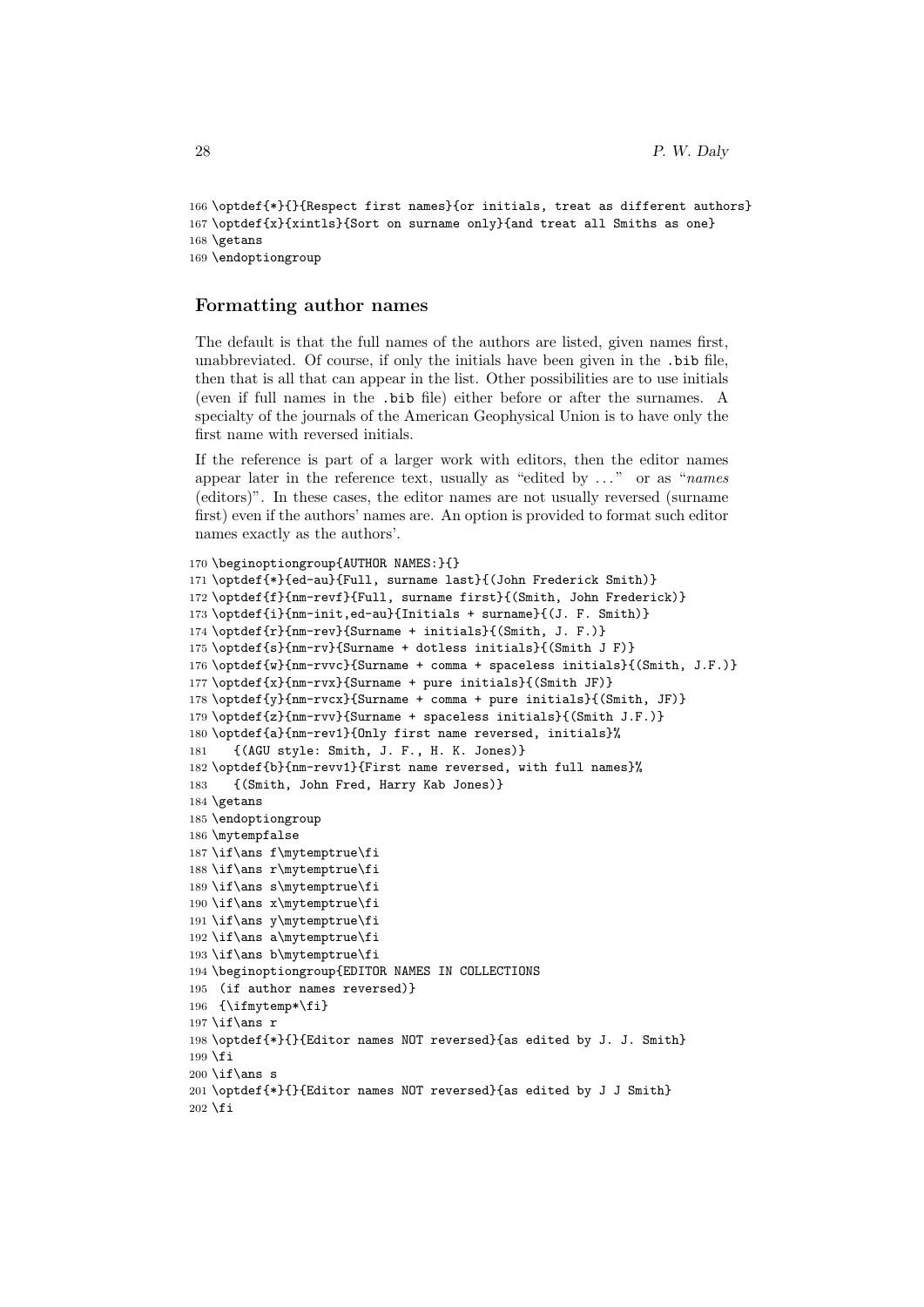```
166 \optdef{*}{}{Respect first names}{or initials, treat as different authors}
167 \optdef{x}{xintls}{Sort on surname only}{and treat all Smiths as one}
168 \getans
169 \endoptiongroup
```

### Formatting author names

The default is that the full names of the authors are listed, given names first, unabbreviated. Of course, if only the initials have been given in the `.bib` file, then that is all that can appear in the list. Other possibilities are to use initials (even if full names in the `.bib` file) either before or after the surnames. A specialty of the journals of the American Geophysical Union is to have only the first name with reversed initials.

If the reference is part of a larger work with editors, then the editor names appear later in the reference text, usually as "edited by ..." or as "*names* (editors)". In these cases, the editor names are not usually reversed (surname first) even if the authors' names are. An option is provided to format such editor names exactly as the authors'.

```
170 \beginoptiongroup{AUTHOR NAMES:}{}
171 \optdef{*}{ed-au}{Full, surname last}{(John Frederick Smith)}
172 \optdef{f}{nm-revf}{Full, surname first}{(Smith, John Frederick)}
173 \optdef{i}{nm-init,ed-au}{Initials + surname}{(J. F. Smith)}
174 \optdef{r}{nm-rev}{Surname + initials}{(Smith, J. F.)}
175 \optdef{s}{nm-rv}{Surname + dotless initials}{(Smith J F)}
176 \optdef{w}{nm-rvvc}{Surname + comma + spaceless initials}{(Smith, J.F.)}
177 \optdef{x}{nm-rvx}{Surname + pure initials}{(Smith JF)}
178 \optdef{y}{nm-rvcx}{Surname + comma + pure initials}{(Smith, JF)}
179 \optdef{z}{nm-rvv}{Surname + spaceless initials}{(Smith J.F.)}
180 \optdef{a}{nm-rev1}{Only first name reversed, initials}%
181    {(AGU style: Smith, J. F., H. K. Jones)}
182 \optdef{b}{nm-revv1}{First name reversed, with full names}%
183    {(Smith, John Fred, Harry Kab Jones)}
184 \getans
185 \endoptiongroup
186 \mytempfalse
187 \if\ans f\mytemptrue\fi
188 \if\ans r\mytemptrue\fi
189 \if\ans s\mytemptrue\fi
190 \if\ans x\mytemptrue\fi
191 \if\ans y\mytemptrue\fi
192 \if\ans a\mytemptrue\fi
193 \if\ans b\mytemptrue\fi
194 \beginoptiongroup{EDITOR NAMES IN COLLECTIONS
195  (if author names reversed)}
196  {\ifmytemp*\fi}
197 \if\ans r
198 \optdef{*}{}{Editor names NOT reversed}{as edited by J. J. Smith}
199 \fi
200 \if\ans s
201 \optdef{*}{}{Editor names NOT reversed}{as edited by J J Smith}
202 \fi
```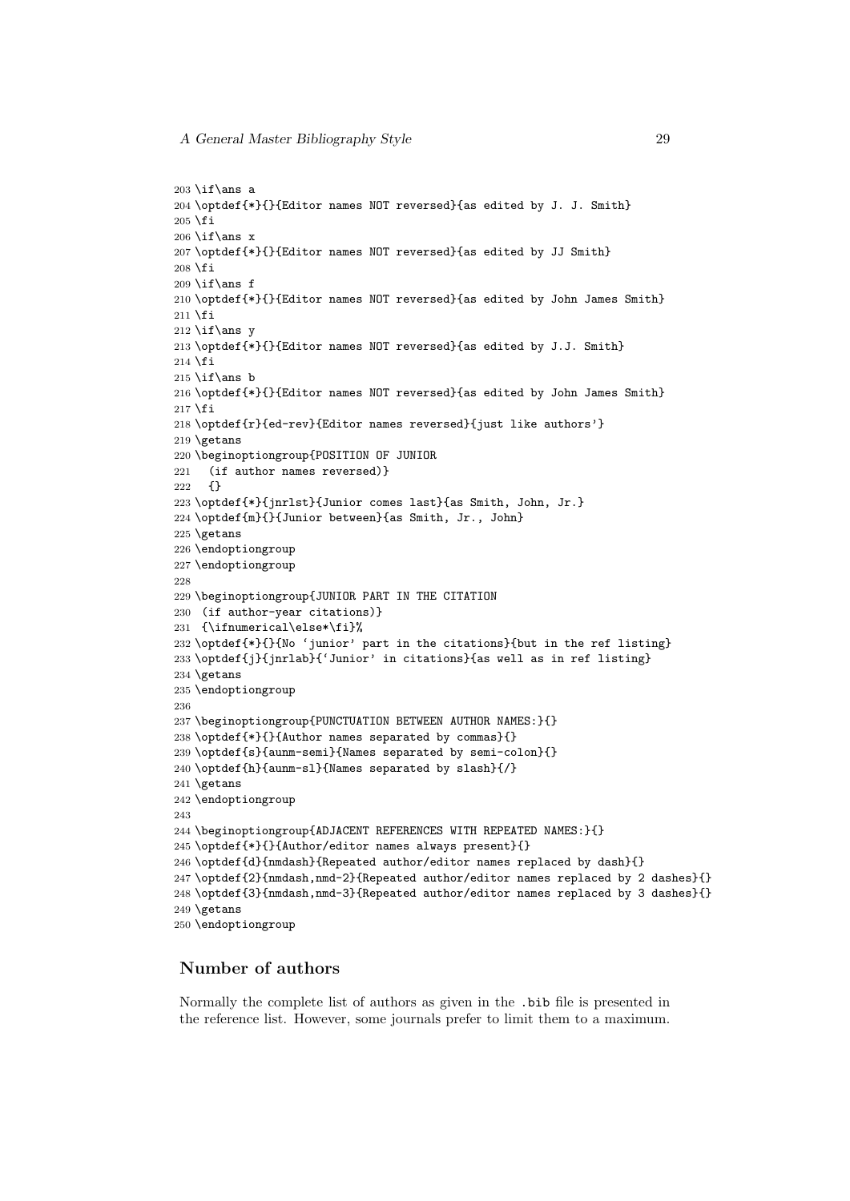```
203 \if\ans a
204 \optdef{*}{}{Editor names NOT reversed}{as edited by J. J. Smith}
205 \fi
206 \if\ans x
207 \optdef{*}{}{Editor names NOT reversed}{as edited by JJ Smith}
208 \fi
209 \if\ans f
210 \optdef{*}{}{Editor names NOT reversed}{as edited by John James Smith}
211 \fi
212 \if\ans y
213 \optdef{*}{}{Editor names NOT reversed}{as edited by J.J. Smith}
214 \fi
215 \if\ans b
216 \optdef{*}{}{Editor names NOT reversed}{as edited by John James Smith}
217 \fi
218 \optdef{r}{ed-rev}{Editor names reversed}{just like authors'}
219 \getans
220 \beginoptiongroup{POSITION OF JUNIOR
221   (if author names reversed)}
222   {}
223 \optdef{*}{jnrlst}{Junior comes last}{as Smith, John, Jr.}
224 \optdef{m}{}{Junior between}{as Smith, Jr., John}
225 \getans
226 \endoptiongroup
227 \endoptiongroup
228
229 \beginoptiongroup{JUNIOR PART IN THE CITATION
230  (if author-year citations)}
231  {\ifnumerical\else*\fi}%
232 \optdef{*}{}{No `junior' part in the citations}{but in the ref listing}
233 \optdef{j}{jnrlab}{`Junior' in citations}{as well as in ref listing}
234 \getans
235 \endoptiongroup
236
237 \beginoptiongroup{PUNCTUATION BETWEEN AUTHOR NAMES:}{}
238 \optdef{*}{}{Author names separated by commas}{}
239 \optdef{s}{aunm-semi}{Names separated by semi-colon}{}
240 \optdef{h}{aunm-sl}{Names separated by slash}{/}
241 \getans
242 \endoptiongroup
243
244 \beginoptiongroup{ADJACENT REFERENCES WITH REPEATED NAMES:}{}
245 \optdef{*}{}{Author/editor names always present}{}
246 \optdef{d}{nmdash}{Repeated author/editor names replaced by dash}{}
247 \optdef{2}{nmdash,nmd-2}{Repeated author/editor names replaced by 2 dashes}{}
248 \optdef{3}{nmdash,nmd-3}{Repeated author/editor names replaced by 3 dashes}{}
249 \getans
250 \endoptiongroup
```

### Number of authors

Normally the complete list of authors as given in the .bib file is presented in the reference list. However, some journals prefer to limit them to a maximum.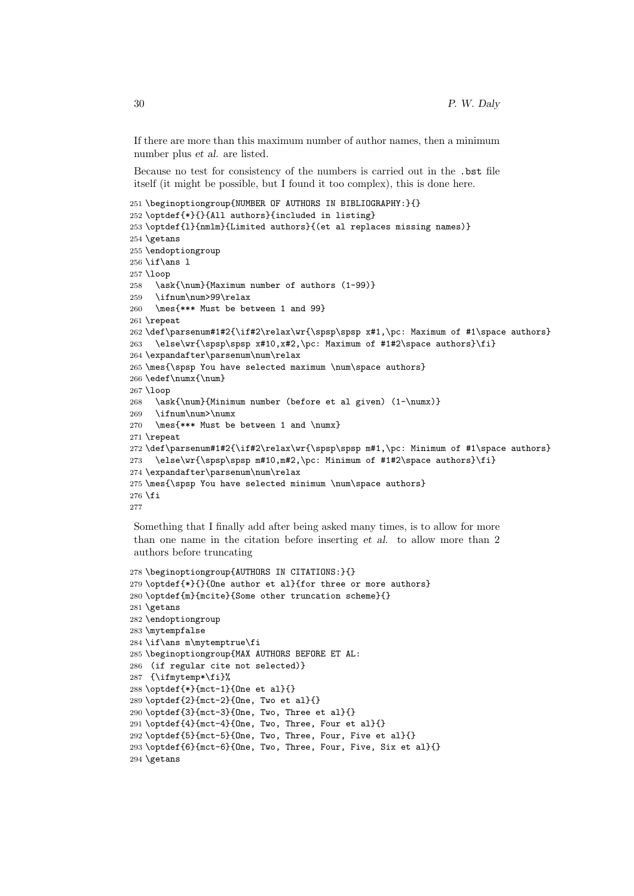If there are more than this maximum number of author names, then a minimum number plus *et al.* are listed.

Because no test for consistency of the numbers is carried out in the .bst file itself (it might be possible, but I found it too complex), this is done here.

```
251 \beginoptiongroup{NUMBER OF AUTHORS IN BIBLIOGRAPHY:}{}
252 \optdef{*}{}{All authors}{included in listing}
253 \optdef{l}{nmlm}{Limited authors}{(et al replaces missing names)}
254 \getans
255 \endoptiongroup
256 \if\ans l
257 \loop
258   \ask{\num}{Maximum number of authors (1-99)}
259   \ifnum\num>99\relax
260   \mes{*** Must be between 1 and 99}
261 \repeat
262 \def\parsenum#1#2{\if#2\relax\wr{\spsp\spsp x#1,\pc: Maximum of #1\space authors}
263   \else\wr{\spsp\spsp x#10,x#2,\pc: Maximum of #1#2\space authors}\fi}
264 \expandafter\parsenum\num\relax
265 \mes{\spsp You have selected maximum \num\space authors}
266 \edef\numx{\num}
267 \loop
268   \ask{\num}{Minimum number (before et al given) (1-\numx)}
269   \ifnum\num>\numx
270   \mes{*** Must be between 1 and \numx}
271 \repeat
272 \def\parsenum#1#2{\if#2\relax\wr{\spsp\spsp m#1,\pc: Minimum of #1\space authors}
273   \else\wr{\spsp\spsp m#10,m#2,\pc: Minimum of #1#2\space authors}\fi}
274 \expandafter\parsenum\num\relax
275 \mes{\spsp You have selected minimum \num\space authors}
276 \fi
277
```

Something that I finally add after being asked many times, is to allow for more than one name in the citation before inserting *et al.* to allow more than 2 authors before truncating

```
278 \beginoptiongroup{AUTHORS IN CITATIONS:}{}
279 \optdef{*}{}{One author et al}{for three or more authors}
280 \optdef{m}{mcite}{Some other truncation scheme}{}
281 \getans
282 \endoptiongroup
283 \mytempfalse
284 \if\ans m\mytemptrue\fi
285 \beginoptiongroup{MAX AUTHORS BEFORE ET AL:
286  (if regular cite not selected)}
287  {\ifmytemp*\fi}%
288 \optdef{*}{mct-1}{One et al}{}
289 \optdef{2}{mct-2}{One, Two et al}{}
290 \optdef{3}{mct-3}{One, Two, Three et al}{}
291 \optdef{4}{mct-4}{One, Two, Three, Four et al}{}
292 \optdef{5}{mct-5}{One, Two, Three, Four, Five et al}{}
293 \optdef{6}{mct-6}{One, Two, Three, Four, Five, Six et al}{}
294 \getans
```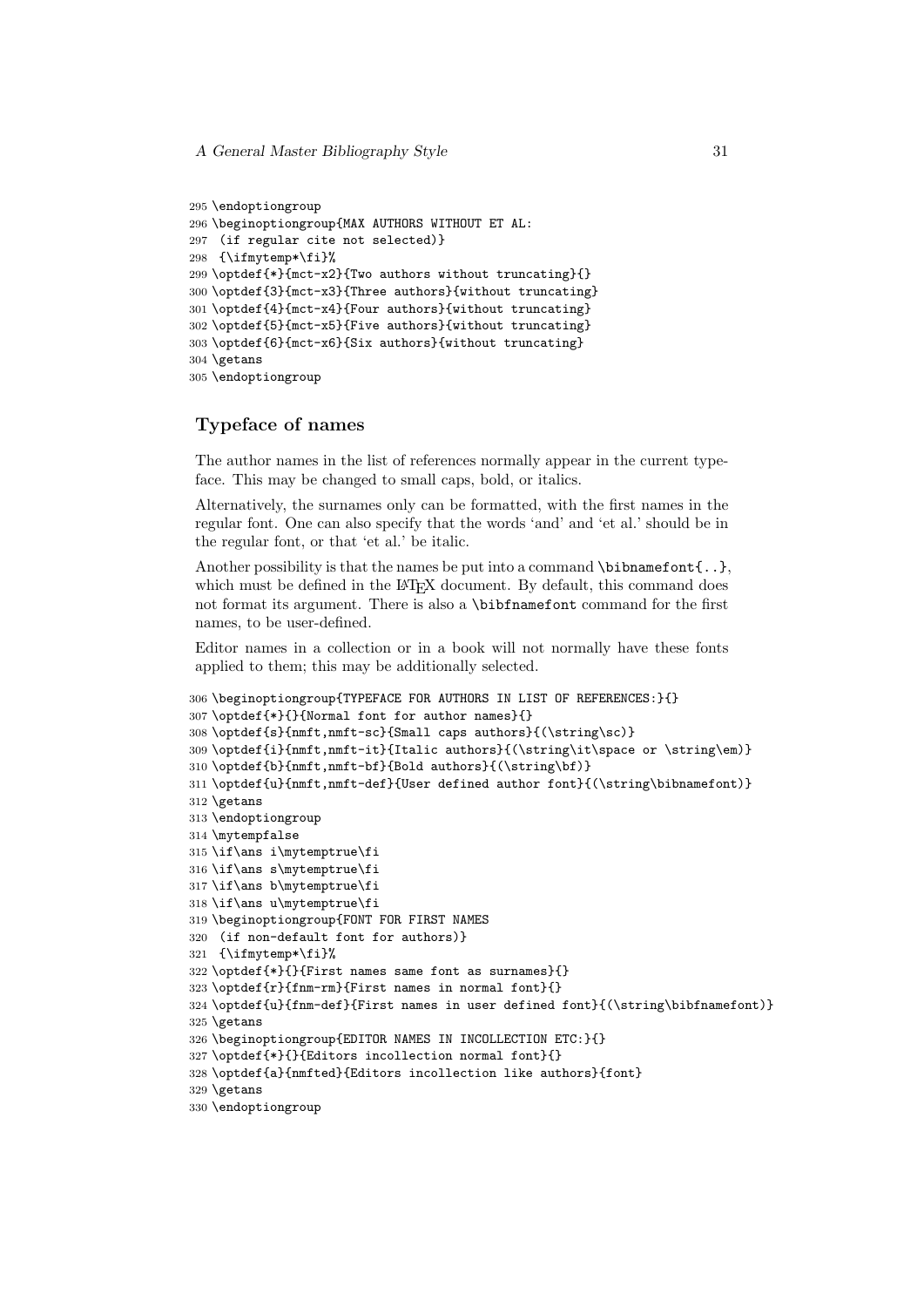```
295 \endoptiongroup
296 \beginoptiongroup{MAX AUTHORS WITHOUT ET AL:
297  (if regular cite not selected)}
298  {\ifmytemp*\fi}%
299 \optdef{*}{mct-x2}{Two authors without truncating}{}
300 \optdef{3}{mct-x3}{Three authors}{without truncating}
301 \optdef{4}{mct-x4}{Four authors}{without truncating}
302 \optdef{5}{mct-x5}{Five authors}{without truncating}
303 \optdef{6}{mct-x6}{Six authors}{without truncating}
304 \getans
305 \endoptiongroup
```

## Typeface of names

The author names in the list of references normally appear in the current typeface. This may be changed to small caps, bold, or italics.

Alternatively, the surnames only can be formatted, with the first names in the regular font. One can also specify that the words 'and' and 'et al.' should be in the regular font, or that 'et al.' be italic.

Another possibility is that the names be put into a command `\bibnamefont{..}`, which must be defined in the LaTeX document. By default, this command does not format its argument. There is also a `\bibfnamefont` command for the first names, to be user-defined.

Editor names in a collection or in a book will not normally have these fonts applied to them; this may be additionally selected.

```
306 \beginoptiongroup{TYPEFACE FOR AUTHORS IN LIST OF REFERENCES:}{}
307 \optdef{*}{}{Normal font for author names}{}
308 \optdef{s}{nmft,nmft-sc}{Small caps authors}{(\string\sc)}
309 \optdef{i}{nmft,nmft-it}{Italic authors}{(\string\it\space or \string\em)}
310 \optdef{b}{nmft,nmft-bf}{Bold authors}{(\string\bf)}
311 \optdef{u}{nmft,nmft-def}{User defined author font}{(\string\bibnamefont)}
312 \getans
313 \endoptiongroup
314 \mytempfalse
315 \if\ans i\mytemptrue\fi
316 \if\ans s\mytemptrue\fi
317 \if\ans b\mytemptrue\fi
318 \if\ans u\mytemptrue\fi
319 \beginoptiongroup{FONT FOR FIRST NAMES
320  (if non-default font for authors)}
321  {\ifmytemp*\fi}%
322 \optdef{*}{}{First names same font as surnames}{}
323 \optdef{r}{fnm-rm}{First names in normal font}{}
324 \optdef{u}{fnm-def}{First names in user defined font}{(\string\bibfnamefont)}
325 \getans
326 \beginoptiongroup{EDITOR NAMES IN INCOLLECTION ETC:}{}
327 \optdef{*}{}{Editors incollection normal font}{}
328 \optdef{a}{nmfted}{Editors incollection like authors}{font}
329 \getans
330 \endoptiongroup
```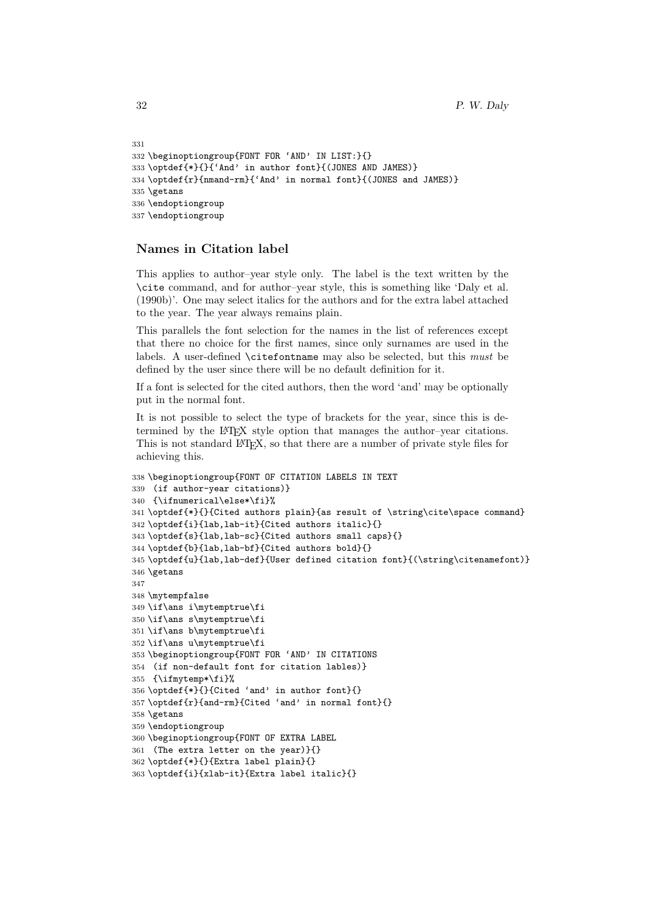```
331
332 \beginoptiongroup{FONT FOR ‘AND’ IN LIST:}{}
333 \optdef{*}{}{‘And’ in author font}{(JONES AND JAMES)}
334 \optdef{r}{nmand-rm}{‘And’ in normal font}{(JONES and JAMES)}
335 \getans
336 \endoptiongroup
337 \endoptiongroup
```

### Names in Citation label

This applies to author–year style only. The label is the text written by the `\cite` command, and for author–year style, this is something like ‘Daly et al. (1990b)’. One may select italics for the authors and for the extra label attached to the year. The year always remains plain.

This parallels the font selection for the names in the list of references except that there no choice for the first names, since only surnames are used in the labels. A user-defined `\citefontname` may also be selected, but this *must* be defined by the user since there will be no default definition for it.

If a font is selected for the cited authors, then the word ‘and’ may be optionally put in the normal font.

It is not possible to select the type of brackets for the year, since this is determined by the LaTeX style option that manages the author–year citations. This is not standard LaTeX, so that there are a number of private style files for achieving this.

```
338 \beginoptiongroup{FONT OF CITATION LABELS IN TEXT
339  (if author-year citations)}
340  {\ifnumerical\else*\fi}%
341 \optdef{*}{}{Cited authors plain}{as result of \string\cite\space command}
342 \optdef{i}{lab,lab-it}{Cited authors italic}{}
343 \optdef{s}{lab,lab-sc}{Cited authors small caps}{}
344 \optdef{b}{lab,lab-bf}{Cited authors bold}{}
345 \optdef{u}{lab,lab-def}{User defined citation font}{(\string\citenamefont)}
346 \getans
347
348 \mytempfalse
349 \if\ans i\mytemptrue\fi
350 \if\ans s\mytemptrue\fi
351 \if\ans b\mytemptrue\fi
352 \if\ans u\mytemptrue\fi
353 \beginoptiongroup{FONT FOR ‘AND’ IN CITATIONS
354  (if non-default font for citation lables)}
355  {\ifmytemp*\fi}%
356 \optdef{*}{}{Cited ‘and’ in author font}{}
357 \optdef{r}{and-rm}{Cited ‘and’ in normal font}{}
358 \getans
359 \endoptiongroup
360 \beginoptiongroup{FONT OF EXTRA LABEL
361  (The extra letter on the year)}{}
362 \optdef{*}{}{Extra label plain}{}
363 \optdef{i}{xlab-it}{Extra label italic}{}
```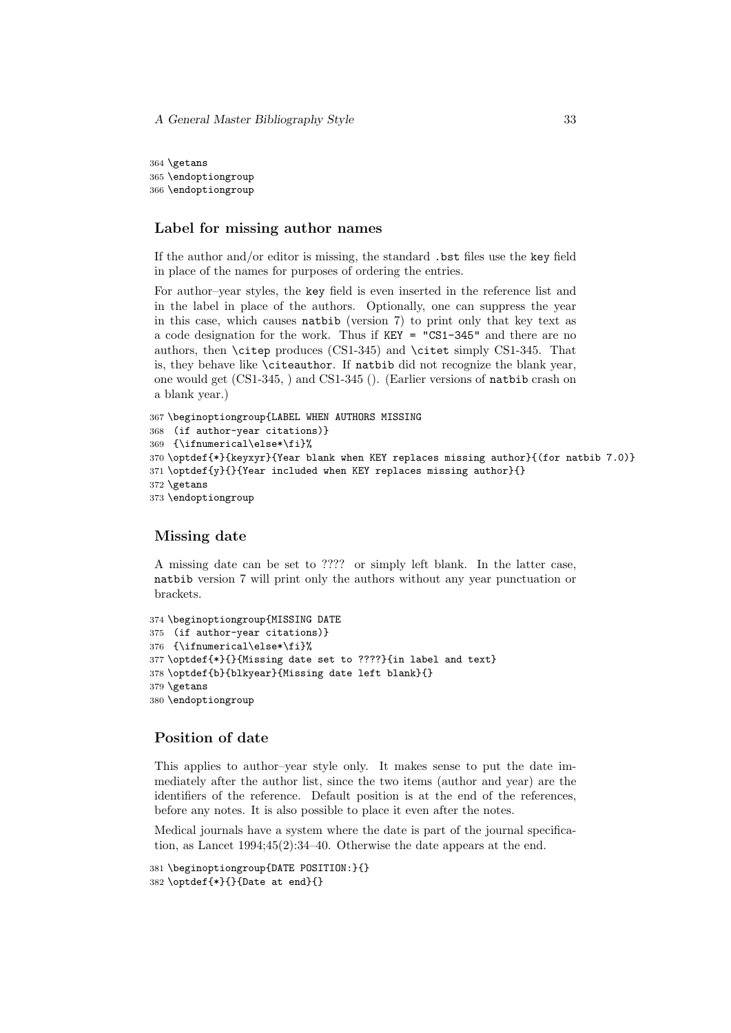```
364 \getans
365 \endoptiongroup
366 \endoptiongroup
```

### Label for missing author names

If the author and/or editor is missing, the standard `.bst` files use the `key` field in place of the names for purposes of ordering the entries.

For author–year styles, the `key` field is even inserted in the reference list and in the label in place of the authors. Optionally, one can suppress the year in this case, which causes `natbib` (version 7) to print only that key text as a code designation for the work. Thus if `KEY = "CS1-345"` and there are no authors, then `\citep` produces (CS1-345) and `\citet` simply CS1-345. That is, they behave like `\citeauthor`. If `natbib` did not recognize the blank year, one would get (CS1-345, ) and CS1-345 (). (Earlier versions of `natbib` crash on a blank year.)

```
367 \beginoptiongroup{LABEL WHEN AUTHORS MISSING
368  (if author-year citations)}
369  {\ifnumerical\else*\fi}%
370 \optdef{*}{keyxyr}{Year blank when KEY replaces missing author}{(for natbib 7.0)}
371 \optdef{y}{}{Year included when KEY replaces missing author}{}
372 \getans
373 \endoptiongroup
```

### Missing date

A missing date can be set to ???? or simply left blank. In the latter case, `natbib` version 7 will print only the authors without any year punctuation or brackets.

```
374 \beginoptiongroup{MISSING DATE
375  (if author-year citations)}
376  {\ifnumerical\else*\fi}%
377 \optdef{*}{}{Missing date set to ????}{in label and text}
378 \optdef{b}{blkyear}{Missing date left blank}{}
379 \getans
380 \endoptiongroup
```

### Position of date

This applies to author–year style only. It makes sense to put the date immediately after the author list, since the two items (author and year) are the identifiers of the reference. Default position is at the end of the references, before any notes. It is also possible to place it even after the notes.

Medical journals have a system where the date is part of the journal specification, as Lancet 1994;45(2):34–40. Otherwise the date appears at the end.

```
381 \beginoptiongroup{DATE POSITION:}{}
382 \optdef{*}{}{Date at end}{}
```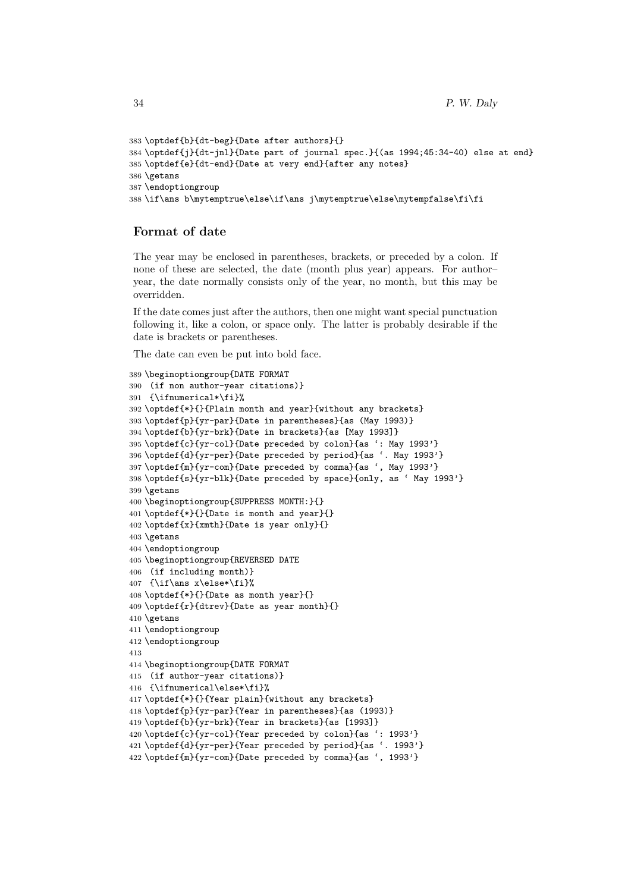```
383 \optdef{b}{dt-beg}{Date after authors}{}
384 \optdef{j}{dt-jnl}{Date part of journal spec.}{(as 1994;45:34-40) else at end}
385 \optdef{e}{dt-end}{Date at very end}{after any notes}
386 \getans
387 \endoptiongroup
388 \if\ans b\mytemptrue\else\if\ans j\mytemptrue\else\mytempfalse\fi\fi
```

### Format of date

The year may be enclosed in parentheses, brackets, or preceded by a colon. If none of these are selected, the date (month plus year) appears. For author–year, the date normally consists only of the year, no month, but this may be overridden.

If the date comes just after the authors, then one might want special punctuation following it, like a colon, or space only. The latter is probably desirable if the date is brackets or parentheses.

The date can even be put into bold face.

```
389 \beginoptiongroup{DATE FORMAT
390  (if non author-year citations)}
391  {\ifnumerical*\fi}%
392 \optdef{*}{}{Plain month and year}{without any brackets}
393 \optdef{p}{yr-par}{Date in parentheses}{as (May 1993)}
394 \optdef{b}{yr-brk}{Date in brackets}{as [May 1993]}
395 \optdef{c}{yr-col}{Date preceded by colon}{as `: May 1993'}
396 \optdef{d}{yr-per}{Date preceded by period}{as `. May 1993'}
397 \optdef{m}{yr-com}{Date preceded by comma}{as `, May 1993'}
398 \optdef{s}{yr-blk}{Date preceded by space}{only, as ` May 1993'}
399 \getans
400 \beginoptiongroup{SUPPRESS MONTH:}{}
401 \optdef{*}{}{Date is month and year}{}
402 \optdef{x}{xmth}{Date is year only}{}
403 \getans
404 \endoptiongroup
405 \beginoptiongroup{REVERSED DATE
406  (if including month)}
407  {\if\ans x\else*\fi}%
408 \optdef{*}{}{Date as month year}{}
409 \optdef{r}{dtrev}{Date as year month}{}
410 \getans
411 \endoptiongroup
412 \endoptiongroup
413
414 \beginoptiongroup{DATE FORMAT
415  (if author-year citations)}
416  {\ifnumerical\else*\fi}%
417 \optdef{*}{}{Year plain}{without any brackets}
418 \optdef{p}{yr-par}{Year in parentheses}{as (1993)}
419 \optdef{b}{yr-brk}{Year in brackets}{as [1993]}
420 \optdef{c}{yr-col}{Year preceded by colon}{as `: 1993'}
421 \optdef{d}{yr-per}{Year preceded by period}{as `. 1993'}
422 \optdef{m}{yr-com}{Date preceded by comma}{as `, 1993'}
```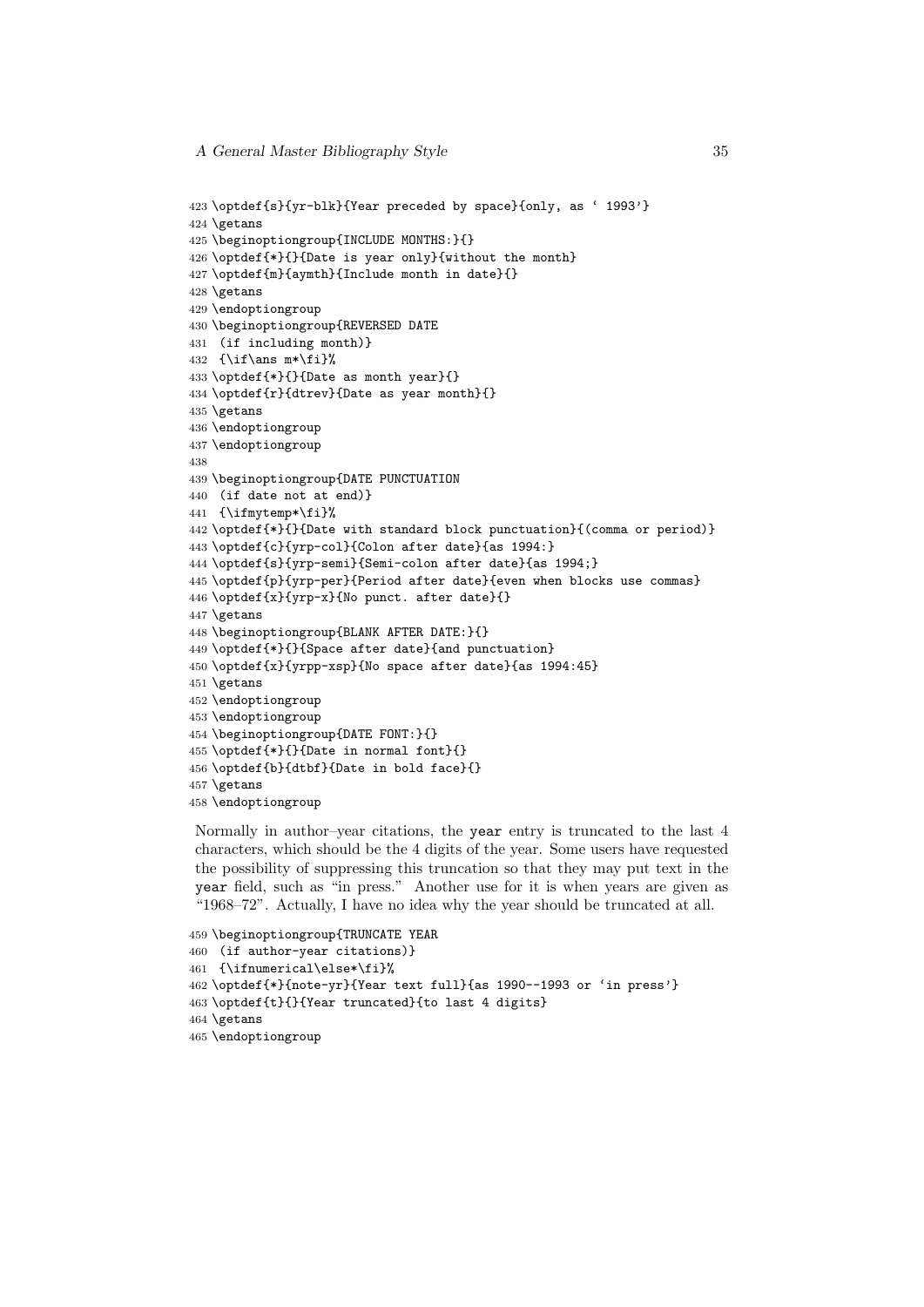```
423 \optdef{s}{yr-blk}{Year preceded by space}{only, as ` 1993'}
424 \getans
425 \beginoptiongroup{INCLUDE MONTHS:}{}
426 \optdef{*}{}{Date is year only}{without the month}
427 \optdef{m}{aymth}{Include month in date}{}
428 \getans
429 \endoptiongroup
430 \beginoptiongroup{REVERSED DATE
431  (if including month)}
432  {\if\ans m*\fi}%
433 \optdef{*}{}{Date as month year}{}
434 \optdef{r}{dtrev}{Date as year month}{}
435 \getans
436 \endoptiongroup
437 \endoptiongroup
438
439 \beginoptiongroup{DATE PUNCTUATION
440  (if date not at end)}
441  {\ifmytemp*\fi}%
442 \optdef{*}{}{Date with standard block punctuation}{(comma or period)}
443 \optdef{c}{yrp-col}{Colon after date}{as 1994:}
444 \optdef{s}{yrp-semi}{Semi-colon after date}{as 1994;}
445 \optdef{p}{yrp-per}{Period after date}{even when blocks use commas}
446 \optdef{x}{yrp-x}{No punct. after date}{}
447 \getans
448 \beginoptiongroup{BLANK AFTER DATE:}{}
449 \optdef{*}{}{Space after date}{and punctuation}
450 \optdef{x}{yrpp-xsp}{No space after date}{as 1994:45}
451 \getans
452 \endoptiongroup
453 \endoptiongroup
454 \beginoptiongroup{DATE FONT:}{}
455 \optdef{*}{}{Date in normal font}{}
456 \optdef{b}{dtbf}{Date in bold face}{}
457 \getans
458 \endoptiongroup
```

Normally in author–year citations, the `year` entry is truncated to the last 4 characters, which should be the 4 digits of the year. Some users have requested the possibility of suppressing this truncation so that they may put text in the `year` field, such as "in press." Another use for it is when years are given as "1968–72". Actually, I have no idea why the year should be truncated at all.

```
459 \beginoptiongroup{TRUNCATE YEAR
460  (if author-year citations)}
461  {\ifnumerical\else*\fi}%
462 \optdef{*}{note-yr}{Year text full}{as 1990--1993 or `in press'}
463 \optdef{t}{}{Year truncated}{to last 4 digits}
464 \getans
465 \endoptiongroup
```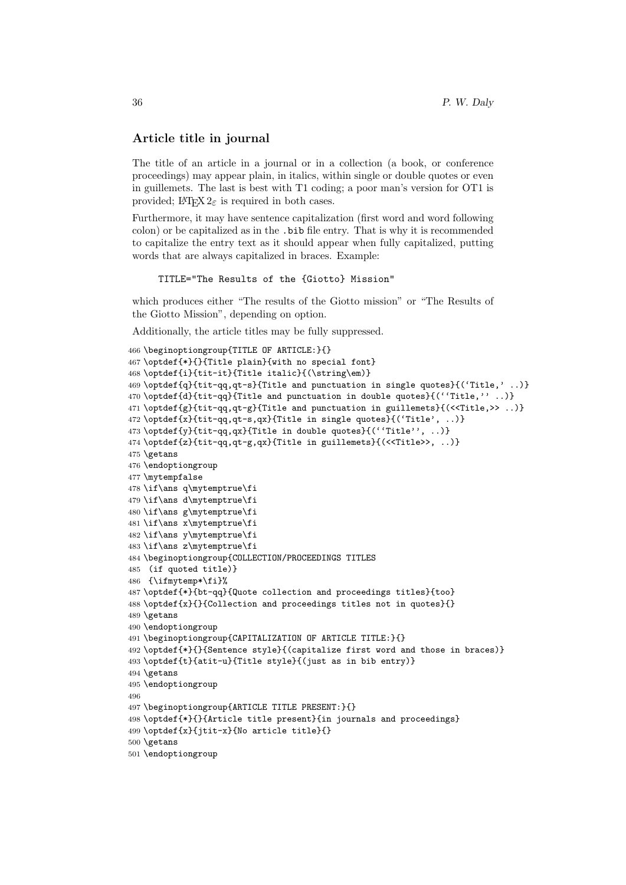### Article title in journal

The title of an article in a journal or in a collection (a book, or conference proceedings) may appear plain, in italics, within single or double quotes or even in guillemets. The last is best with T1 coding; a poor man's version for OT1 is provided; $\LaTeX 2_\varepsilon$ is required in both cases.

Furthermore, it may have sentence capitalization (first word and word following colon) or be capitalized as in the `.bib` file entry. That is why it is recommended to capitalize the entry text as it should appear when fully capitalized, putting words that are always capitalized in braces. Example:

```
TITLE="The Results of the {Giotto} Mission"
```

which produces either "The results of the Giotto mission" or "The Results of the Giotto Mission", depending on option.

Additionally, the article titles may be fully suppressed.

```
466 \beginoptiongroup{TITLE OF ARTICLE:}{}
467 \optdef{*}{}{Title plain}{with no special font}
468 \optdef{i}{tit-it}{Title italic}{(\string\em)}
469 \optdef{q}{tit-qq,qt-s}{Title and punctuation in single quotes}{(`Title,' ..)}
470 \optdef{d}{tit-qq}{Title and punctuation in double quotes}{(``Title,'' ..)}
471 \optdef{g}{tit-qq,qt-g}{Title and punctuation in guillemets}{(<<Title,>> ..)}
472 \optdef{x}{tit-qq,qt-s,qx}{Title in single quotes}{(`Title', ..)}
473 \optdef{y}{tit-qq,qx}{Title in double quotes}{(``Title'', ..)}
474 \optdef{z}{tit-qq,qt-g,qx}{Title in guillemets}{(<<Title>>, ..)}
475 \getans
476 \endoptiongroup
477 \mytempfalse
478 \if\ans q\mytemptrue\fi
479 \if\ans d\mytemptrue\fi
480 \if\ans g\mytemptrue\fi
481 \if\ans x\mytemptrue\fi
482 \if\ans y\mytemptrue\fi
483 \if\ans z\mytemptrue\fi
484 \beginoptiongroup{COLLECTION/PROCEEDINGS TITLES
485  (if quoted title)}
486  {\ifmytemp*\fi}%
487 \optdef{*}{bt-qq}{Quote collection and proceedings titles}{too}
488 \optdef{x}{}{Collection and proceedings titles not in quotes}{}
489 \getans
490 \endoptiongroup
491 \beginoptiongroup{CAPITALIZATION OF ARTICLE TITLE:}{}
492 \optdef{*}{}{Sentence style}{(capitalize first word and those in braces)}
493 \optdef{t}{atit-u}{Title style}{(just as in bib entry)}
494 \getans
495 \endoptiongroup
496
497 \beginoptiongroup{ARTICLE TITLE PRESENT:}{}
498 \optdef{*}{}{Article title present}{in journals and proceedings}
499 \optdef{x}{jtit-x}{No article title}{}
500 \getans
501 \endoptiongroup
```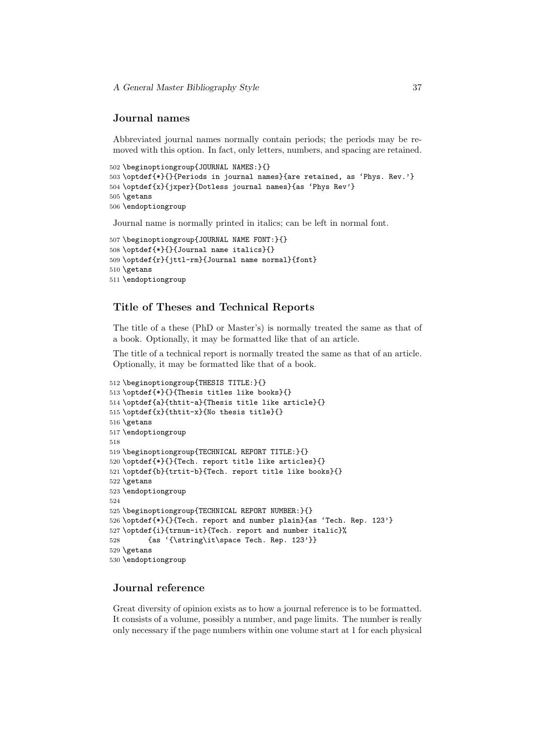### Journal names

Abbreviated journal names normally contain periods; the periods may be removed with this option. In fact, only letters, numbers, and spacing are retained.

```
502 \beginoptiongroup{JOURNAL NAMES:}{}
503 \optdef{*}{}{Periods in journal names}{are retained, as ‘Phys. Rev.’}
504 \optdef{x}{jxper}{Dotless journal names}{as ‘Phys Rev’}
505 \getans
506 \endoptiongroup
```

Journal name is normally printed in italics; can be left in normal font.

```
507 \beginoptiongroup{JOURNAL NAME FONT:}{}
508 \optdef{*}{}{Journal name italics}{}
509 \optdef{r}{jttl-rm}{Journal name normal}{font}
510 \getans
511 \endoptiongroup
```

### Title of Theses and Technical Reports

The title of a these (PhD or Master's) is normally treated the same as that of a book. Optionally, it may be formatted like that of an article.

The title of a technical report is normally treated the same as that of an article. Optionally, it may be formatted like that of a book.

```
512 \beginoptiongroup{THESIS TITLE:}{}
513 \optdef{*}{}{Thesis titles like books}{}
514 \optdef{a}{thtit-a}{Thesis title like article}{}
515 \optdef{x}{thtit-x}{No thesis title}{}
516 \getans
517 \endoptiongroup
518
519 \beginoptiongroup{TECHNICAL REPORT TITLE:}{}
520 \optdef{*}{}{Tech. report title like articles}{}
521 \optdef{b}{trtit-b}{Tech. report title like books}{}
522 \getans
523 \endoptiongroup
524
525 \beginoptiongroup{TECHNICAL REPORT NUMBER:}{}
526 \optdef{*}{}{Tech. report and number plain}{as ‘Tech. Rep. 123’}
527 \optdef{i}{trnum-it}{Tech. report and number italic}%
528       {as ‘{\string\it\space Tech. Rep. 123’}}
529 \getans
530 \endoptiongroup
```

### Journal reference

Great diversity of opinion exists as to how a journal reference is to be formatted. It consists of a volume, possibly a number, and page limits. The number is really only necessary if the page numbers within one volume start at 1 for each physical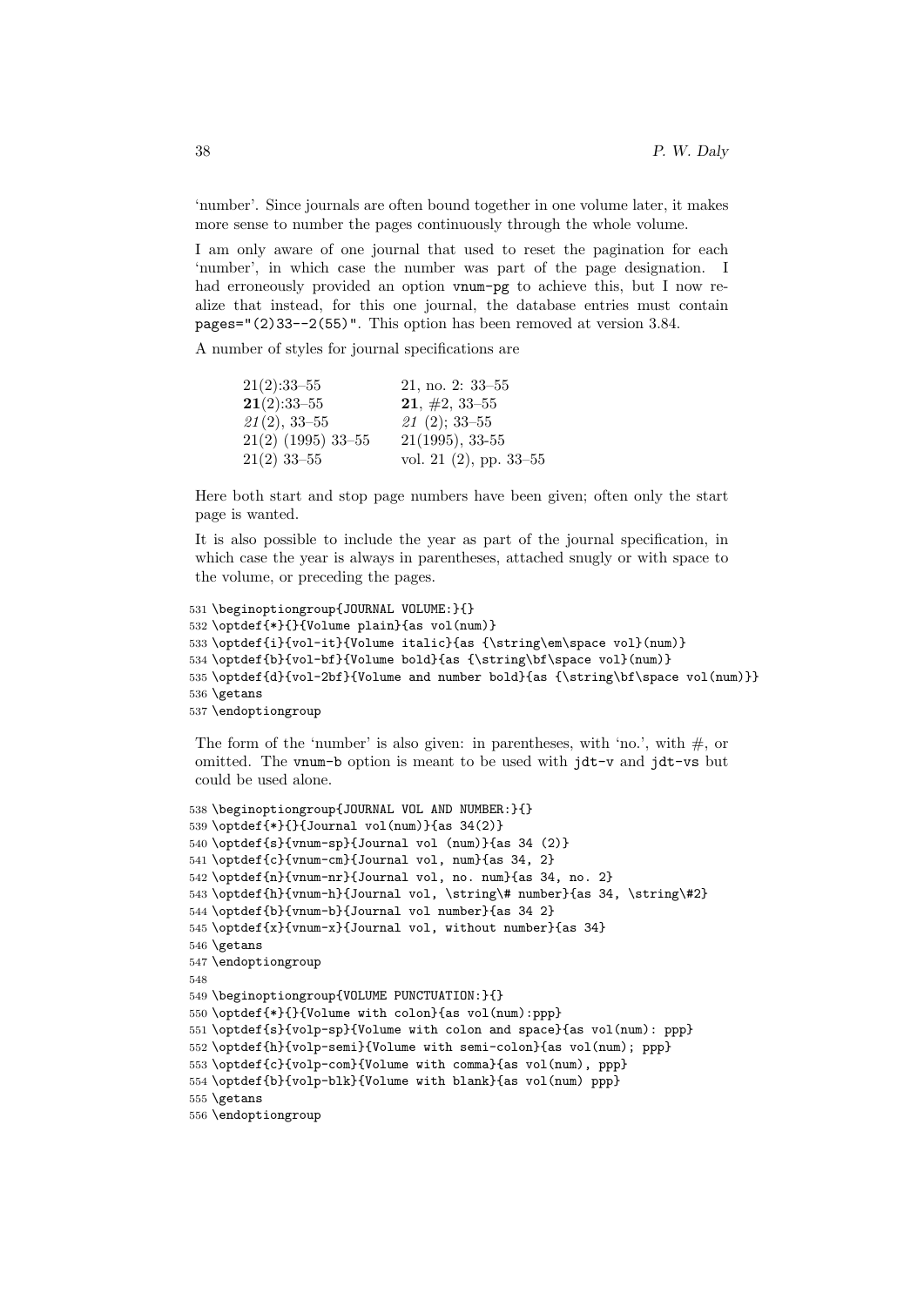'number'. Since journals are often bound together in one volume later, it makes more sense to number the pages continuously through the whole volume.

I am only aware of one journal that used to reset the pagination for each 'number', in which case the number was part of the page designation. I had erroneously provided an option `vnum-pg` to achieve this, but I now realize that instead, for this one journal, the database entries must contain `pages="(2)33--2(55)"`. This option has been removed at version 3.84.

A number of styles for journal specifications are

| | |
|---|---|
| 21(2):33–55 | 21, no. 2: 33–55 |
| **21**(2):33–55 | **21**, #2, 33–55 |
| *21*(2), 33–55 | *21* (2); 33–55 |
| 21(2) (1995) 33–55 | 21(1995), 33-55 |
| 21(2) 33–55 | vol. 21 (2), pp. 33–55 |

Here both start and stop page numbers have been given; often only the start page is wanted.

It is also possible to include the year as part of the journal specification, in which case the year is always in parentheses, attached snugly or with space to the volume, or preceding the pages.

```
531 \beginoptiongroup{JOURNAL VOLUME:}{}
532 \optdef{*}{}{Volume plain}{as vol(num)}
533 \optdef{i}{vol-it}{Volume italic}{as {\string\em\space vol}(num)}
534 \optdef{b}{vol-bf}{Volume bold}{as {\string\bf\space vol}(num)}
535 \optdef{d}{vol-2bf}{Volume and number bold}{as {\string\bf\space vol(num)}}
536 \getans
537 \endoptiongroup
```

The form of the 'number' is also given: in parentheses, with 'no.', with #, or omitted. The `vnum-b` option is meant to be used with `jdt-v` and `jdt-vs` but could be used alone.

```
538 \beginoptiongroup{JOURNAL VOL AND NUMBER:}{}
539 \optdef{*}{}{Journal vol(num)}{as 34(2)}
540 \optdef{s}{vnum-sp}{Journal vol (num)}{as 34 (2)}
541 \optdef{c}{vnum-cm}{Journal vol, num}{as 34, 2}
542 \optdef{n}{vnum-nr}{Journal vol, no. num}{as 34, no. 2}
543 \optdef{h}{vnum-h}{Journal vol, \string\# number}{as 34, \string\#2}
544 \optdef{b}{vnum-b}{Journal vol number}{as 34 2}
545 \optdef{x}{vnum-x}{Journal vol, without number}{as 34}
546 \getans
547 \endoptiongroup
548
549 \beginoptiongroup{VOLUME PUNCTUATION:}{}
550 \optdef{*}{}{Volume with colon}{as vol(num):ppp}
551 \optdef{s}{volp-sp}{Volume with colon and space}{as vol(num): ppp}
552 \optdef{h}{volp-semi}{Volume with semi-colon}{as vol(num); ppp}
553 \optdef{c}{volp-com}{Volume with comma}{as vol(num), ppp}
554 \optdef{b}{volp-blk}{Volume with blank}{as vol(num) ppp}
555 \getans
556 \endoptiongroup
```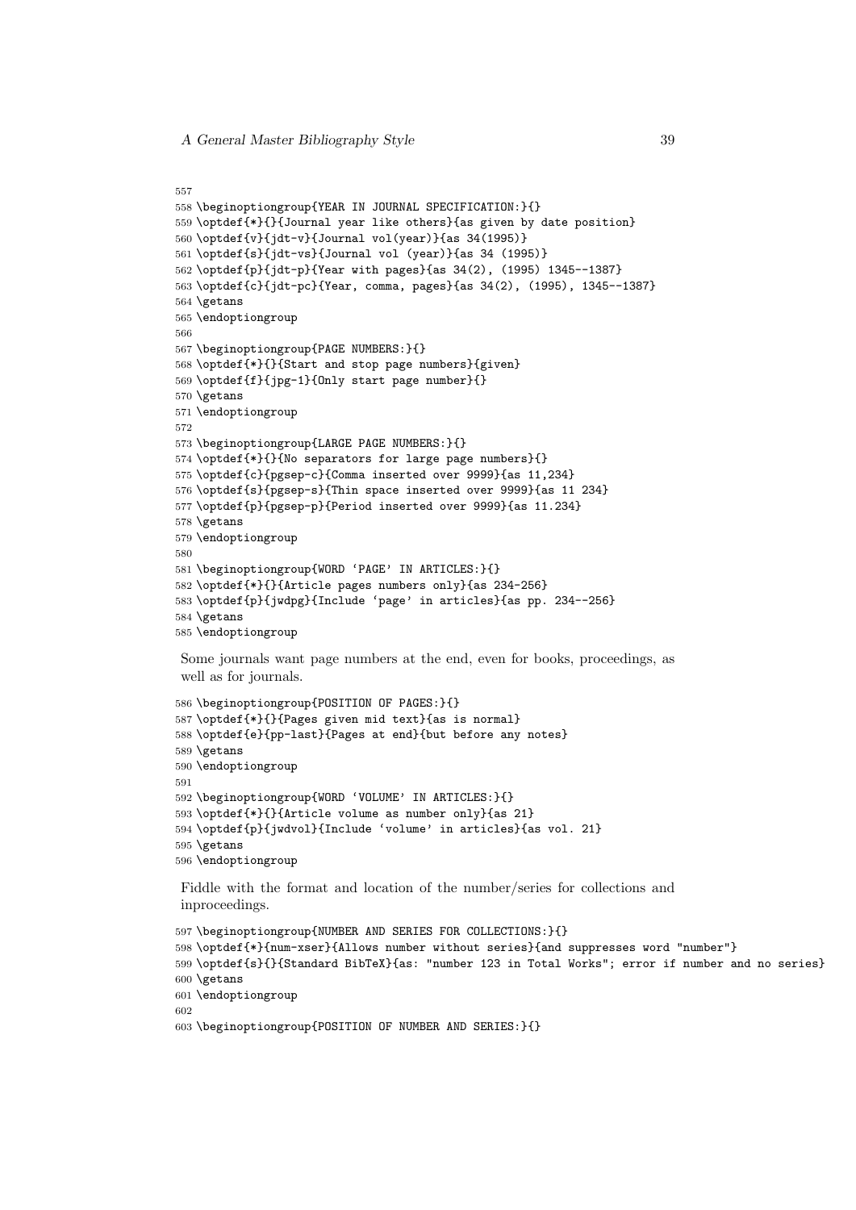```
557
558 \beginoptiongroup{YEAR IN JOURNAL SPECIFICATION:}{}
559 \optdef{*}{}{Journal year like others}{as given by date position}
560 \optdef{v}{jdt-v}{Journal vol(year)}{as 34(1995)}
561 \optdef{s}{jdt-vs}{Journal vol (year)}{as 34 (1995)}
562 \optdef{p}{jdt-p}{Year with pages}{as 34(2), (1995) 1345--1387}
563 \optdef{c}{jdt-pc}{Year, comma, pages}{as 34(2), (1995), 1345--1387}
564 \getans
565 \endoptiongroup
566
567 \beginoptiongroup{PAGE NUMBERS:}{}
568 \optdef{*}{}{Start and stop page numbers}{given}
569 \optdef{f}{jpg-1}{Only start page number}{}
570 \getans
571 \endoptiongroup
572
573 \beginoptiongroup{LARGE PAGE NUMBERS:}{}
574 \optdef{*}{}{No separators for large page numbers}{}
575 \optdef{c}{pgsep-c}{Comma inserted over 9999}{as 11,234}
576 \optdef{s}{pgsep-s}{Thin space inserted over 9999}{as 11 234}
577 \optdef{p}{pgsep-p}{Period inserted over 9999}{as 11.234}
578 \getans
579 \endoptiongroup
580
581 \beginoptiongroup{WORD `PAGE' IN ARTICLES:}{}
582 \optdef{*}{}{Article pages numbers only}{as 234-256}
583 \optdef{p}{jwdpg}{Include `page' in articles}{as pp. 234--256}
584 \getans
585 \endoptiongroup
```

Some journals want page numbers at the end, even for books, proceedings, as well as for journals.

```
586 \beginoptiongroup{POSITION OF PAGES:}{}
587 \optdef{*}{}{Pages given mid text}{as is normal}
588 \optdef{e}{pp-last}{Pages at end}{but before any notes}
589 \getans
590 \endoptiongroup
591
592 \beginoptiongroup{WORD `VOLUME' IN ARTICLES:}{}
593 \optdef{*}{}{Article volume as number only}{as 21}
594 \optdef{p}{jwdvol}{Include `volume' in articles}{as vol. 21}
595 \getans
596 \endoptiongroup
```

Fiddle with the format and location of the number/series for collections and inproceedings.

```
597 \beginoptiongroup{NUMBER AND SERIES FOR COLLECTIONS:}{}
598 \optdef{*}{num-xser}{Allows number without series}{and suppresses word "number"}
599 \optdef{s}{}{Standard BibTeX}{as: "number 123 in Total Works"; error if number and no series}
600 \getans
601 \endoptiongroup
602
603 \beginoptiongroup{POSITION OF NUMBER AND SERIES:}{}
```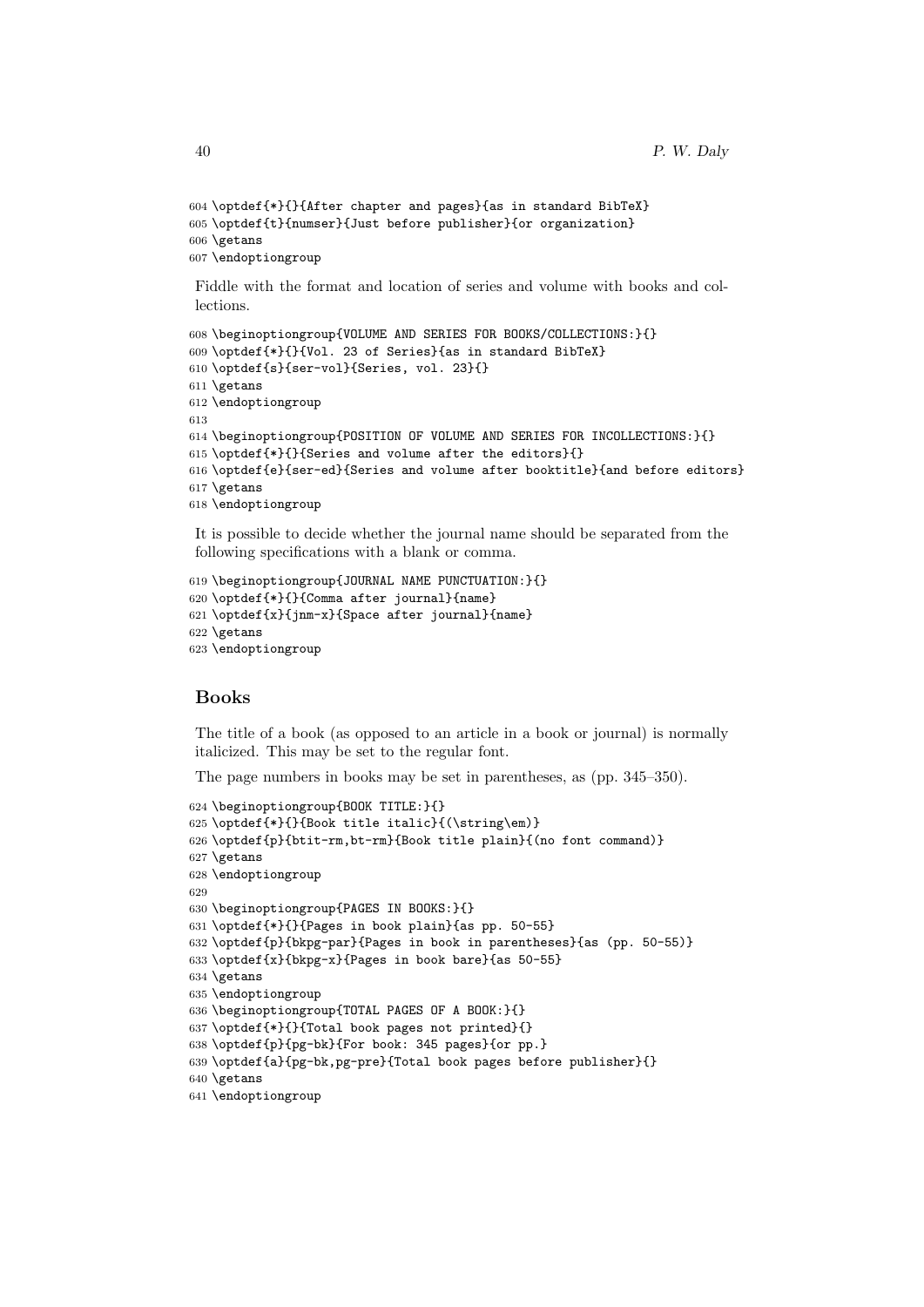```
604 \optdef{*}{}{After chapter and pages}{as in standard BibTeX}
605 \optdef{t}{numser}{Just before publisher}{or organization}
606 \getans
607 \endoptiongroup
```

Fiddle with the format and location of series and volume with books and collections.

```
608 \beginoptiongroup{VOLUME AND SERIES FOR BOOKS/COLLECTIONS:}{}
609 \optdef{*}{}{Vol. 23 of Series}{as in standard BibTeX}
610 \optdef{s}{ser-vol}{Series, vol. 23}{}
611 \getans
612 \endoptiongroup
613
614 \beginoptiongroup{POSITION OF VOLUME AND SERIES FOR INCOLLECTIONS:}{}
615 \optdef{*}{}{Series and volume after the editors}{}
616 \optdef{e}{ser-ed}{Series and volume after booktitle}{and before editors}
617 \getans
618 \endoptiongroup
```

It is possible to decide whether the journal name should be separated from the following specifications with a blank or comma.

```
619 \beginoptiongroup{JOURNAL NAME PUNCTUATION:}{}
620 \optdef{*}{}{Comma after journal}{name}
621 \optdef{x}{jnm-x}{Space after journal}{name}
622 \getans
623 \endoptiongroup
```

## Books

The title of a book (as opposed to an article in a book or journal) is normally italicized. This may be set to the regular font.

The page numbers in books may be set in parentheses, as (pp. 345–350).

```
624 \beginoptiongroup{BOOK TITLE:}{}
625 \optdef{*}{}{Book title italic}{(\string\em)}
626 \optdef{p}{btit-rm,bt-rm}{Book title plain}{(no font command)}
627 \getans
628 \endoptiongroup
629
630 \beginoptiongroup{PAGES IN BOOKS:}{}
631 \optdef{*}{}{Pages in book plain}{as pp. 50-55}
632 \optdef{p}{bkpg-par}{Pages in book in parentheses}{as (pp. 50-55)}
633 \optdef{x}{bkpg-x}{Pages in book bare}{as 50-55}
634 \getans
635 \endoptiongroup
636 \beginoptiongroup{TOTAL PAGES OF A BOOK:}{}
637 \optdef{*}{}{Total book pages not printed}{}
638 \optdef{p}{pg-bk}{For book: 345 pages}{or pp.}
639 \optdef{a}{pg-bk,pg-pre}{Total book pages before publisher}{}
640 \getans
641 \endoptiongroup
```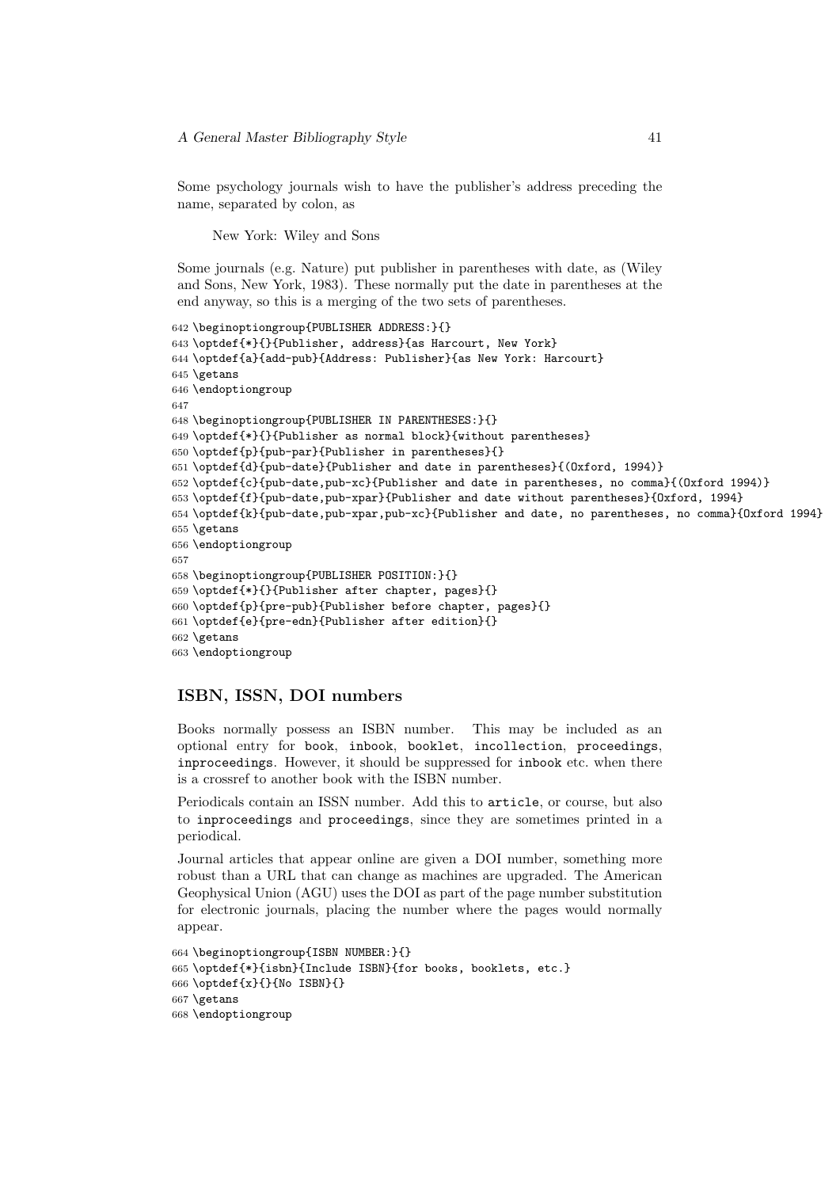Some psychology journals wish to have the publisher's address preceding the name, separated by colon, as

> New York: Wiley and Sons

Some journals (e.g. Nature) put publisher in parentheses with date, as (Wiley and Sons, New York, 1983). These normally put the date in parentheses at the end anyway, so this is a merging of the two sets of parentheses.

```
642 \beginoptiongroup{PUBLISHER ADDRESS:}{}
643 \optdef{*}{}{Publisher, address}{as Harcourt, New York}
644 \optdef{a}{add-pub}{Address: Publisher}{as New York: Harcourt}
645 \getans
646 \endoptiongroup
647
648 \beginoptiongroup{PUBLISHER IN PARENTHESES:}{}
649 \optdef{*}{}{Publisher as normal block}{without parentheses}
650 \optdef{p}{pub-par}{Publisher in parentheses}{}
651 \optdef{d}{pub-date}{Publisher and date in parentheses}{(Oxford, 1994)}
652 \optdef{c}{pub-date,pub-xc}{Publisher and date in parentheses, no comma}{(Oxford 1994)}
653 \optdef{f}{pub-date,pub-xpar}{Publisher and date without parentheses}{Oxford, 1994}
654 \optdef{k}{pub-date,pub-xpar,pub-xc}{Publisher and date, no parentheses, no comma}{Oxford 1994}
655 \getans
656 \endoptiongroup
657
658 \beginoptiongroup{PUBLISHER POSITION:}{}
659 \optdef{*}{}{Publisher after chapter, pages}{}
660 \optdef{p}{pre-pub}{Publisher before chapter, pages}{}
661 \optdef{e}{pre-edn}{Publisher after edition}{}
662 \getans
663 \endoptiongroup
```

## ISBN, ISSN, DOI numbers

Books normally possess an ISBN number. This may be included as an optional entry for `book`, `inbook`, `booklet`, `incollection`, `proceedings`, `inproceedings`. However, it should be suppressed for `inbook` etc. when there is a crossref to another book with the ISBN number.

Periodicals contain an ISSN number. Add this to `article`, or course, but also to `inproceedings` and `proceedings`, since they are sometimes printed in a periodical.

Journal articles that appear online are given a DOI number, something more robust than a URL that can change as machines are upgraded. The American Geophysical Union (AGU) uses the DOI as part of the page number substitution for electronic journals, placing the number where the pages would normally appear.

```
664 \beginoptiongroup{ISBN NUMBER:}{}
665 \optdef{*}{isbn}{Include ISBN}{for books, booklets, etc.}
666 \optdef{x}{}{No ISBN}{}
667 \getans
668 \endoptiongroup
```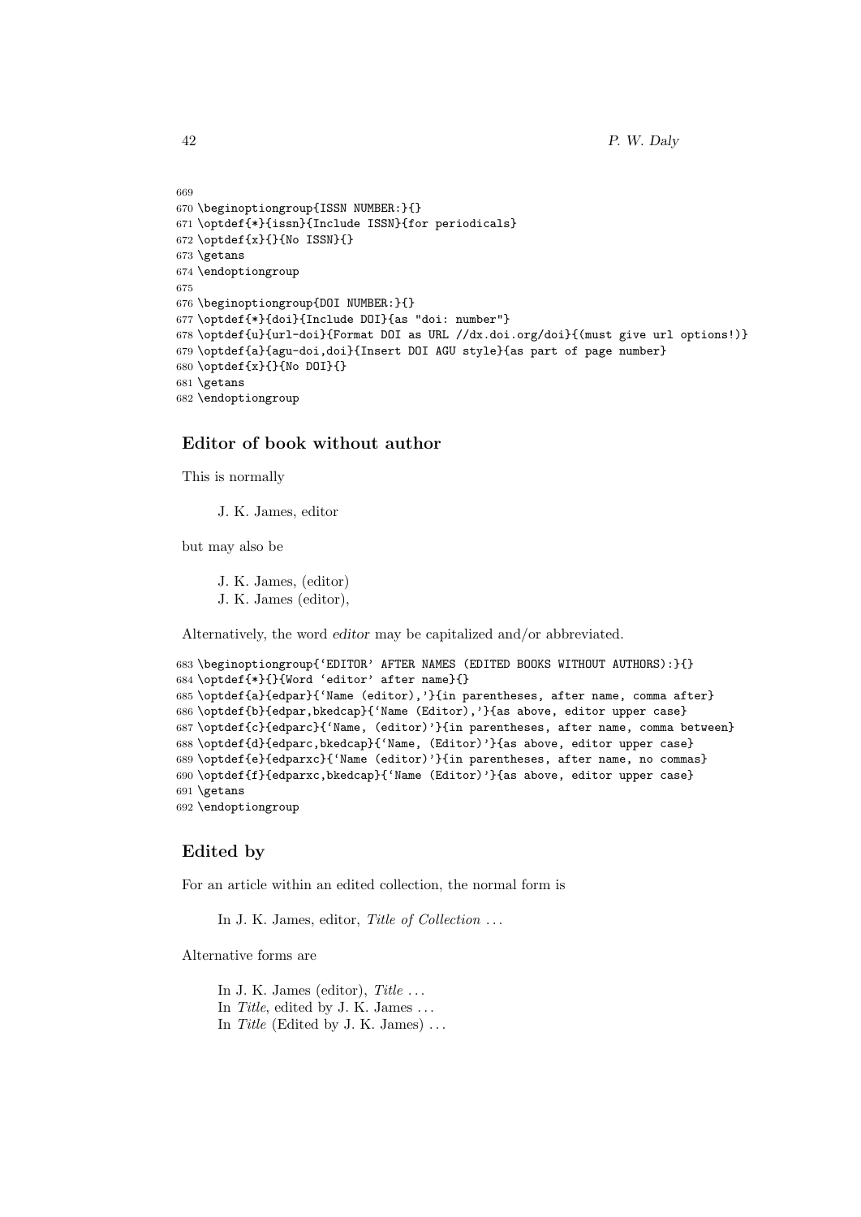```
669
670 \beginoptiongroup{ISSN NUMBER:}{}
671 \optdef{*}{issn}{Include ISSN}{for periodicals}
672 \optdef{x}{}{No ISSN}{}
673 \getans
674 \endoptiongroup
675
676 \beginoptiongroup{DOI NUMBER:}{}
677 \optdef{*}{doi}{Include DOI}{as "doi: number"}
678 \optdef{u}{url-doi}{Format DOI as URL //dx.doi.org/doi}{(must give url options!)}
679 \optdef{a}{agu-doi,doi}{Insert DOI AGU style}{as part of page number}
680 \optdef{x}{}{No DOI}{}
681 \getans
682 \endoptiongroup
```

### Editor of book without author

This is normally

> J. K. James, editor

but may also be

> J. K. James, (editor)
> J. K. James (editor),

Alternatively, the word *editor* may be capitalized and/or abbreviated.

```
683 \beginoptiongroup{`EDITOR' AFTER NAMES (EDITED BOOKS WITHOUT AUTHORS):}{}
684 \optdef{*}{}{Word `editor' after name}{}
685 \optdef{a}{edpar}{`Name (editor),'}{in parentheses, after name, comma after}
686 \optdef{b}{edpar,bkedcap}{`Name (Editor),'}{as above, editor upper case}
687 \optdef{c}{edparc}{`Name, (editor)'}{in parentheses, after name, comma between}
688 \optdef{d}{edparc,bkedcap}{`Name, (Editor)'}{as above, editor upper case}
689 \optdef{e}{edparxc}{`Name (editor)'}{in parentheses, after name, no commas}
690 \optdef{f}{edparxc,bkedcap}{`Name (Editor)'}{as above, editor upper case}
691 \getans
692 \endoptiongroup
```

### Edited by

For an article within an edited collection, the normal form is

> In J. K. James, editor, *Title of Collection* ...

Alternative forms are

> In J. K. James (editor), *Title* ...
> In *Title*, edited by J. K. James ...
> In *Title* (Edited by J. K. James) ...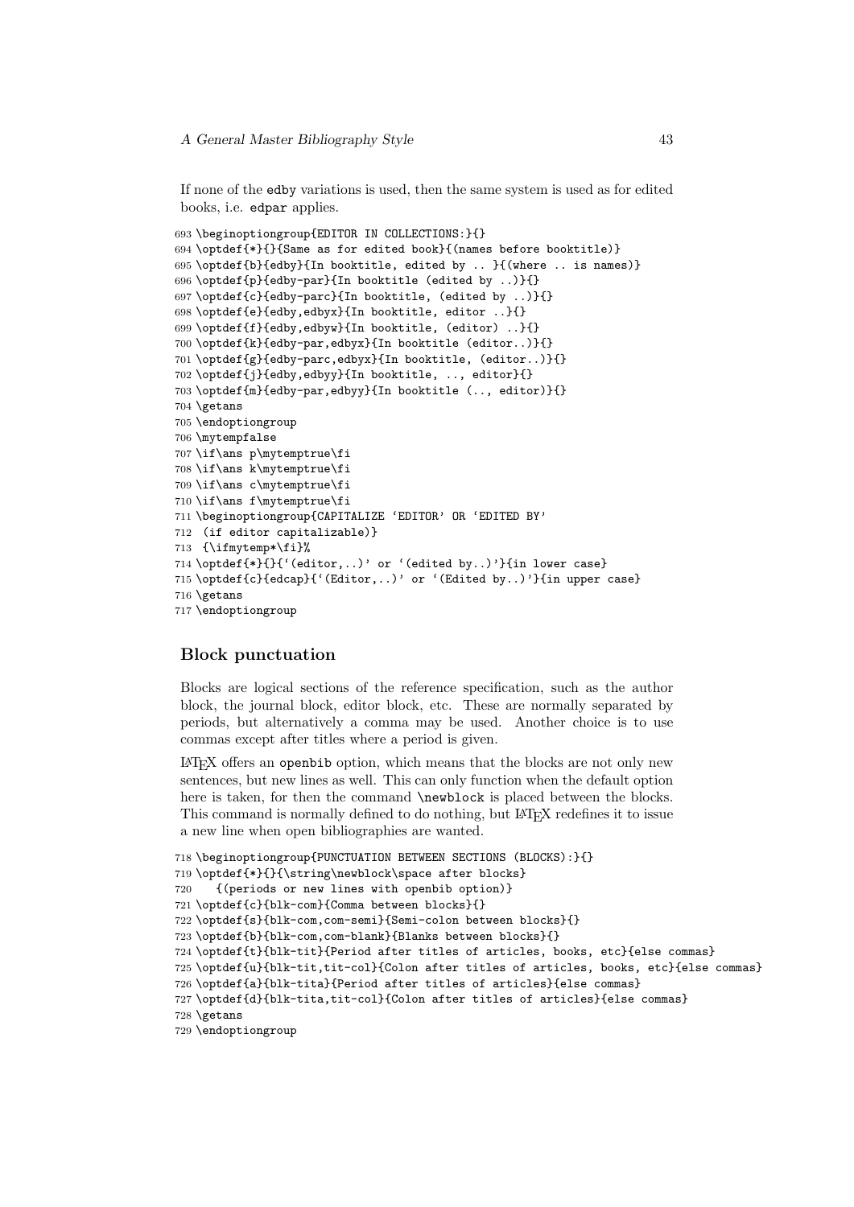If none of the edby variations is used, then the same system is used as for edited books, i.e. edpar applies.

```
693 \beginoptiongroup{EDITOR IN COLLECTIONS:}{}
694 \optdef{*}{}{Same as for edited book}{(names before booktitle)}
695 \optdef{b}{edby}{In booktitle, edited by .. }{(where .. is names)}
696 \optdef{p}{edby-par}{In booktitle (edited by ..)}{}
697 \optdef{c}{edby-parc}{In booktitle, (edited by ..)}{}
698 \optdef{e}{edby,edbyx}{In booktitle, editor ..}{}
699 \optdef{f}{edby,edbyw}{In booktitle, (editor) ..}{}
700 \optdef{k}{edby-par,edbyx}{In booktitle (editor..)}{}
701 \optdef{g}{edby-parc,edbyx}{In booktitle, (editor..)}{}
702 \optdef{j}{edby,edbyy}{In booktitle, .., editor}{}
703 \optdef{m}{edby-par,edbyy}{In booktitle (.., editor)}{}
704 \getans
705 \endoptiongroup
706 \mytempfalse
707 \if\ans p\mytemptrue\fi
708 \if\ans k\mytemptrue\fi
709 \if\ans c\mytemptrue\fi
710 \if\ans f\mytemptrue\fi
711 \beginoptiongroup{CAPITALIZE 'EDITOR' OR 'EDITED BY'
712  (if editor capitalizable)}
713  {\ifmytemp*\fi}%
714 \optdef{*}{}{'(editor,..)' or '(edited by..)'}{in lower case}
715 \optdef{c}{edcap}{'(Editor,..)' or '(Edited by..)'}{in upper case}
716 \getans
717 \endoptiongroup
```

## Block punctuation

Blocks are logical sections of the reference specification, such as the author block, the journal block, editor block, etc. These are normally separated by periods, but alternatively a comma may be used. Another choice is to use commas except after titles where a period is given.

LaTeX offers an openbib option, which means that the blocks are not only new sentences, but new lines as well. This can only function when the default option here is taken, for then the command \newblock is placed between the blocks. This command is normally defined to do nothing, but LaTeX redefines it to issue a new line when open bibliographies are wanted.

```
718 \beginoptiongroup{PUNCTUATION BETWEEN SECTIONS (BLOCKS):}{}
719 \optdef{*}{}{\string\newblock\space after blocks}
720    {(periods or new lines with openbib option)}
721 \optdef{c}{blk-com}{Comma between blocks}{}
722 \optdef{s}{blk-com,com-semi}{Semi-colon between blocks}{}
723 \optdef{b}{blk-com,com-blank}{Blanks between blocks}{}
724 \optdef{t}{blk-tit}{Period after titles of articles, books, etc}{else commas}
725 \optdef{u}{blk-tit,tit-col}{Colon after titles of articles, books, etc}{else commas}
726 \optdef{a}{blk-tita}{Period after titles of articles}{else commas}
727 \optdef{d}{blk-tita,tit-col}{Colon after titles of articles}{else commas}
728 \getans
729 \endoptiongroup
```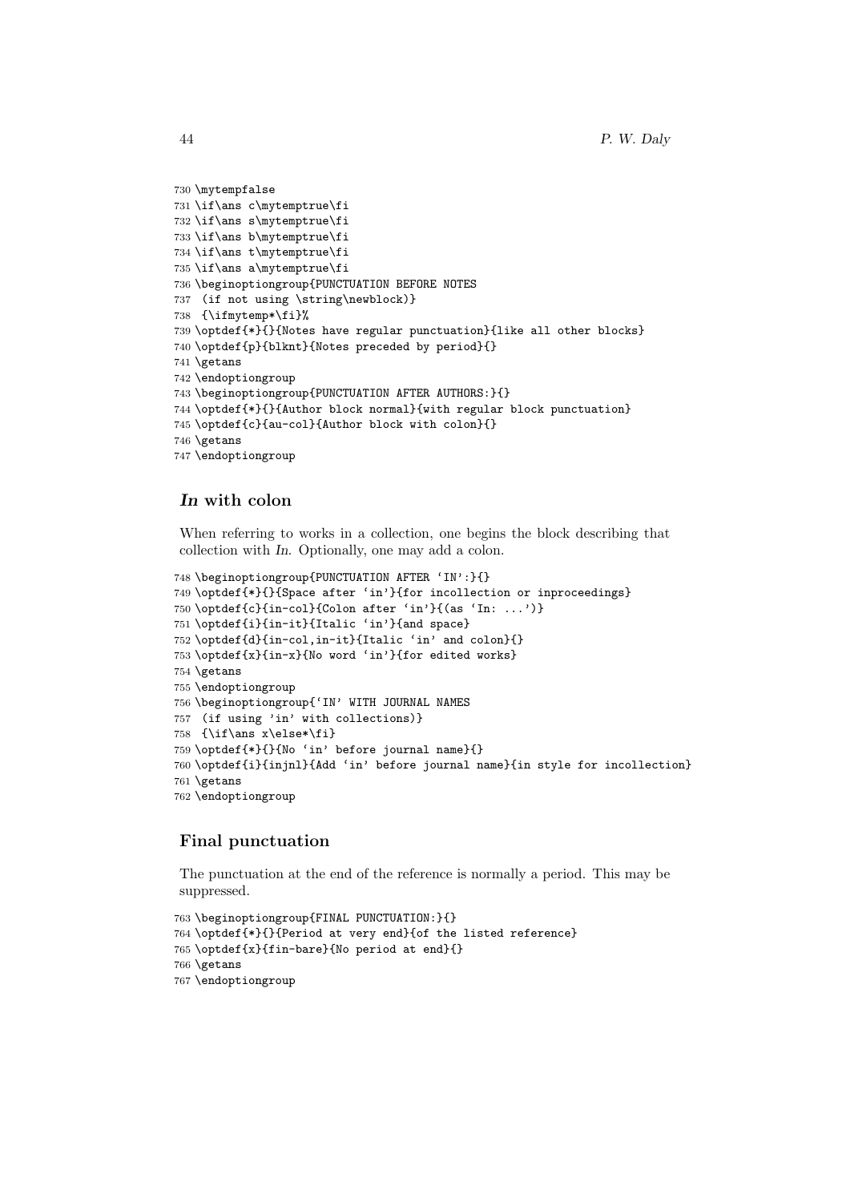```
730 \mytempfalse
731 \if\ans c\mytemptrue\fi
732 \if\ans s\mytemptrue\fi
733 \if\ans b\mytemptrue\fi
734 \if\ans t\mytemptrue\fi
735 \if\ans a\mytemptrue\fi
736 \beginoptiongroup{PUNCTUATION BEFORE NOTES
737  (if not using \string\newblock)}
738  {\ifmytemp*\fi}%
739 \optdef{*}{}{Notes have regular punctuation}{like all other blocks}
740 \optdef{p}{blknt}{Notes preceded by period}{}
741 \getans
742 \endoptiongroup
743 \beginoptiongroup{PUNCTUATION AFTER AUTHORS:}{}
744 \optdef{*}{}{Author block normal}{with regular block punctuation}
745 \optdef{c}{au-col}{Author block with colon}{}
746 \getans
747 \endoptiongroup
```

### *In* with colon

When referring to works in a collection, one begins the block describing that collection with *In*. Optionally, one may add a colon.

```
748 \beginoptiongroup{PUNCTUATION AFTER ‘IN’:}{}
749 \optdef{*}{}{Space after ‘in’}{for incollection or inproceedings}
750 \optdef{c}{in-col}{Colon after ‘in’}{(as ‘In: ...’)}
751 \optdef{i}{in-it}{Italic ‘in’}{and space}
752 \optdef{d}{in-col,in-it}{Italic ‘in’ and colon}{}
753 \optdef{x}{in-x}{No word ‘in’}{for edited works}
754 \getans
755 \endoptiongroup
756 \beginoptiongroup{‘IN’ WITH JOURNAL NAMES
757  (if using ’in’ with collections)}
758  {\if\ans x\else*\fi}
759 \optdef{*}{}{No ‘in’ before journal name}{}
760 \optdef{i}{injnl}{Add ‘in’ before journal name}{in style for incollection}
761 \getans
762 \endoptiongroup
```

### Final punctuation

The punctuation at the end of the reference is normally a period. This may be suppressed.

```
763 \beginoptiongroup{FINAL PUNCTUATION:}{}
764 \optdef{*}{}{Period at very end}{of the listed reference}
765 \optdef{x}{fin-bare}{No period at end}{}
766 \getans
767 \endoptiongroup
```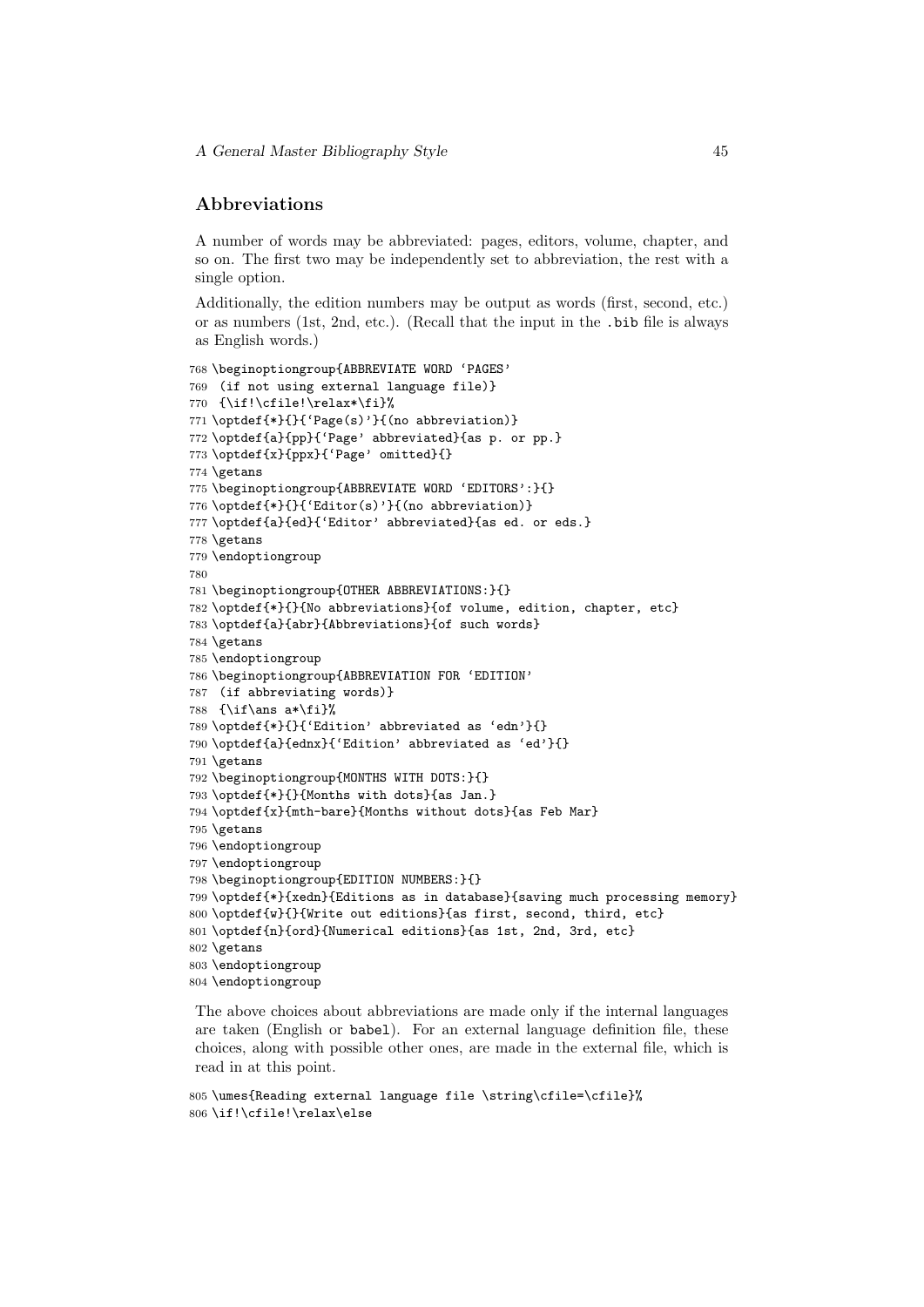## Abbreviations

A number of words may be abbreviated: pages, editors, volume, chapter, and so on. The first two may be independently set to abbreviation, the rest with a single option.

Additionally, the edition numbers may be output as words (first, second, etc.) or as numbers (1st, 2nd, etc.). (Recall that the input in the .bib file is always as English words.)

```
768 \beginoptiongroup{ABBREVIATE WORD ‘PAGES’
769  (if not using external language file)}
770  {\if!\cfile!\relax*\fi}%
771 \optdef{*}{}{‘Page(s)’}{(no abbreviation)}
772 \optdef{a}{pp}{‘Page’ abbreviated}{as p. or pp.}
773 \optdef{x}{ppx}{‘Page’ omitted}{}
774 \getans
775 \beginoptiongroup{ABBREVIATE WORD ‘EDITORS’:}{}
776 \optdef{*}{}{‘Editor(s)’}{(no abbreviation)}
777 \optdef{a}{ed}{‘Editor’ abbreviated}{as ed. or eds.}
778 \getans
779 \endoptiongroup
780
781 \beginoptiongroup{OTHER ABBREVIATIONS:}{}
782 \optdef{*}{}{No abbreviations}{of volume, edition, chapter, etc}
783 \optdef{a}{abr}{Abbreviations}{of such words}
784 \getans
785 \endoptiongroup
786 \beginoptiongroup{ABBREVIATION FOR ‘EDITION’
787  (if abbreviating words)}
788  {\if\ans a*\fi}%
789 \optdef{*}{}{‘Edition’ abbreviated as ‘edn’}{}
790 \optdef{a}{ednx}{‘Edition’ abbreviated as ‘ed’}{}
791 \getans
792 \beginoptiongroup{MONTHS WITH DOTS:}{}
793 \optdef{*}{}{Months with dots}{as Jan.}
794 \optdef{x}{mth-bare}{Months without dots}{as Feb Mar}
795 \getans
796 \endoptiongroup
797 \endoptiongroup
798 \beginoptiongroup{EDITION NUMBERS:}{}
799 \optdef{*}{xedn}{Editions as in database}{saving much processing memory}
800 \optdef{w}{}{Write out editions}{as first, second, third, etc}
801 \optdef{n}{ord}{Numerical editions}{as 1st, 2nd, 3rd, etc}
802 \getans
803 \endoptiongroup
804 \endoptiongroup
```

The above choices about abbreviations are made only if the internal languages are taken (English or babel). For an external language definition file, these choices, along with possible other ones, are made in the external file, which is read in at this point.

```
805 \umes{Reading external language file \string\cfile=\cfile}%
806 \if!\cfile!\relax\else
```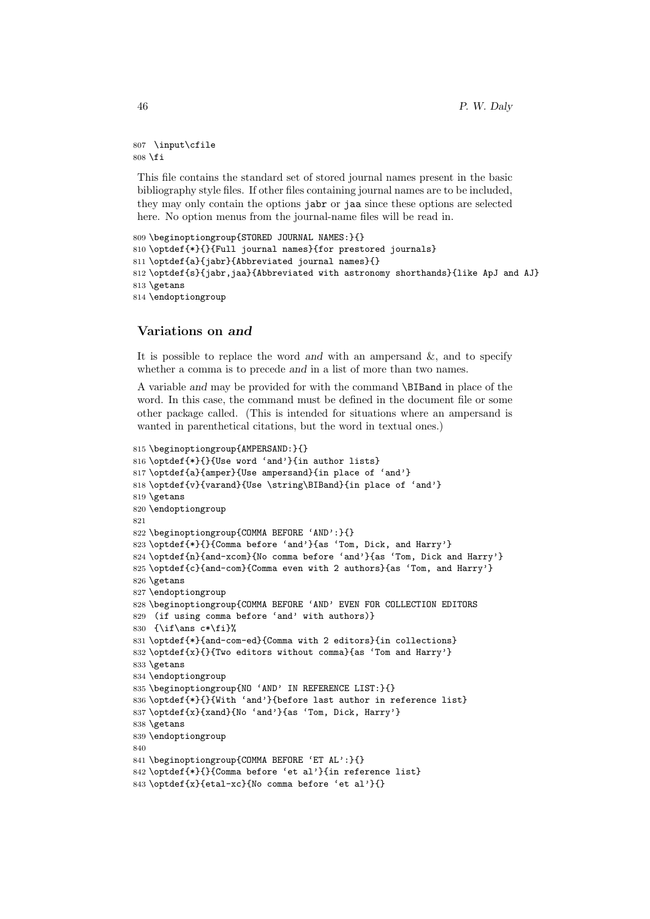```
807 \input\cfile
808 \fi
```

This file contains the standard set of stored journal names present in the basic bibliography style files. If other files containing journal names are to be included, they may only contain the options jabr or jaa since these options are selected here. No option menus from the journal-name files will be read in.

```
809 \beginoptiongroup{STORED JOURNAL NAMES:}{}
810 \optdef{*}{}{Full journal names}{for prestored journals}
811 \optdef{a}{jabr}{Abbreviated journal names}{}
812 \optdef{s}{jabr,jaa}{Abbreviated with astronomy shorthands}{like ApJ and AJ}
813 \getans
814 \endoptiongroup
```

### Variations on *and*

It is possible to replace the word *and* with an ampersand &, and to specify whether a comma is to precede *and* in a list of more than two names.

A variable *and* may be provided for with the command \BIBand in place of the word. In this case, the command must be defined in the document file or some other package called. (This is intended for situations where an ampersand is wanted in parenthetical citations, but the word in textual ones.)

```
815 \beginoptiongroup{AMPERSAND:}{}
816 \optdef{*}{}{Use word `and'}{in author lists}
817 \optdef{a}{amper}{Use ampersand}{in place of `and'}
818 \optdef{v}{varand}{Use \string\BIBand}{in place of `and'}
819 \getans
820 \endoptiongroup
821
822 \beginoptiongroup{COMMA BEFORE `AND':}{}
823 \optdef{*}{}{Comma before `and'}{as `Tom, Dick, and Harry'}
824 \optdef{n}{and-xcom}{No comma before `and'}{as `Tom, Dick and Harry'}
825 \optdef{c}{and-com}{Comma even with 2 authors}{as `Tom, and Harry'}
826 \getans
827 \endoptiongroup
828 \beginoptiongroup{COMMA BEFORE `AND' EVEN FOR COLLECTION EDITORS
829  (if using comma before `and' with authors)}
830  {\if\ans c*\fi}%
831 \optdef{*}{and-com-ed}{Comma with 2 editors}{in collections}
832 \optdef{x}{}{Two editors without comma}{as `Tom and Harry'}
833 \getans
834 \endoptiongroup
835 \beginoptiongroup{NO `AND' IN REFERENCE LIST:}{}
836 \optdef{*}{}{With `and'}{before last author in reference list}
837 \optdef{x}{xand}{No `and'}{as `Tom, Dick, Harry'}
838 \getans
839 \endoptiongroup
840
841 \beginoptiongroup{COMMA BEFORE `ET AL':}{}
842 \optdef{*}{}{Comma before `et al'}{in reference list}
843 \optdef{x}{etal-xc}{No comma before `et al'}{}
```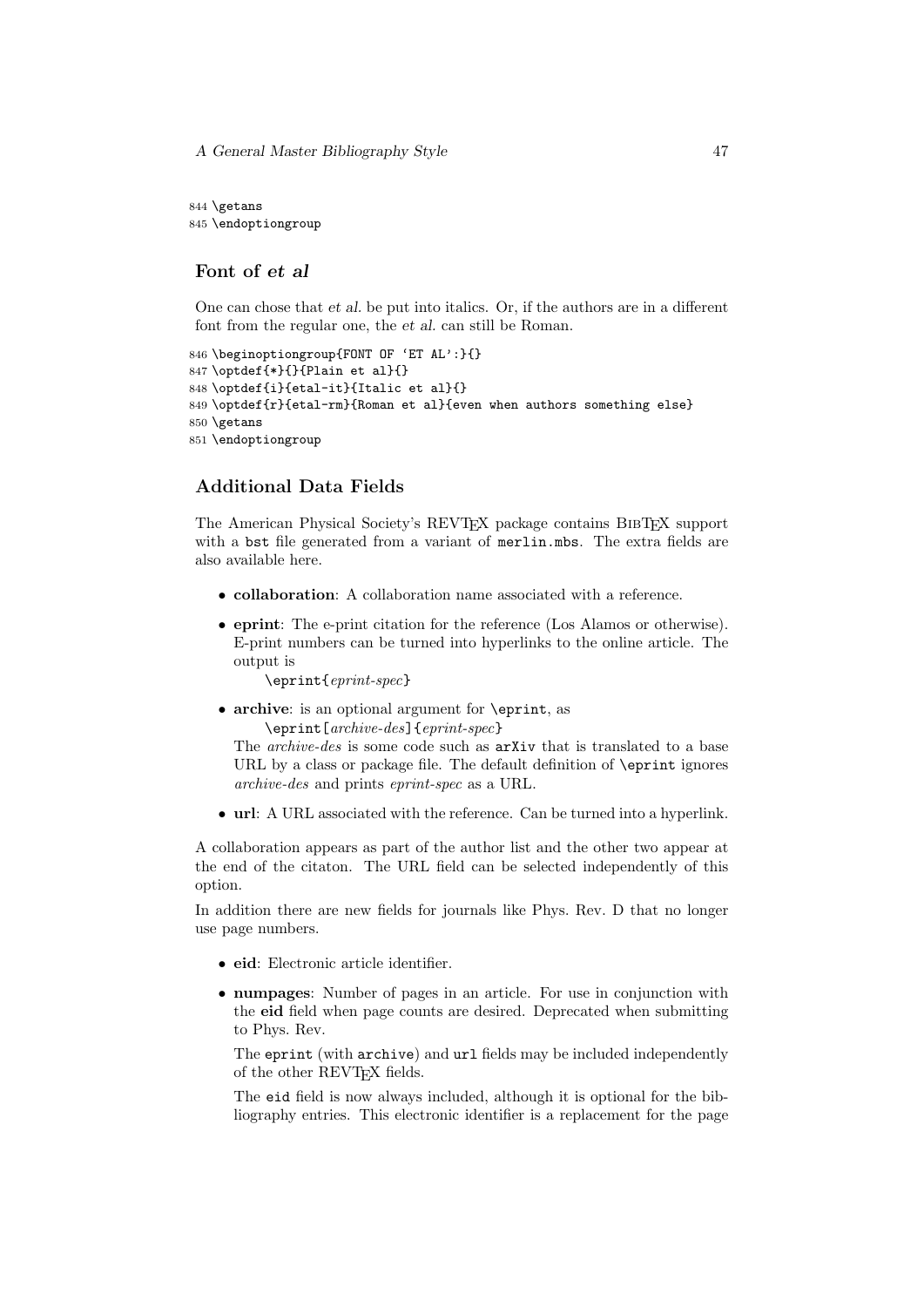```
844 \getans
845 \endoptiongroup
```

## Font of *et al*

One can chose that *et al.* be put into italics. Or, if the authors are in a different font from the regular one, the *et al.* can still be Roman.

```
846 \beginoptiongroup{FONT OF `ET AL':}{}
847 \optdef{*}{}{Plain et al}{}
848 \optdef{i}{etal-it}{Italic et al}{}
849 \optdef{r}{etal-rm}{Roman et al}{even when authors something else}
850 \getans
851 \endoptiongroup
```

## Additional Data Fields

The American Physical Society's REVTEX package contains BIBTEX support with a `bst` file generated from a variant of `merlin.mbs`. The extra fields are also available here.

- **collaboration**: A collaboration name associated with a reference.
- **eprint**: The e-print citation for the reference (Los Alamos or otherwise). E-print numbers can be turned into hyperlinks to the online article. The output is
  `\eprint{`*eprint-spec*`}`
- **archive**: is an optional argument for `\eprint`, as
  `\eprint[`*archive-des*`]{`*eprint-spec*`}`
  The *archive-des* is some code such as `arXiv` that is translated to a base URL by a class or package file. The default definition of `\eprint` ignores *archive-des* and prints *eprint-spec* as a URL.
- **url**: A URL associated with the reference. Can be turned into a hyperlink.

A collaboration appears as part of the author list and the other two appear at the end of the citaton. The URL field can be selected independently of this option.

In addition there are new fields for journals like Phys. Rev. D that no longer use page numbers.

- **eid**: Electronic article identifier.
- **numpages**: Number of pages in an article. For use in conjunction with the **eid** field when page counts are desired. Deprecated when submitting to Phys. Rev.

  The `eprint` (with `archive`) and `url` fields may be included independently of the other REVTEX fields.

  The `eid` field is now always included, although it is optional for the bibliography entries. This electronic identifier is a replacement for the page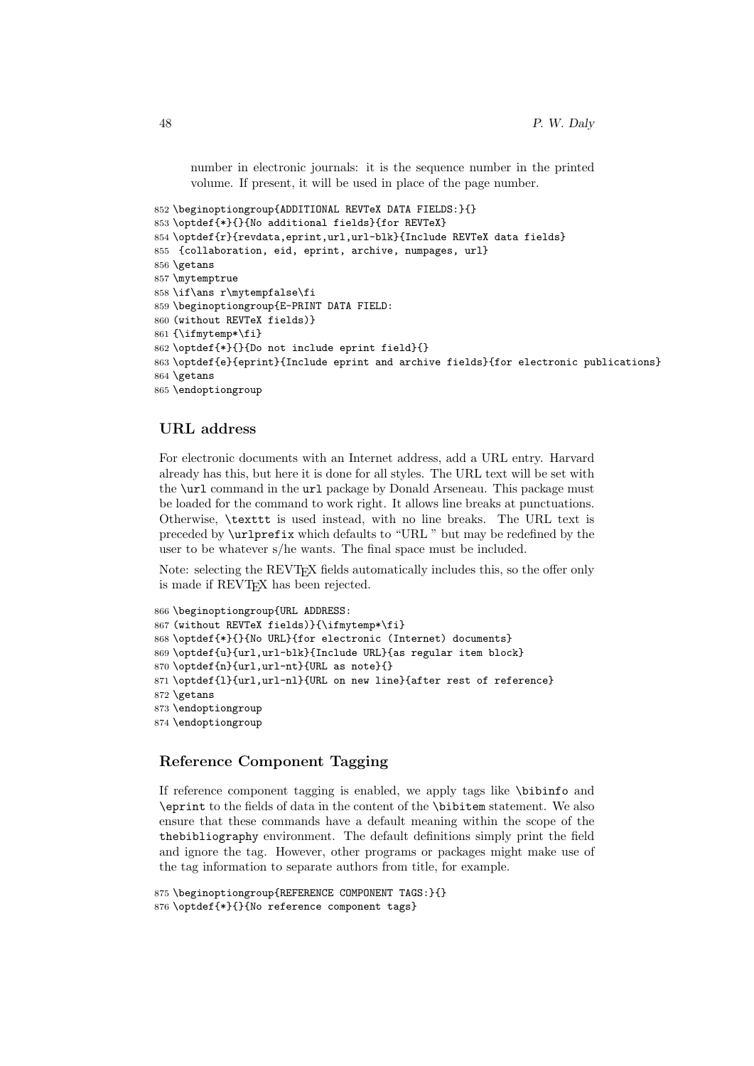number in electronic journals: it is the sequence number in the printed volume. If present, it will be used in place of the page number.

```
852 \beginoptiongroup{ADDITIONAL REVTeX DATA FIELDS:}{}
853 \optdef{*}{}{No additional fields}{for REVTeX}
854 \optdef{r}{revdata,eprint,url,url-blk}{Include REVTeX data fields}
855  {collaboration, eid, eprint, archive, numpages, url}
856 \getans
857 \mytemptrue
858 \if\ans r\mytempfalse\fi
859 \beginoptiongroup{E-PRINT DATA FIELD:
860 (without REVTeX fields)}
861 {\ifmytemp*\fi}
862 \optdef{*}{}{Do not include eprint field}{}
863 \optdef{e}{eprint}{Include eprint and archive fields}{for electronic publications}
864 \getans
865 \endoptiongroup
```

### URL address

For electronic documents with an Internet address, add a URL entry. Harvard already has this, but here it is done for all styles. The URL text will be set with the `\url` command in the `url` package by Donald Arseneau. This package must be loaded for the command to work right. It allows line breaks at punctuations. Otherwise, `\texttt` is used instead, with no line breaks. The URL text is preceded by `\urlprefix` which defaults to "URL " but may be redefined by the user to be whatever s/he wants. The final space must be included.

Note: selecting the REVTEX fields automatically includes this, so the offer only is made if REVTEX has been rejected.

```
866 \beginoptiongroup{URL ADDRESS:
867 (without REVTeX fields)}{\ifmytemp*\fi}
868 \optdef{*}{}{No URL}{for electronic (Internet) documents}
869 \optdef{u}{url,url-blk}{Include URL}{as regular item block}
870 \optdef{n}{url,url-nt}{URL as note}{}
871 \optdef{l}{url,url-nl}{URL on new line}{after rest of reference}
872 \getans
873 \endoptiongroup
874 \endoptiongroup
```

### Reference Component Tagging

If reference component tagging is enabled, we apply tags like `\bibinfo` and `\eprint` to the fields of data in the content of the `\bibitem` statement. We also ensure that these commands have a default meaning within the scope of the `thebibliography` environment. The default definitions simply print the field and ignore the tag. However, other programs or packages might make use of the tag information to separate authors from title, for example.

```
875 \beginoptiongroup{REFERENCE COMPONENT TAGS:}{}
876 \optdef{*}{}{No reference component tags}
```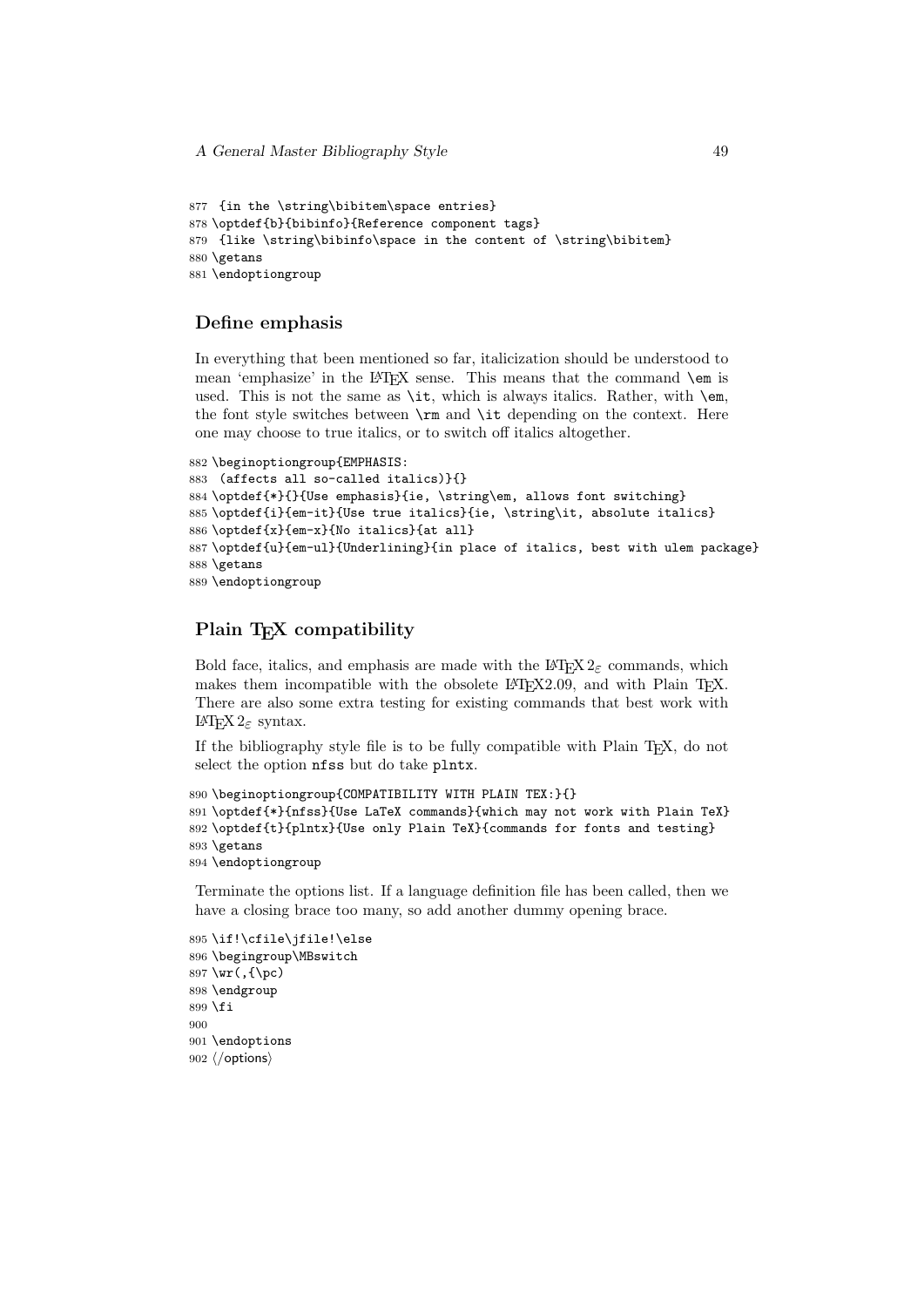```
877 {in the \string\bibitem\space entries}
878 \optdef{b}{bibinfo}{Reference component tags}
879 {like \string\bibinfo\space in the content of \string\bibitem}
880 \getans
881 \endoptiongroup
```

### Define emphasis

In everything that been mentioned so far, italicization should be understood to mean 'emphasize' in the LaTeX sense. This means that the command `\em` is used. This is not the same as `\it`, which is always italics. Rather, with `\em`, the font style switches between `\rm` and `\it` depending on the context. Here one may choose to true italics, or to switch off italics altogether.

```
882 \beginoptiongroup{EMPHASIS:
883 (affects all so-called italics)}{}
884 \optdef{*}{}{Use emphasis}{ie, \string\em, allows font switching}
885 \optdef{i}{em-it}{Use true italics}{ie, \string\it, absolute italics}
886 \optdef{x}{em-x}{No italics}{at all}
887 \optdef{u}{em-ul}{Underlining}{in place of italics, best with ulem package}
888 \getans
889 \endoptiongroup
```

### Plain TeX compatibility

Bold face, italics, and emphasis are made with the LaTeX $2_\varepsilon$ commands, which makes them incompatible with the obsolete LaTeX2.09, and with Plain TeX. There are also some extra testing for existing commands that best work with LaTeX $2_\varepsilon$ syntax.

If the bibliography style file is to be fully compatible with Plain TeX, do not select the option `nfss` but do take `plntx`.

```
890 \beginoptiongroup{COMPATIBILITY WITH PLAIN TEX:}{}
891 \optdef{*}{nfss}{Use LaTeX commands}{which may not work with Plain TeX}
892 \optdef{t}{plntx}{Use only Plain TeX}{commands for fonts and testing}
893 \getans
894 \endoptiongroup
```

Terminate the options list. If a language definition file has been called, then we have a closing brace too many, so add another dummy opening brace.

```
895 \if!\cfile\jfile!\else
896 \begingroup\MBswitch
897 \wr(,{\pc)
898 \endgroup
899 \fi
900
901 \endoptions
902 ⟨/options⟩
```